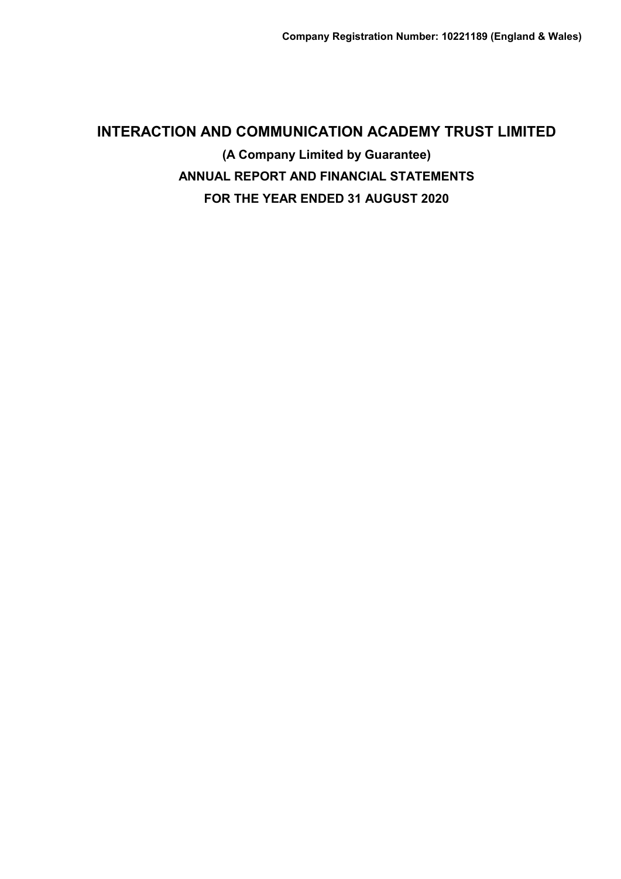**Company Registration Number: 10221189 (England & Wales)**

# INTERACTION AND COMMUNICATION ACADEMY TRUST LIMITED

**(A Company Limited by Guarantee)**

**ANNUAL REPORT AND FINANCIAL STATEMENTS**

**FOR THE YEAR ENDED 31 AUGUST 2020**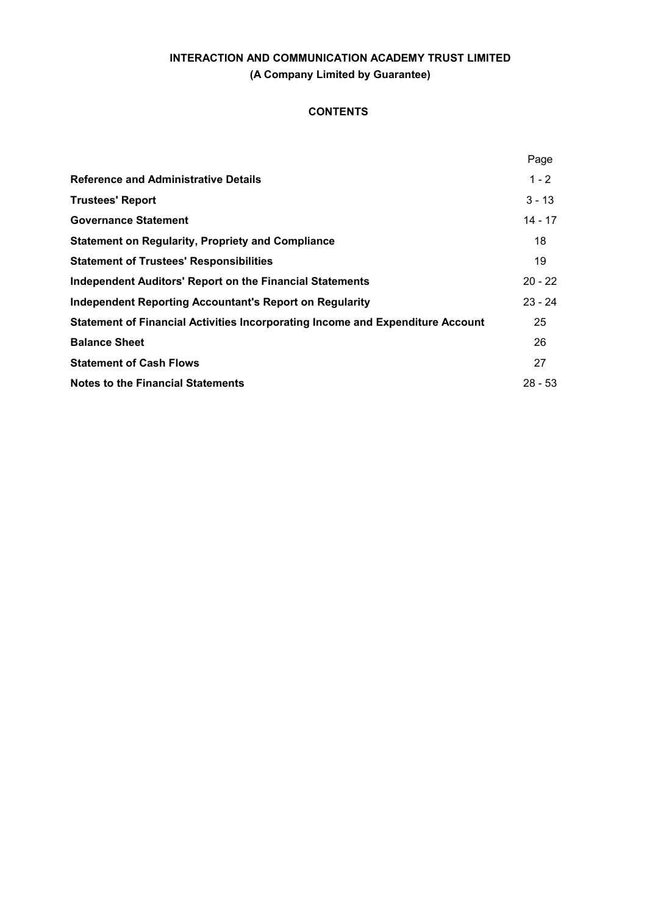**INTERACTION AND COMMUNICATION ACADEMY TRUST LIMITED**

**(A Company Limited by Guarantee)**

## CONTENTS

| | Page |
|---|---|
| **Reference and Administrative Details** | 1 - 2 |
| **Trustees' Report** | 3 - 13 |
| **Governance Statement** | 14 - 17 |
| **Statement on Regularity, Propriety and Compliance** | 18 |
| **Statement of Trustees' Responsibilities** | 19 |
| **Independent Auditors' Report on the Financial Statements** | 20 - 22 |
| **Independent Reporting Accountant's Report on Regularity** | 23 - 24 |
| **Statement of Financial Activities Incorporating Income and Expenditure Account** | 25 |
| **Balance Sheet** | 26 |
| **Statement of Cash Flows** | 27 |
| **Notes to the Financial Statements** | 28 - 53 |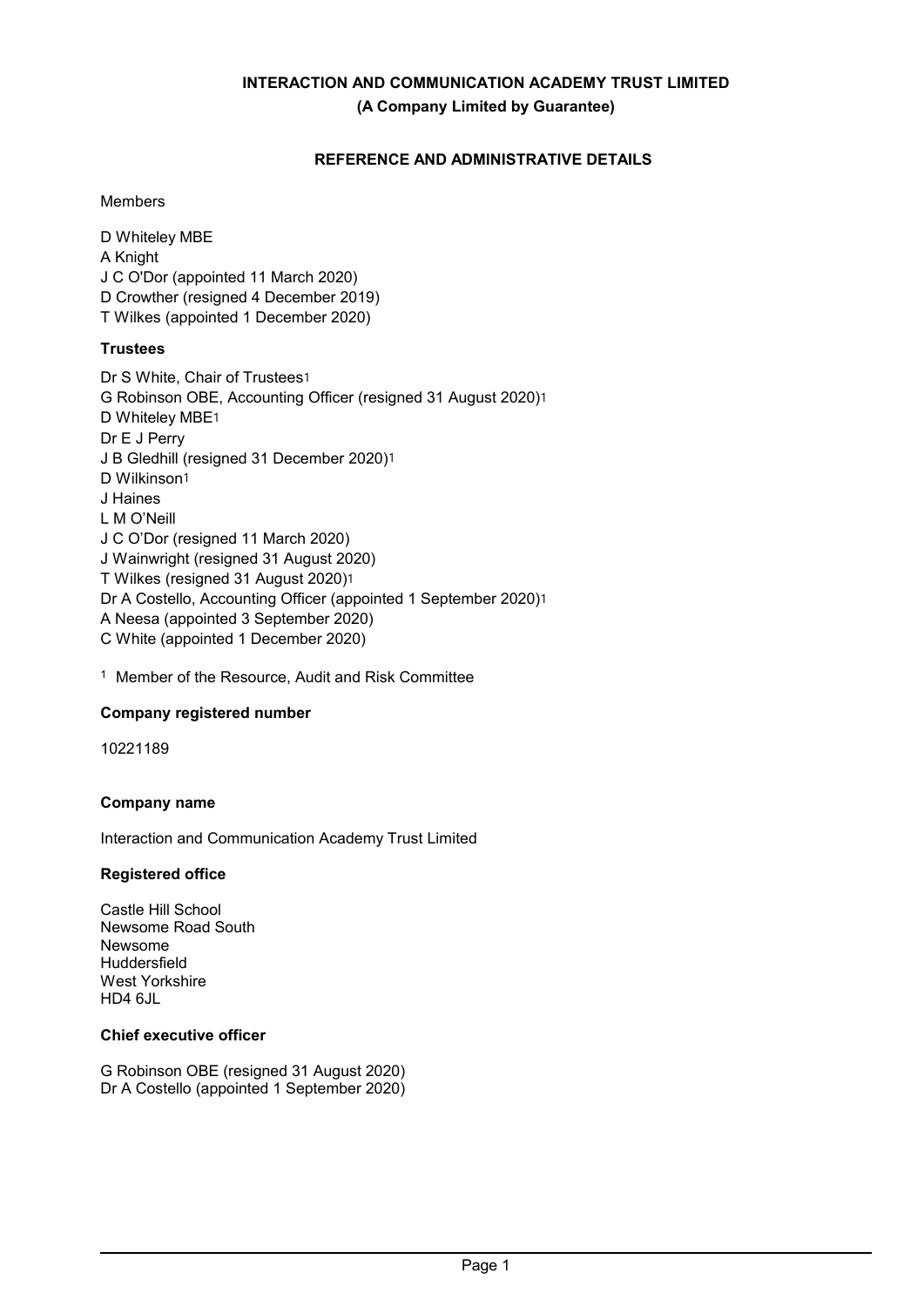**INTERACTION AND COMMUNICATION ACADEMY TRUST LIMITED**
**(A Company Limited by Guarantee)**

## REFERENCE AND ADMINISTRATIVE DETAILS

Members

D Whiteley MBE
A Knight
J C O'Dor (appointed 11 March 2020)
D Crowther (resigned 4 December 2019)
T Wilkes (appointed 1 December 2020)

### Trustees

Dr S White, Chair of Trustees[1]
G Robinson OBE, Accounting Officer (resigned 31 August 2020)[1]
D Whiteley MBE[1]
Dr E J Perry
J B Gledhill (resigned 31 December 2020)[1]
D Wilkinson[1]
J Haines
L M O'Neill
J C O'Dor (resigned 11 March 2020)
J Wainwright (resigned 31 August 2020)
T Wilkes (resigned 31 August 2020)[1]
Dr A Costello, Accounting Officer (appointed 1 September 2020)[1]
A Neesa (appointed 3 September 2020)
C White (appointed 1 December 2020)

[1] Member of the Resource, Audit and Risk Committee

### Company registered number

10221189

### Company name

Interaction and Communication Academy Trust Limited

### Registered office

Castle Hill School
Newsome Road South
Newsome
Huddersfield
West Yorkshire
HD4 6JL

### Chief executive officer

G Robinson OBE (resigned 31 August 2020)
Dr A Costello (appointed 1 September 2020)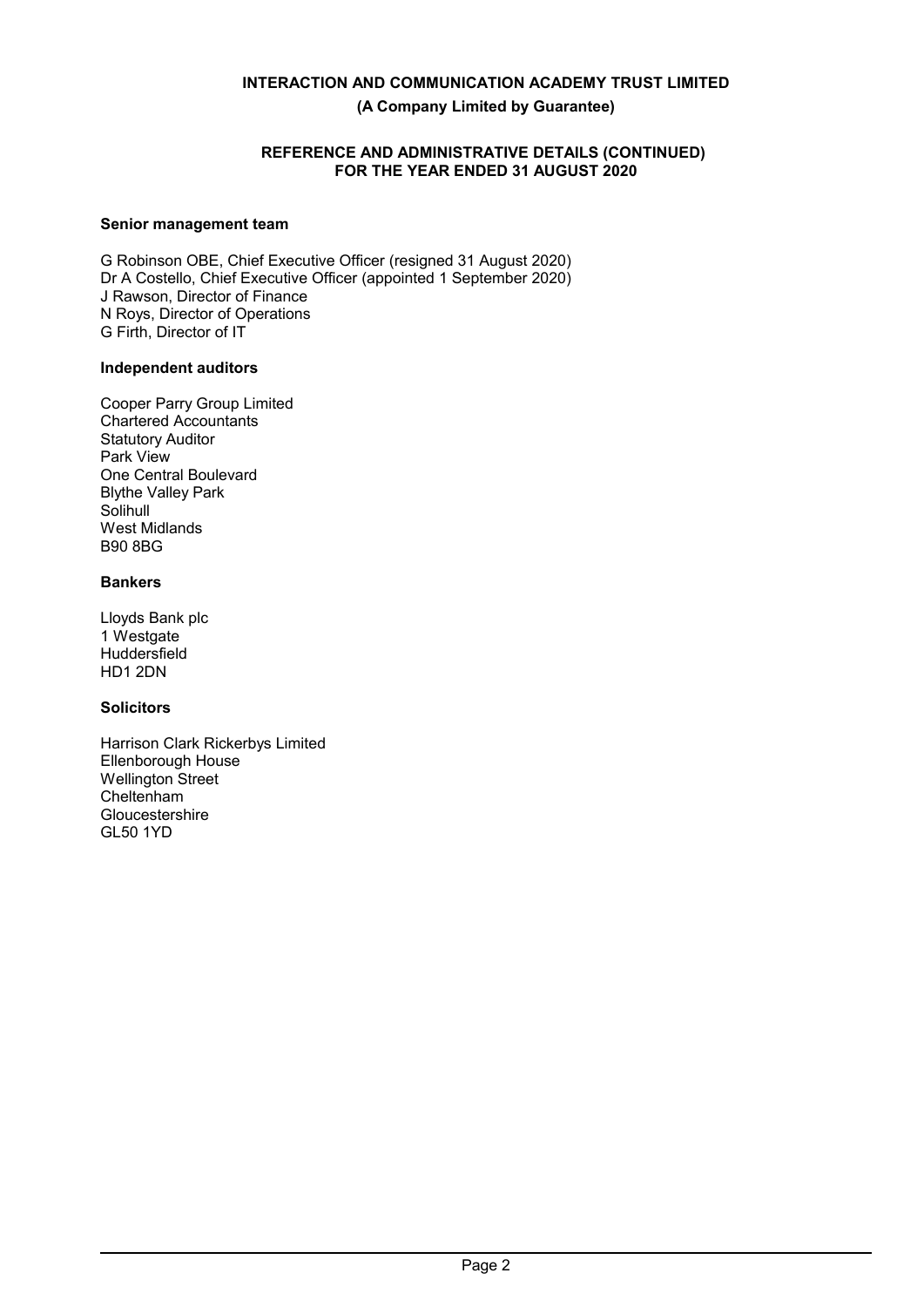**INTERACTION AND COMMUNICATION ACADEMY TRUST LIMITED**

**(A Company Limited by Guarantee)**

**REFERENCE AND ADMINISTRATIVE DETAILS (CONTINUED)**
**FOR THE YEAR ENDED 31 AUGUST 2020**

### Senior management team

G Robinson OBE, Chief Executive Officer (resigned 31 August 2020)
Dr A Costello, Chief Executive Officer (appointed 1 September 2020)
J Rawson, Director of Finance
N Roys, Director of Operations
G Firth, Director of IT

### Independent auditors

Cooper Parry Group Limited
Chartered Accountants
Statutory Auditor
Park View
One Central Boulevard
Blythe Valley Park
Solihull
West Midlands
B90 8BG

### Bankers

Lloyds Bank plc
1 Westgate
Huddersfield
HD1 2DN

### Solicitors

Harrison Clark Rickerbys Limited
Ellenborough House
Wellington Street
Cheltenham
Gloucestershire
GL50 1YD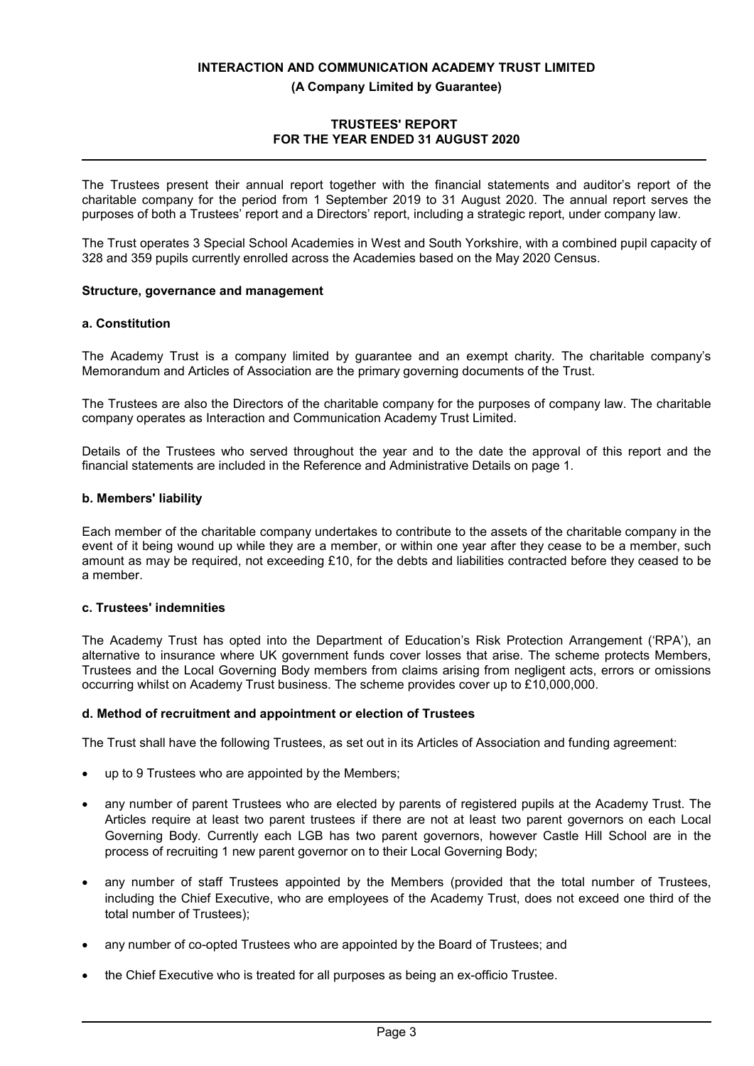The Trustees present their annual report together with the financial statements and auditor's report of the charitable company for the period from 1 September 2019 to 31 August 2020. The annual report serves the purposes of both a Trustees' report and a Directors' report, including a strategic report, under company law.

The Trust operates 3 Special School Academies in West and South Yorkshire, with a combined pupil capacity of 328 and 359 pupils currently enrolled across the Academies based on the May 2020 Census.

## Structure, governance and management

### a. Constitution

The Academy Trust is a company limited by guarantee and an exempt charity. The charitable company's Memorandum and Articles of Association are the primary governing documents of the Trust.

The Trustees are also the Directors of the charitable company for the purposes of company law. The charitable company operates as Interaction and Communication Academy Trust Limited.

Details of the Trustees who served throughout the year and to the date the approval of this report and the financial statements are included in the Reference and Administrative Details on page 1.

### b. Members' liability

Each member of the charitable company undertakes to contribute to the assets of the charitable company in the event of it being wound up while they are a member, or within one year after they cease to be a member, such amount as may be required, not exceeding £10, for the debts and liabilities contracted before they ceased to be a member.

### c. Trustees' indemnities

The Academy Trust has opted into the Department of Education's Risk Protection Arrangement ('RPA'), an alternative to insurance where UK government funds cover losses that arise. The scheme protects Members, Trustees and the Local Governing Body members from claims arising from negligent acts, errors or omissions occurring whilst on Academy Trust business. The scheme provides cover up to £10,000,000.

### d. Method of recruitment and appointment or election of Trustees

The Trust shall have the following Trustees, as set out in its Articles of Association and funding agreement:

- up to 9 Trustees who are appointed by the Members;
- any number of parent Trustees who are elected by parents of registered pupils at the Academy Trust. The Articles require at least two parent trustees if there are not at least two parent governors on each Local Governing Body. Currently each LGB has two parent governors, however Castle Hill School are in the process of recruiting 1 new parent governor on to their Local Governing Body;
- any number of staff Trustees appointed by the Members (provided that the total number of Trustees, including the Chief Executive, who are employees of the Academy Trust, does not exceed one third of the total number of Trustees);
- any number of co-opted Trustees who are appointed by the Board of Trustees; and
- the Chief Executive who is treated for all purposes as being an ex-officio Trustee.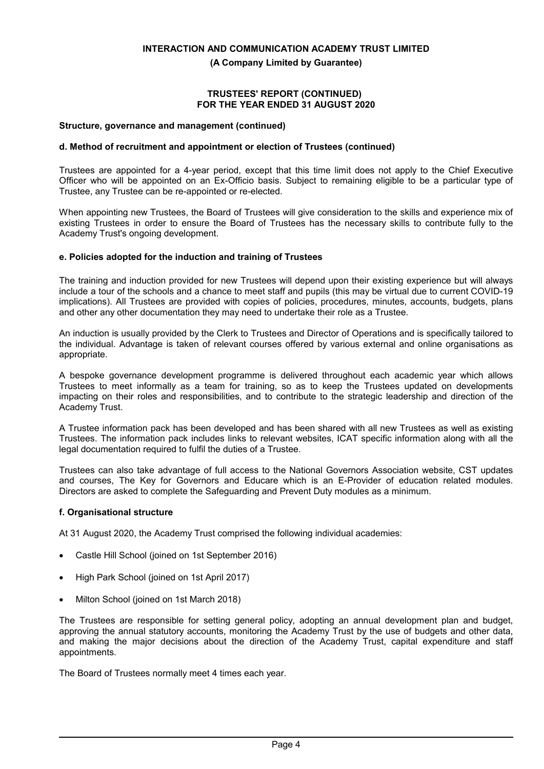**Structure, governance and management (continued)**

**d. Method of recruitment and appointment or election of Trustees (continued)**

Trustees are appointed for a 4-year period, except that this time limit does not apply to the Chief Executive Officer who will be appointed on an Ex-Officio basis. Subject to remaining eligible to be a particular type of Trustee, any Trustee can be re-appointed or re-elected.

When appointing new Trustees, the Board of Trustees will give consideration to the skills and experience mix of existing Trustees in order to ensure the Board of Trustees has the necessary skills to contribute fully to the Academy Trust's ongoing development.

**e. Policies adopted for the induction and training of Trustees**

The training and induction provided for new Trustees will depend upon their existing experience but will always include a tour of the schools and a chance to meet staff and pupils (this may be virtual due to current COVID-19 implications). All Trustees are provided with copies of policies, procedures, minutes, accounts, budgets, plans and other any other documentation they may need to undertake their role as a Trustee.

An induction is usually provided by the Clerk to Trustees and Director of Operations and is specifically tailored to the individual. Advantage is taken of relevant courses offered by various external and online organisations as appropriate.

A bespoke governance development programme is delivered throughout each academic year which allows Trustees to meet informally as a team for training, so as to keep the Trustees updated on developments impacting on their roles and responsibilities, and to contribute to the strategic leadership and direction of the Academy Trust.

A Trustee information pack has been developed and has been shared with all new Trustees as well as existing Trustees. The information pack includes links to relevant websites, ICAT specific information along with all the legal documentation required to fulfil the duties of a Trustee.

Trustees can also take advantage of full access to the National Governors Association website, CST updates and courses, The Key for Governors and Educare which is an E-Provider of education related modules. Directors are asked to complete the Safeguarding and Prevent Duty modules as a minimum.

**f. Organisational structure**

At 31 August 2020, the Academy Trust comprised the following individual academies:

- Castle Hill School (joined on 1st September 2016)
- High Park School (joined on 1st April 2017)
- Milton School (joined on 1st March 2018)

The Trustees are responsible for setting general policy, adopting an annual development plan and budget, approving the annual statutory accounts, monitoring the Academy Trust by the use of budgets and other data, and making the major decisions about the direction of the Academy Trust, capital expenditure and staff appointments.

The Board of Trustees normally meet 4 times each year.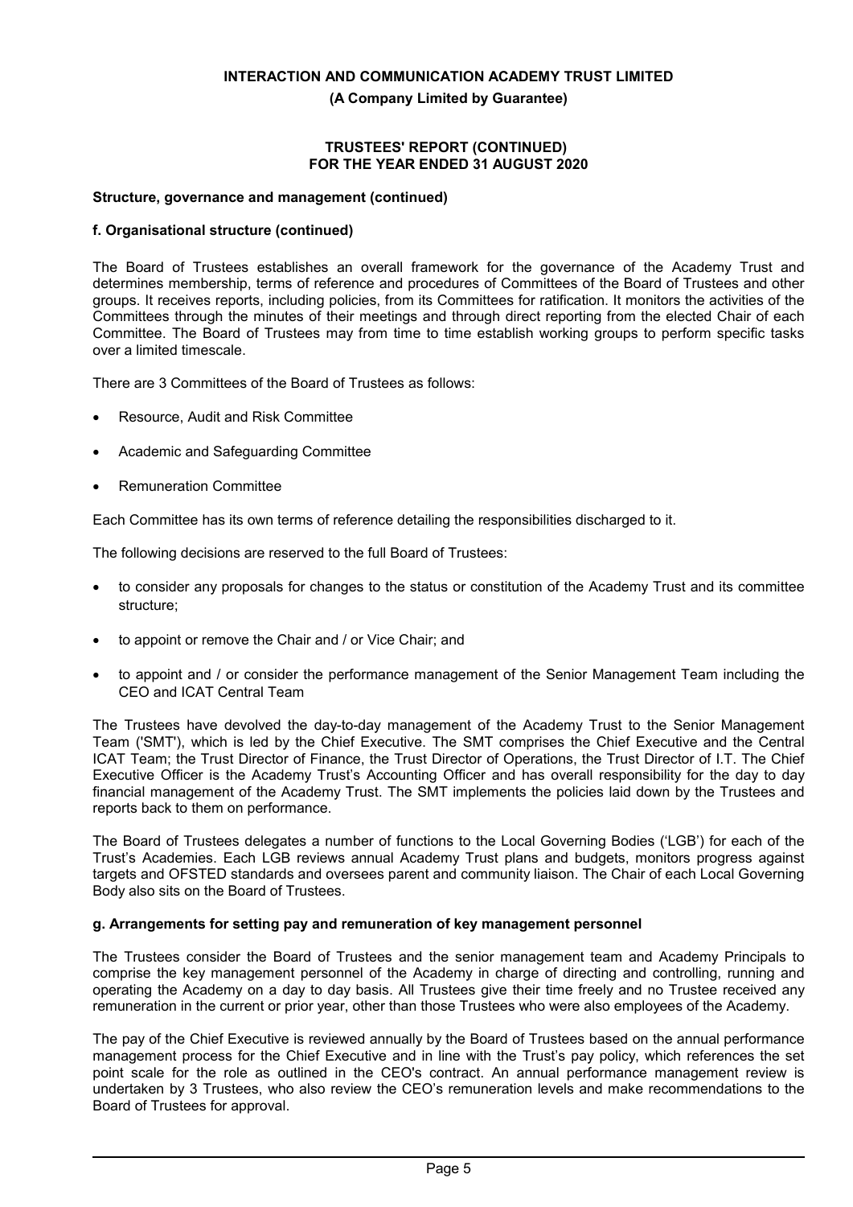### Structure, governance and management (continued)

#### f. Organisational structure (continued)

The Board of Trustees establishes an overall framework for the governance of the Academy Trust and determines membership, terms of reference and procedures of Committees of the Board of Trustees and other groups. It receives reports, including policies, from its Committees for ratification. It monitors the activities of the Committees through the minutes of their meetings and through direct reporting from the elected Chair of each Committee. The Board of Trustees may from time to time establish working groups to perform specific tasks over a limited timescale.

There are 3 Committees of the Board of Trustees as follows:

- Resource, Audit and Risk Committee
- Academic and Safeguarding Committee
- Remuneration Committee

Each Committee has its own terms of reference detailing the responsibilities discharged to it.

The following decisions are reserved to the full Board of Trustees:

- to consider any proposals for changes to the status or constitution of the Academy Trust and its committee structure;
- to appoint or remove the Chair and / or Vice Chair; and
- to appoint and / or consider the performance management of the Senior Management Team including the CEO and ICAT Central Team

The Trustees have devolved the day-to-day management of the Academy Trust to the Senior Management Team ('SMT'), which is led by the Chief Executive. The SMT comprises the Chief Executive and the Central ICAT Team; the Trust Director of Finance, the Trust Director of Operations, the Trust Director of I.T. The Chief Executive Officer is the Academy Trust's Accounting Officer and has overall responsibility for the day to day financial management of the Academy Trust. The SMT implements the policies laid down by the Trustees and reports back to them on performance.

The Board of Trustees delegates a number of functions to the Local Governing Bodies ('LGB') for each of the Trust's Academies. Each LGB reviews annual Academy Trust plans and budgets, monitors progress against targets and OFSTED standards and oversees parent and community liaison. The Chair of each Local Governing Body also sits on the Board of Trustees.

#### g. Arrangements for setting pay and remuneration of key management personnel

The Trustees consider the Board of Trustees and the senior management team and Academy Principals to comprise the key management personnel of the Academy in charge of directing and controlling, running and operating the Academy on a day to day basis. All Trustees give their time freely and no Trustee received any remuneration in the current or prior year, other than those Trustees who were also employees of the Academy.

The pay of the Chief Executive is reviewed annually by the Board of Trustees based on the annual performance management process for the Chief Executive and in line with the Trust's pay policy, which references the set point scale for the role as outlined in the CEO's contract. An annual performance management review is undertaken by 3 Trustees, who also review the CEO's remuneration levels and make recommendations to the Board of Trustees for approval.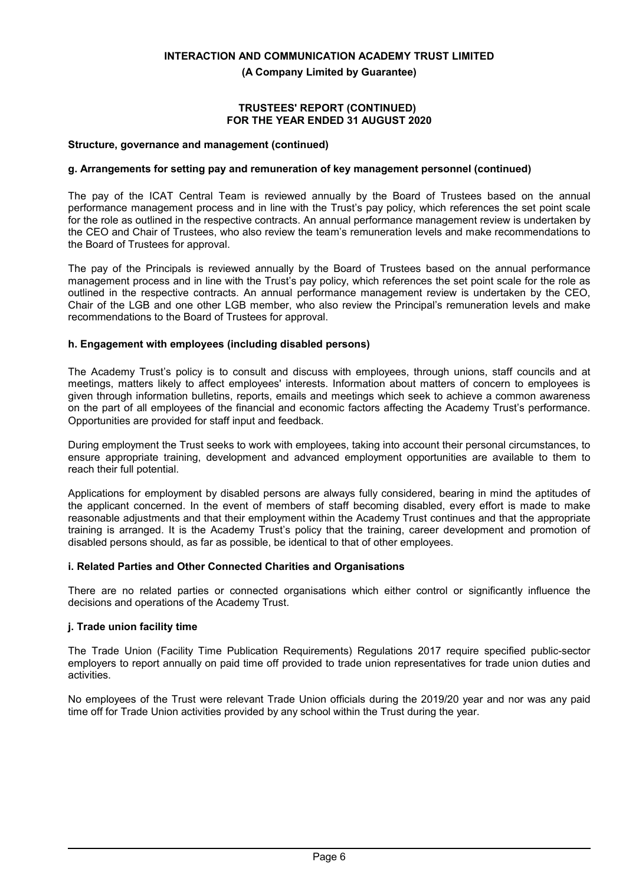### Structure, governance and management (continued)

#### g. Arrangements for setting pay and remuneration of key management personnel (continued)

The pay of the ICAT Central Team is reviewed annually by the Board of Trustees based on the annual performance management process and in line with the Trust's pay policy, which references the set point scale for the role as outlined in the respective contracts. An annual performance management review is undertaken by the CEO and Chair of Trustees, who also review the team's remuneration levels and make recommendations to the Board of Trustees for approval.

The pay of the Principals is reviewed annually by the Board of Trustees based on the annual performance management process and in line with the Trust's pay policy, which references the set point scale for the role as outlined in the respective contracts. An annual performance management review is undertaken by the CEO, Chair of the LGB and one other LGB member, who also review the Principal's remuneration levels and make recommendations to the Board of Trustees for approval.

#### h. Engagement with employees (including disabled persons)

The Academy Trust's policy is to consult and discuss with employees, through unions, staff councils and at meetings, matters likely to affect employees' interests. Information about matters of concern to employees is given through information bulletins, reports, emails and meetings which seek to achieve a common awareness on the part of all employees of the financial and economic factors affecting the Academy Trust's performance. Opportunities are provided for staff input and feedback.

During employment the Trust seeks to work with employees, taking into account their personal circumstances, to ensure appropriate training, development and advanced employment opportunities are available to them to reach their full potential.

Applications for employment by disabled persons are always fully considered, bearing in mind the aptitudes of the applicant concerned. In the event of members of staff becoming disabled, every effort is made to make reasonable adjustments and that their employment within the Academy Trust continues and that the appropriate training is arranged. It is the Academy Trust's policy that the training, career development and promotion of disabled persons should, as far as possible, be identical to that of other employees.

#### i. Related Parties and Other Connected Charities and Organisations

There are no related parties or connected organisations which either control or significantly influence the decisions and operations of the Academy Trust.

#### j. Trade union facility time

The Trade Union (Facility Time Publication Requirements) Regulations 2017 require specified public-sector employers to report annually on paid time off provided to trade union representatives for trade union duties and activities.

No employees of the Trust were relevant Trade Union officials during the 2019/20 year and nor was any paid time off for Trade Union activities provided by any school within the Trust during the year.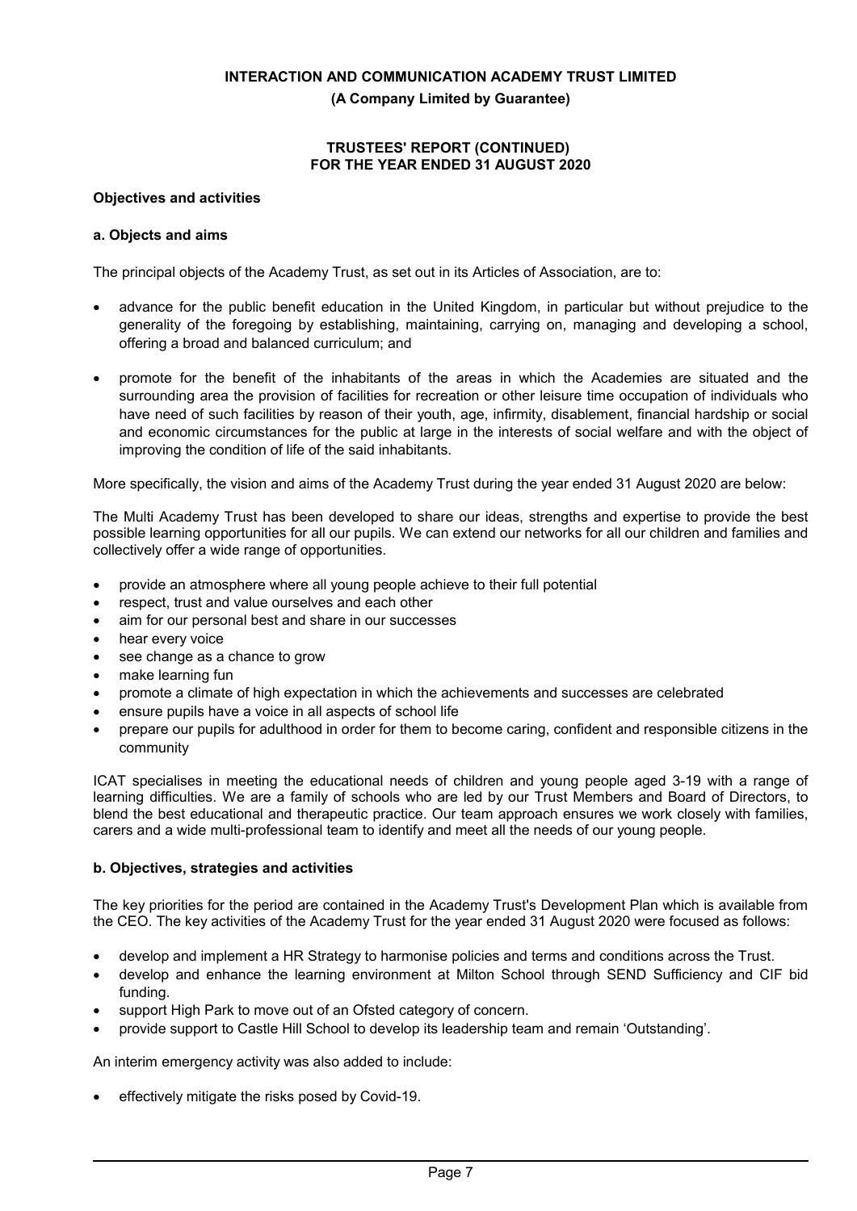## Objectives and activities

### a. Objects and aims

The principal objects of the Academy Trust, as set out in its Articles of Association, are to:

- advance for the public benefit education in the United Kingdom, in particular but without prejudice to the generality of the foregoing by establishing, maintaining, carrying on, managing and developing a school, offering a broad and balanced curriculum; and
- promote for the benefit of the inhabitants of the areas in which the Academies are situated and the surrounding area the provision of facilities for recreation or other leisure time occupation of individuals who have need of such facilities by reason of their youth, age, infirmity, disablement, financial hardship or social and economic circumstances for the public at large in the interests of social welfare and with the object of improving the condition of life of the said inhabitants.

More specifically, the vision and aims of the Academy Trust during the year ended 31 August 2020 are below:

The Multi Academy Trust has been developed to share our ideas, strengths and expertise to provide the best possible learning opportunities for all our pupils. We can extend our networks for all our children and families and collectively offer a wide range of opportunities.

- provide an atmosphere where all young people achieve to their full potential
- respect, trust and value ourselves and each other
- aim for our personal best and share in our successes
- hear every voice
- see change as a chance to grow
- make learning fun
- promote a climate of high expectation in which the achievements and successes are celebrated
- ensure pupils have a voice in all aspects of school life
- prepare our pupils for adulthood in order for them to become caring, confident and responsible citizens in the community

ICAT specialises in meeting the educational needs of children and young people aged 3-19 with a range of learning difficulties. We are a family of schools who are led by our Trust Members and Board of Directors, to blend the best educational and therapeutic practice. Our team approach ensures we work closely with families, carers and a wide multi-professional team to identify and meet all the needs of our young people.

### b. Objectives, strategies and activities

The key priorities for the period are contained in the Academy Trust's Development Plan which is available from the CEO. The key activities of the Academy Trust for the year ended 31 August 2020 were focused as follows:

- develop and implement a HR Strategy to harmonise policies and terms and conditions across the Trust.
- develop and enhance the learning environment at Milton School through SEND Sufficiency and CIF bid funding.
- support High Park to move out of an Ofsted category of concern.
- provide support to Castle Hill School to develop its leadership team and remain 'Outstanding'.

An interim emergency activity was also added to include:

- effectively mitigate the risks posed by Covid-19.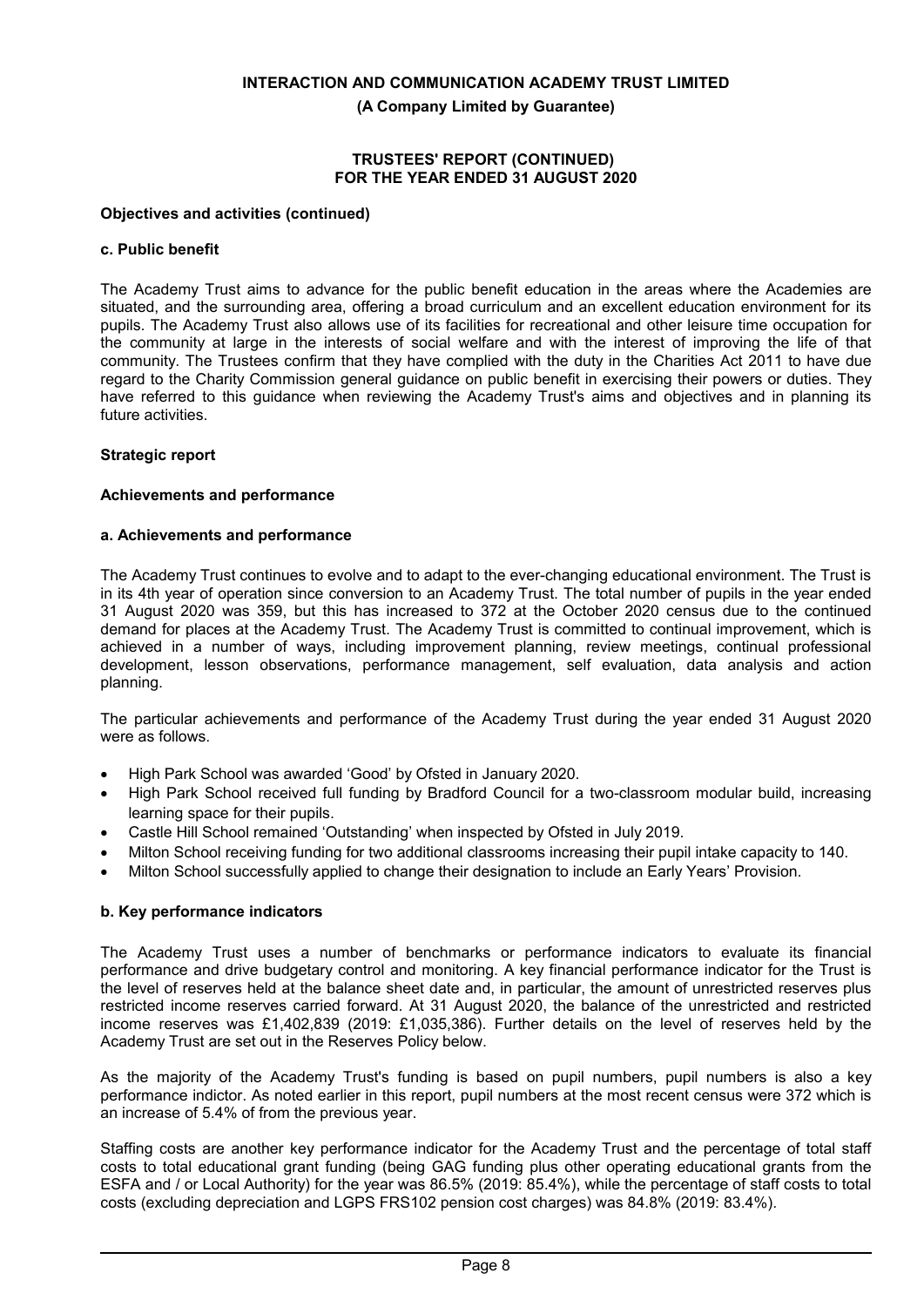**INTERACTION AND COMMUNICATION ACADEMY TRUST LIMITED**

**(A Company Limited by Guarantee)**

**TRUSTEES' REPORT (CONTINUED)**
**FOR THE YEAR ENDED 31 AUGUST 2020**

### Objectives and activities (continued)

#### c. Public benefit

The Academy Trust aims to advance for the public benefit education in the areas where the Academies are situated, and the surrounding area, offering a broad curriculum and an excellent education environment for its pupils. The Academy Trust also allows use of its facilities for recreational and other leisure time occupation for the community at large in the interests of social welfare and with the interest of improving the life of that community. The Trustees confirm that they have complied with the duty in the Charities Act 2011 to have due regard to the Charity Commission general guidance on public benefit in exercising their powers or duties. They have referred to this guidance when reviewing the Academy Trust's aims and objectives and in planning its future activities.

## Strategic report

### Achievements and performance

#### a. Achievements and performance

The Academy Trust continues to evolve and to adapt to the ever-changing educational environment. The Trust is in its 4th year of operation since conversion to an Academy Trust. The total number of pupils in the year ended 31 August 2020 was 359, but this has increased to 372 at the October 2020 census due to the continued demand for places at the Academy Trust. The Academy Trust is committed to continual improvement, which is achieved in a number of ways, including improvement planning, review meetings, continual professional development, lesson observations, performance management, self evaluation, data analysis and action planning.

The particular achievements and performance of the Academy Trust during the year ended 31 August 2020 were as follows.

- High Park School was awarded 'Good' by Ofsted in January 2020.
- High Park School received full funding by Bradford Council for a two-classroom modular build, increasing learning space for their pupils.
- Castle Hill School remained 'Outstanding' when inspected by Ofsted in July 2019.
- Milton School receiving funding for two additional classrooms increasing their pupil intake capacity to 140.
- Milton School successfully applied to change their designation to include an Early Years' Provision.

#### b. Key performance indicators

The Academy Trust uses a number of benchmarks or performance indicators to evaluate its financial performance and drive budgetary control and monitoring. A key financial performance indicator for the Trust is the level of reserves held at the balance sheet date and, in particular, the amount of unrestricted reserves plus restricted income reserves carried forward. At 31 August 2020, the balance of the unrestricted and restricted income reserves was £1,402,839 (2019: £1,035,386). Further details on the level of reserves held by the Academy Trust are set out in the Reserves Policy below.

As the majority of the Academy Trust's funding is based on pupil numbers, pupil numbers is also a key performance indictor. As noted earlier in this report, pupil numbers at the most recent census were 372 which is an increase of 5.4% of from the previous year.

Staffing costs are another key performance indicator for the Academy Trust and the percentage of total staff costs to total educational grant funding (being GAG funding plus other operating educational grants from the ESFA and / or Local Authority) for the year was 86.5% (2019: 85.4%), while the percentage of staff costs to total costs (excluding depreciation and LGPS FRS102 pension cost charges) was 84.8% (2019: 83.4%).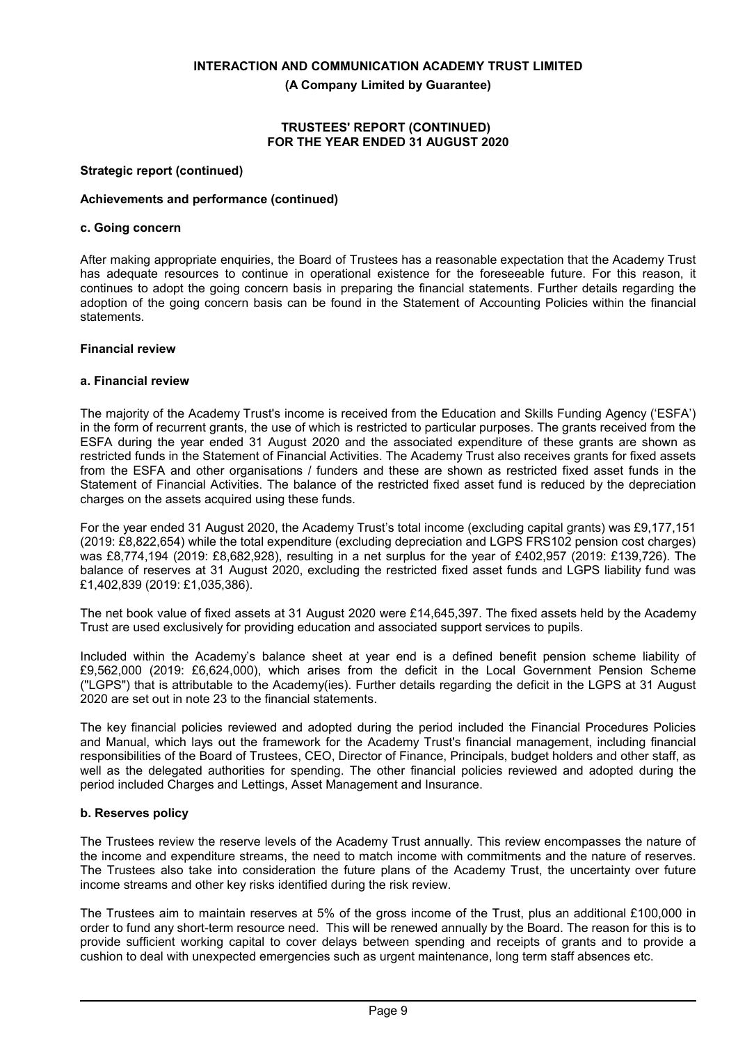**Strategic report (continued)**

**Achievements and performance (continued)**

**c. Going concern**

After making appropriate enquiries, the Board of Trustees has a reasonable expectation that the Academy Trust has adequate resources to continue in operational existence for the foreseeable future. For this reason, it continues to adopt the going concern basis in preparing the financial statements. Further details regarding the adoption of the going concern basis can be found in the Statement of Accounting Policies within the financial statements.

**Financial review**

**a. Financial review**

The majority of the Academy Trust's income is received from the Education and Skills Funding Agency ('ESFA') in the form of recurrent grants, the use of which is restricted to particular purposes. The grants received from the ESFA during the year ended 31 August 2020 and the associated expenditure of these grants are shown as restricted funds in the Statement of Financial Activities. The Academy Trust also receives grants for fixed assets from the ESFA and other organisations / funders and these are shown as restricted fixed asset funds in the Statement of Financial Activities. The balance of the restricted fixed asset fund is reduced by the depreciation charges on the assets acquired using these funds.

For the year ended 31 August 2020, the Academy Trust's total income (excluding capital grants) was £9,177,151 (2019: £8,822,654) while the total expenditure (excluding depreciation and LGPS FRS102 pension cost charges) was £8,774,194 (2019: £8,682,928), resulting in a net surplus for the year of £402,957 (2019: £139,726). The balance of reserves at 31 August 2020, excluding the restricted fixed asset funds and LGPS liability fund was £1,402,839 (2019: £1,035,386).

The net book value of fixed assets at 31 August 2020 were £14,645,397. The fixed assets held by the Academy Trust are used exclusively for providing education and associated support services to pupils.

Included within the Academy's balance sheet at year end is a defined benefit pension scheme liability of £9,562,000 (2019: £6,624,000), which arises from the deficit in the Local Government Pension Scheme ("LGPS") that is attributable to the Academy(ies). Further details regarding the deficit in the LGPS at 31 August 2020 are set out in note 23 to the financial statements.

The key financial policies reviewed and adopted during the period included the Financial Procedures Policies and Manual, which lays out the framework for the Academy Trust's financial management, including financial responsibilities of the Board of Trustees, CEO, Director of Finance, Principals, budget holders and other staff, as well as the delegated authorities for spending. The other financial policies reviewed and adopted during the period included Charges and Lettings, Asset Management and Insurance.

**b. Reserves policy**

The Trustees review the reserve levels of the Academy Trust annually. This review encompasses the nature of the income and expenditure streams, the need to match income with commitments and the nature of reserves. The Trustees also take into consideration the future plans of the Academy Trust, the uncertainty over future income streams and other key risks identified during the risk review.

The Trustees aim to maintain reserves at 5% of the gross income of the Trust, plus an additional £100,000 in order to fund any short-term resource need. This will be renewed annually by the Board. The reason for this is to provide sufficient working capital to cover delays between spending and receipts of grants and to provide a cushion to deal with unexpected emergencies such as urgent maintenance, long term staff absences etc.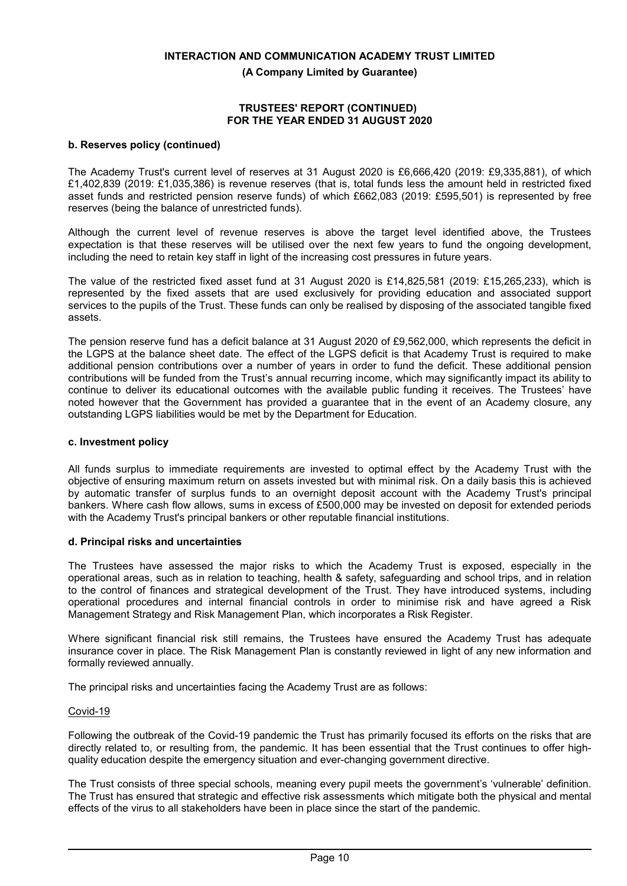**b. Reserves policy (continued)**

The Academy Trust's current level of reserves at 31 August 2020 is £6,666,420 (2019: £9,335,881), of which £1,402,839 (2019: £1,035,386) is revenue reserves (that is, total funds less the amount held in restricted fixed asset funds and restricted pension reserve funds) of which £662,083 (2019: £595,501) is represented by free reserves (being the balance of unrestricted funds).

Although the current level of revenue reserves is above the target level identified above, the Trustees expectation is that these reserves will be utilised over the next few years to fund the ongoing development, including the need to retain key staff in light of the increasing cost pressures in future years.

The value of the restricted fixed asset fund at 31 August 2020 is £14,825,581 (2019: £15,265,233), which is represented by the fixed assets that are used exclusively for providing education and associated support services to the pupils of the Trust. These funds can only be realised by disposing of the associated tangible fixed assets.

The pension reserve fund has a deficit balance at 31 August 2020 of £9,562,000, which represents the deficit in the LGPS at the balance sheet date. The effect of the LGPS deficit is that Academy Trust is required to make additional pension contributions over a number of years in order to fund the deficit. These additional pension contributions will be funded from the Trust's annual recurring income, which may significantly impact its ability to continue to deliver its educational outcomes with the available public funding it receives. The Trustees' have noted however that the Government has provided a guarantee that in the event of an Academy closure, any outstanding LGPS liabilities would be met by the Department for Education.

**c. Investment policy**

All funds surplus to immediate requirements are invested to optimal effect by the Academy Trust with the objective of ensuring maximum return on assets invested but with minimal risk. On a daily basis this is achieved by automatic transfer of surplus funds to an overnight deposit account with the Academy Trust's principal bankers. Where cash flow allows, sums in excess of £500,000 may be invested on deposit for extended periods with the Academy Trust's principal bankers or other reputable financial institutions.

**d. Principal risks and uncertainties**

The Trustees have assessed the major risks to which the Academy Trust is exposed, especially in the operational areas, such as in relation to teaching, health & safety, safeguarding and school trips, and in relation to the control of finances and strategical development of the Trust. They have introduced systems, including operational procedures and internal financial controls in order to minimise risk and have agreed a Risk Management Strategy and Risk Management Plan, which incorporates a Risk Register.

Where significant financial risk still remains, the Trustees have ensured the Academy Trust has adequate insurance cover in place. The Risk Management Plan is constantly reviewed in light of any new information and formally reviewed annually.

The principal risks and uncertainties facing the Academy Trust are as follows:

Covid-19

Following the outbreak of the Covid-19 pandemic the Trust has primarily focused its efforts on the risks that are directly related to, or resulting from, the pandemic. It has been essential that the Trust continues to offer high-quality education despite the emergency situation and ever-changing government directive.

The Trust consists of three special schools, meaning every pupil meets the government's 'vulnerable' definition. The Trust has ensured that strategic and effective risk assessments which mitigate both the physical and mental effects of the virus to all stakeholders have been in place since the start of the pandemic.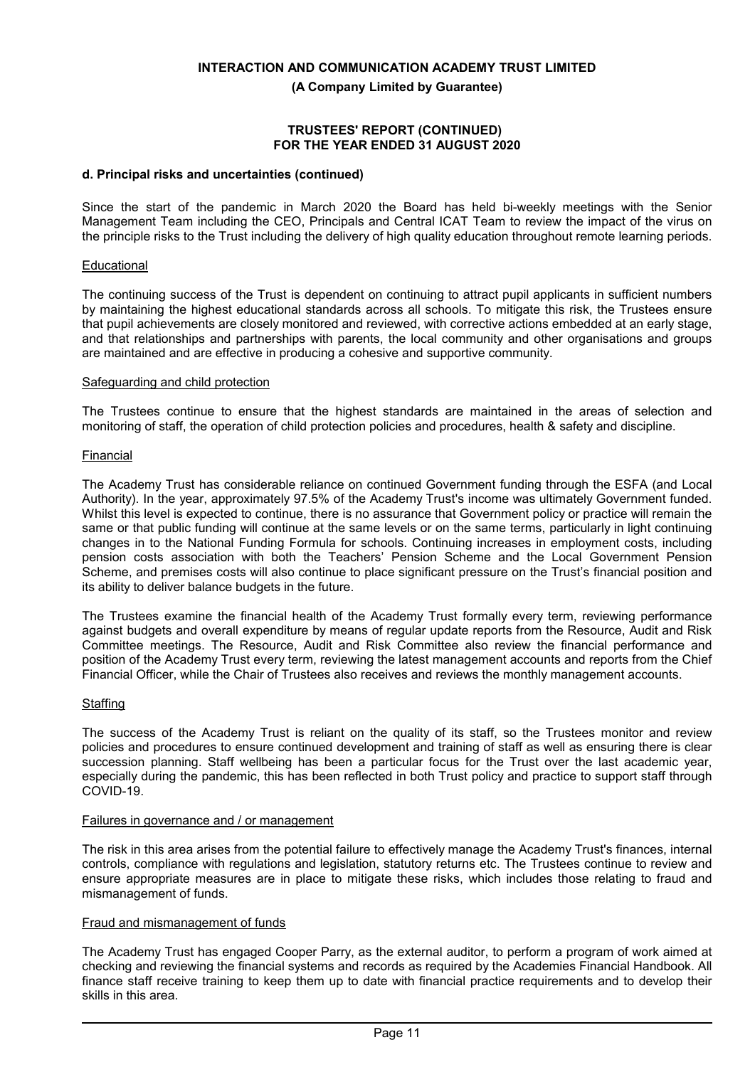### d. Principal risks and uncertainties (continued)

Since the start of the pandemic in March 2020 the Board has held bi-weekly meetings with the Senior Management Team including the CEO, Principals and Central ICAT Team to review the impact of the virus on the principle risks to the Trust including the delivery of high quality education throughout remote learning periods.

Educational

The continuing success of the Trust is dependent on continuing to attract pupil applicants in sufficient numbers by maintaining the highest educational standards across all schools. To mitigate this risk, the Trustees ensure that pupil achievements are closely monitored and reviewed, with corrective actions embedded at an early stage, and that relationships and partnerships with parents, the local community and other organisations and groups are maintained and are effective in producing a cohesive and supportive community.

Safeguarding and child protection

The Trustees continue to ensure that the highest standards are maintained in the areas of selection and monitoring of staff, the operation of child protection policies and procedures, health & safety and discipline.

Financial

The Academy Trust has considerable reliance on continued Government funding through the ESFA (and Local Authority). In the year, approximately 97.5% of the Academy Trust's income was ultimately Government funded. Whilst this level is expected to continue, there is no assurance that Government policy or practice will remain the same or that public funding will continue at the same levels or on the same terms, particularly in light continuing changes in to the National Funding Formula for schools. Continuing increases in employment costs, including pension costs association with both the Teachers' Pension Scheme and the Local Government Pension Scheme, and premises costs will also continue to place significant pressure on the Trust's financial position and its ability to deliver balance budgets in the future.

The Trustees examine the financial health of the Academy Trust formally every term, reviewing performance against budgets and overall expenditure by means of regular update reports from the Resource, Audit and Risk Committee meetings. The Resource, Audit and Risk Committee also review the financial performance and position of the Academy Trust every term, reviewing the latest management accounts and reports from the Chief Financial Officer, while the Chair of Trustees also receives and reviews the monthly management accounts.

Staffing

The success of the Academy Trust is reliant on the quality of its staff, so the Trustees monitor and review policies and procedures to ensure continued development and training of staff as well as ensuring there is clear succession planning. Staff wellbeing has been a particular focus for the Trust over the last academic year, especially during the pandemic, this has been reflected in both Trust policy and practice to support staff through COVID-19.

Failures in governance and / or management

The risk in this area arises from the potential failure to effectively manage the Academy Trust's finances, internal controls, compliance with regulations and legislation, statutory returns etc. The Trustees continue to review and ensure appropriate measures are in place to mitigate these risks, which includes those relating to fraud and mismanagement of funds.

Fraud and mismanagement of funds

The Academy Trust has engaged Cooper Parry, as the external auditor, to perform a program of work aimed at checking and reviewing the financial systems and records as required by the Academies Financial Handbook. All finance staff receive training to keep them up to date with financial practice requirements and to develop their skills in this area.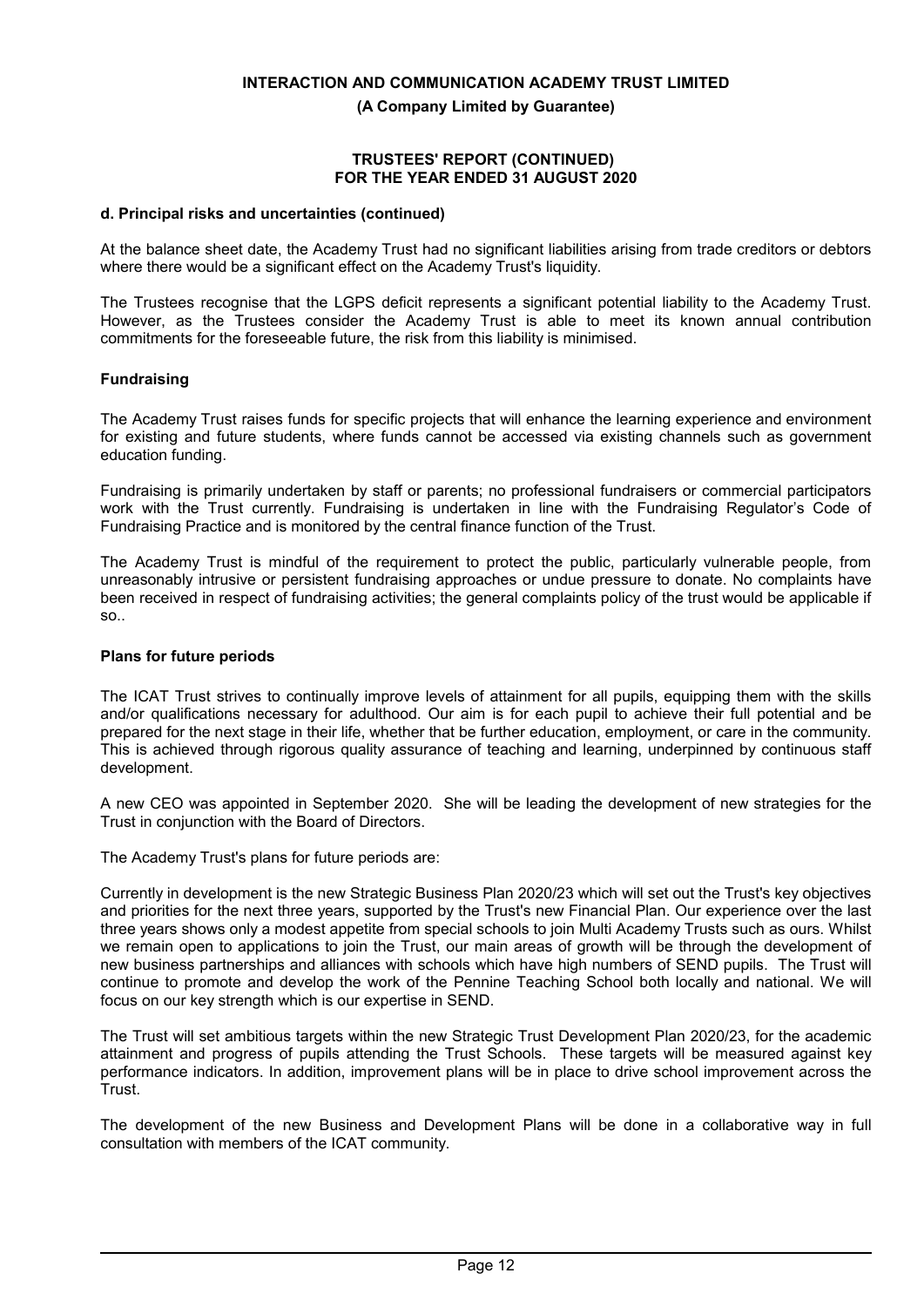#### d. Principal risks and uncertainties (continued)

At the balance sheet date, the Academy Trust had no significant liabilities arising from trade creditors or debtors where there would be a significant effect on the Academy Trust's liquidity.

The Trustees recognise that the LGPS deficit represents a significant potential liability to the Academy Trust. However, as the Trustees consider the Academy Trust is able to meet its known annual contribution commitments for the foreseeable future, the risk from this liability is minimised.

### Fundraising

The Academy Trust raises funds for specific projects that will enhance the learning experience and environment for existing and future students, where funds cannot be accessed via existing channels such as government education funding.

Fundraising is primarily undertaken by staff or parents; no professional fundraisers or commercial participators work with the Trust currently. Fundraising is undertaken in line with the Fundraising Regulator's Code of Fundraising Practice and is monitored by the central finance function of the Trust.

The Academy Trust is mindful of the requirement to protect the public, particularly vulnerable people, from unreasonably intrusive or persistent fundraising approaches or undue pressure to donate. No complaints have been received in respect of fundraising activities; the general complaints policy of the trust would be applicable if so..

### Plans for future periods

The ICAT Trust strives to continually improve levels of attainment for all pupils, equipping them with the skills and/or qualifications necessary for adulthood. Our aim is for each pupil to achieve their full potential and be prepared for the next stage in their life, whether that be further education, employment, or care in the community. This is achieved through rigorous quality assurance of teaching and learning, underpinned by continuous staff development.

A new CEO was appointed in September 2020. She will be leading the development of new strategies for the Trust in conjunction with the Board of Directors.

The Academy Trust's plans for future periods are:

Currently in development is the new Strategic Business Plan 2020/23 which will set out the Trust's key objectives and priorities for the next three years, supported by the Trust's new Financial Plan. Our experience over the last three years shows only a modest appetite from special schools to join Multi Academy Trusts such as ours. Whilst we remain open to applications to join the Trust, our main areas of growth will be through the development of new business partnerships and alliances with schools which have high numbers of SEND pupils. The Trust will continue to promote and develop the work of the Pennine Teaching School both locally and national. We will focus on our key strength which is our expertise in SEND.

The Trust will set ambitious targets within the new Strategic Trust Development Plan 2020/23, for the academic attainment and progress of pupils attending the Trust Schools. These targets will be measured against key performance indicators. In addition, improvement plans will be in place to drive school improvement across the Trust.

The development of the new Business and Development Plans will be done in a collaborative way in full consultation with members of the ICAT community.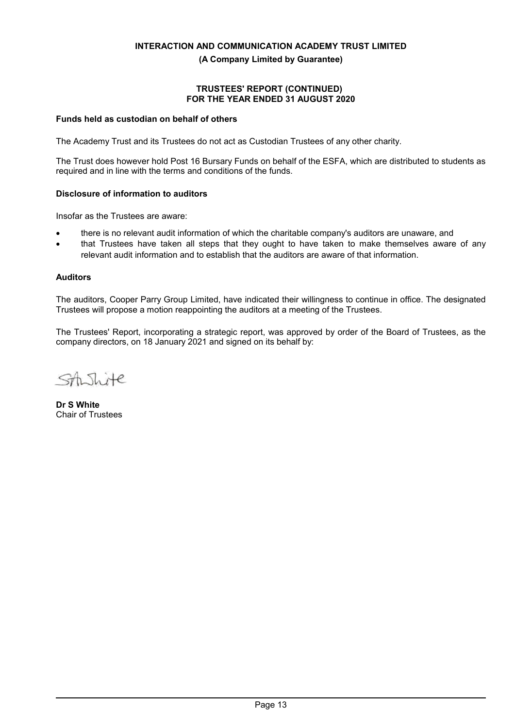**INTERACTION AND COMMUNICATION ACADEMY TRUST LIMITED**

**(A Company Limited by Guarantee)**

**TRUSTEES' REPORT (CONTINUED)**
**FOR THE YEAR ENDED 31 AUGUST 2020**

**Funds held as custodian on behalf of others**

The Academy Trust and its Trustees do not act as Custodian Trustees of any other charity.

The Trust does however hold Post 16 Bursary Funds on behalf of the ESFA, which are distributed to students as required and in line with the terms and conditions of the funds.

**Disclosure of information to auditors**

Insofar as the Trustees are aware:

- there is no relevant audit information of which the charitable company's auditors are unaware, and
- that Trustees have taken all steps that they ought to have taken to make themselves aware of any relevant audit information and to establish that the auditors are aware of that information.

**Auditors**

The auditors, Cooper Parry Group Limited, have indicated their willingness to continue in office. The designated Trustees will propose a motion reappointing the auditors at a meeting of the Trustees.

The Trustees' Report, incorporating a strategic report, was approved by order of the Board of Trustees, as the company directors, on 18 January 2021 and signed on its behalf by:

**Dr S White**
Chair of Trustees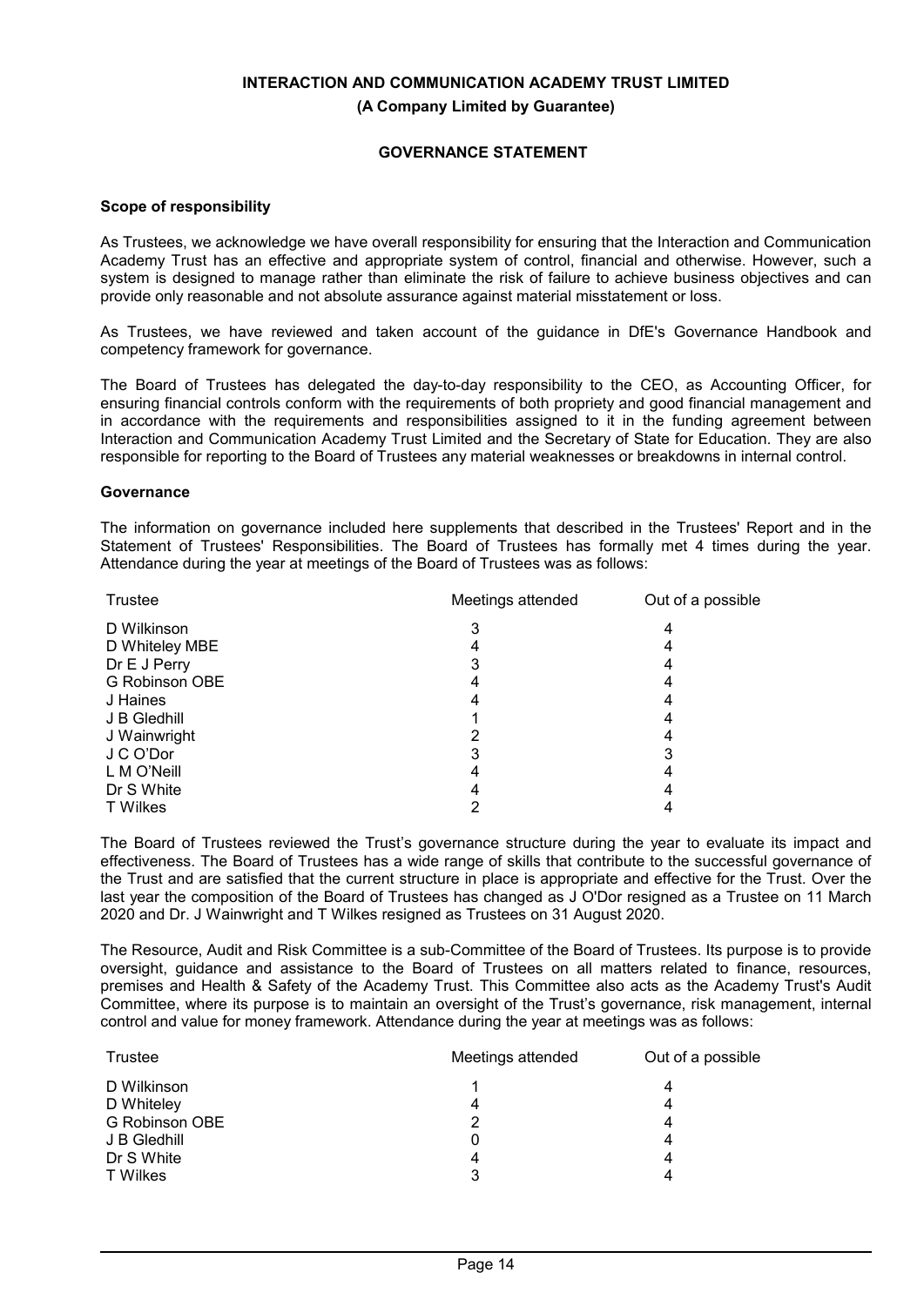# INTERACTION AND COMMUNICATION ACADEMY TRUST LIMITED

**(A Company Limited by Guarantee)**

## GOVERNANCE STATEMENT

### Scope of responsibility

As Trustees, we acknowledge we have overall responsibility for ensuring that the Interaction and Communication Academy Trust has an effective and appropriate system of control, financial and otherwise. However, such a system is designed to manage rather than eliminate the risk of failure to achieve business objectives and can provide only reasonable and not absolute assurance against material misstatement or loss.

As Trustees, we have reviewed and taken account of the guidance in DfE's Governance Handbook and competency framework for governance.

The Board of Trustees has delegated the day-to-day responsibility to the CEO, as Accounting Officer, for ensuring financial controls conform with the requirements of both propriety and good financial management and in accordance with the requirements and responsibilities assigned to it in the funding agreement between Interaction and Communication Academy Trust Limited and the Secretary of State for Education. They are also responsible for reporting to the Board of Trustees any material weaknesses or breakdowns in internal control.

### Governance

The information on governance included here supplements that described in the Trustees' Report and in the Statement of Trustees' Responsibilities. The Board of Trustees has formally met 4 times during the year. Attendance during the year at meetings of the Board of Trustees was as follows:

| Trustee | Meetings attended | Out of a possible |
|---|---|---|
| D Wilkinson | 3 | 4 |
| D Whiteley MBE | 4 | 4 |
| Dr E J Perry | 3 | 4 |
| G Robinson OBE | 4 | 4 |
| J Haines | 4 | 4 |
| J B Gledhill | 1 | 4 |
| J Wainwright | 2 | 4 |
| J C O'Dor | 3 | 3 |
| L M O'Neill | 4 | 4 |
| Dr S White | 4 | 4 |
| T Wilkes | 2 | 4 |

The Board of Trustees reviewed the Trust's governance structure during the year to evaluate its impact and effectiveness. The Board of Trustees has a wide range of skills that contribute to the successful governance of the Trust and are satisfied that the current structure in place is appropriate and effective for the Trust. Over the last year the composition of the Board of Trustees has changed as J O'Dor resigned as a Trustee on 11 March 2020 and Dr. J Wainwright and T Wilkes resigned as Trustees on 31 August 2020.

The Resource, Audit and Risk Committee is a sub-Committee of the Board of Trustees. Its purpose is to provide oversight, guidance and assistance to the Board of Trustees on all matters related to finance, resources, premises and Health & Safety of the Academy Trust. This Committee also acts as the Academy Trust's Audit Committee, where its purpose is to maintain an oversight of the Trust's governance, risk management, internal control and value for money framework. Attendance during the year at meetings was as follows:

| Trustee | Meetings attended | Out of a possible |
|---|---|---|
| D Wilkinson | 1 | 4 |
| D Whiteley | 4 | 4 |
| G Robinson OBE | 2 | 4 |
| J B Gledhill | 0 | 4 |
| Dr S White | 4 | 4 |
| T Wilkes | 3 | 4 |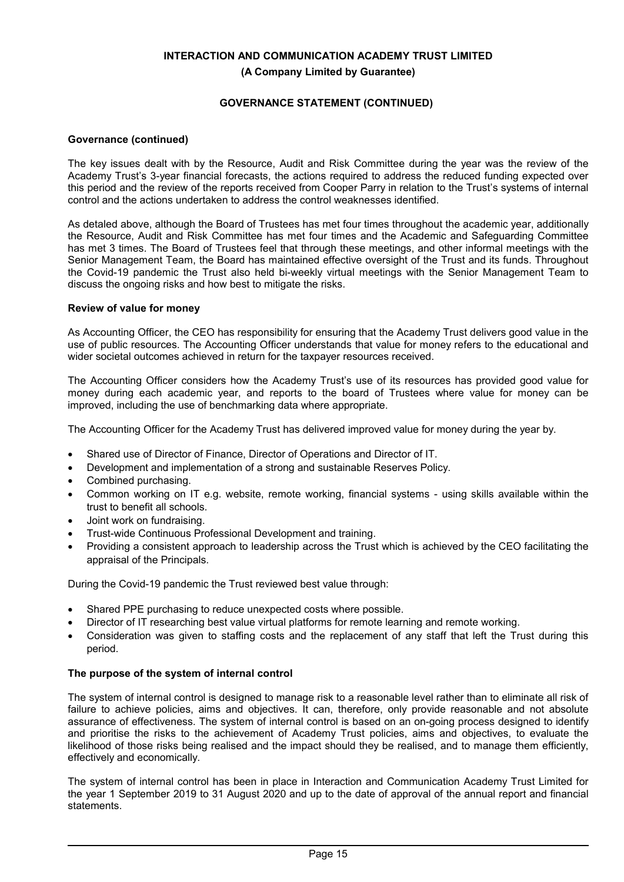**Governance (continued)**

The key issues dealt with by the Resource, Audit and Risk Committee during the year was the review of the Academy Trust's 3-year financial forecasts, the actions required to address the reduced funding expected over this period and the review of the reports received from Cooper Parry in relation to the Trust's systems of internal control and the actions undertaken to address the control weaknesses identified.

As detaled above, although the Board of Trustees has met four times throughout the academic year, additionally the Resource, Audit and Risk Committee has met four times and the Academic and Safeguarding Committee has met 3 times. The Board of Trustees feel that through these meetings, and other informal meetings with the Senior Management Team, the Board has maintained effective oversight of the Trust and its funds. Throughout the Covid-19 pandemic the Trust also held bi-weekly virtual meetings with the Senior Management Team to discuss the ongoing risks and how best to mitigate the risks.

**Review of value for money**

As Accounting Officer, the CEO has responsibility for ensuring that the Academy Trust delivers good value in the use of public resources. The Accounting Officer understands that value for money refers to the educational and wider societal outcomes achieved in return for the taxpayer resources received.

The Accounting Officer considers how the Academy Trust's use of its resources has provided good value for money during each academic year, and reports to the board of Trustees where value for money can be improved, including the use of benchmarking data where appropriate.

The Accounting Officer for the Academy Trust has delivered improved value for money during the year by.

- Shared use of Director of Finance, Director of Operations and Director of IT.
- Development and implementation of a strong and sustainable Reserves Policy.
- Combined purchasing.
- Common working on IT e.g. website, remote working, financial systems - using skills available within the trust to benefit all schools.
- Joint work on fundraising.
- Trust-wide Continuous Professional Development and training.
- Providing a consistent approach to leadership across the Trust which is achieved by the CEO facilitating the appraisal of the Principals.

During the Covid-19 pandemic the Trust reviewed best value through:

- Shared PPE purchasing to reduce unexpected costs where possible.
- Director of IT researching best value virtual platforms for remote learning and remote working.
- Consideration was given to staffing costs and the replacement of any staff that left the Trust during this period.

**The purpose of the system of internal control**

The system of internal control is designed to manage risk to a reasonable level rather than to eliminate all risk of failure to achieve policies, aims and objectives. It can, therefore, only provide reasonable and not absolute assurance of effectiveness. The system of internal control is based on an on-going process designed to identify and prioritise the risks to the achievement of Academy Trust policies, aims and objectives, to evaluate the likelihood of those risks being realised and the impact should they be realised, and to manage them efficiently, effectively and economically.

The system of internal control has been in place in Interaction and Communication Academy Trust Limited for the year 1 September 2019 to 31 August 2020 and up to the date of approval of the annual report and financial statements.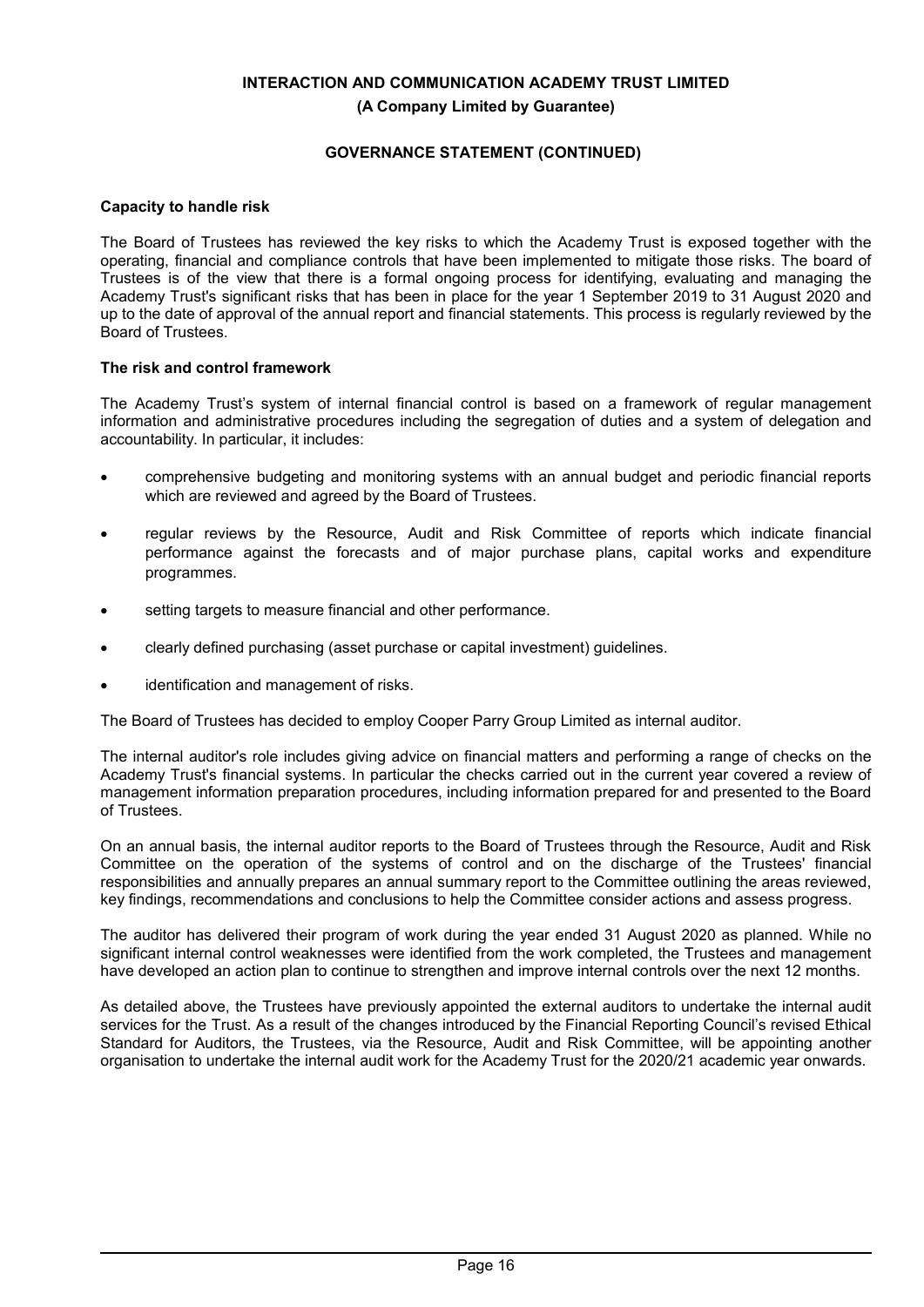## Capacity to handle risk

The Board of Trustees has reviewed the key risks to which the Academy Trust is exposed together with the operating, financial and compliance controls that have been implemented to mitigate those risks. The board of Trustees is of the view that there is a formal ongoing process for identifying, evaluating and managing the Academy Trust's significant risks that has been in place for the year 1 September 2019 to 31 August 2020 and up to the date of approval of the annual report and financial statements. This process is regularly reviewed by the Board of Trustees.

## The risk and control framework

The Academy Trust's system of internal financial control is based on a framework of regular management information and administrative procedures including the segregation of duties and a system of delegation and accountability. In particular, it includes:

- comprehensive budgeting and monitoring systems with an annual budget and periodic financial reports which are reviewed and agreed by the Board of Trustees.
- regular reviews by the Resource, Audit and Risk Committee of reports which indicate financial performance against the forecasts and of major purchase plans, capital works and expenditure programmes.
- setting targets to measure financial and other performance.
- clearly defined purchasing (asset purchase or capital investment) guidelines.
- identification and management of risks.

The Board of Trustees has decided to employ Cooper Parry Group Limited as internal auditor.

The internal auditor's role includes giving advice on financial matters and performing a range of checks on the Academy Trust's financial systems. In particular the checks carried out in the current year covered a review of management information preparation procedures, including information prepared for and presented to the Board of Trustees.

On an annual basis, the internal auditor reports to the Board of Trustees through the Resource, Audit and Risk Committee on the operation of the systems of control and on the discharge of the Trustees' financial responsibilities and annually prepares an annual summary report to the Committee outlining the areas reviewed, key findings, recommendations and conclusions to help the Committee consider actions and assess progress.

The auditor has delivered their program of work during the year ended 31 August 2020 as planned. While no significant internal control weaknesses were identified from the work completed, the Trustees and management have developed an action plan to continue to strengthen and improve internal controls over the next 12 months.

As detailed above, the Trustees have previously appointed the external auditors to undertake the internal audit services for the Trust. As a result of the changes introduced by the Financial Reporting Council's revised Ethical Standard for Auditors, the Trustees, via the Resource, Audit and Risk Committee, will be appointing another organisation to undertake the internal audit work for the Academy Trust for the 2020/21 academic year onwards.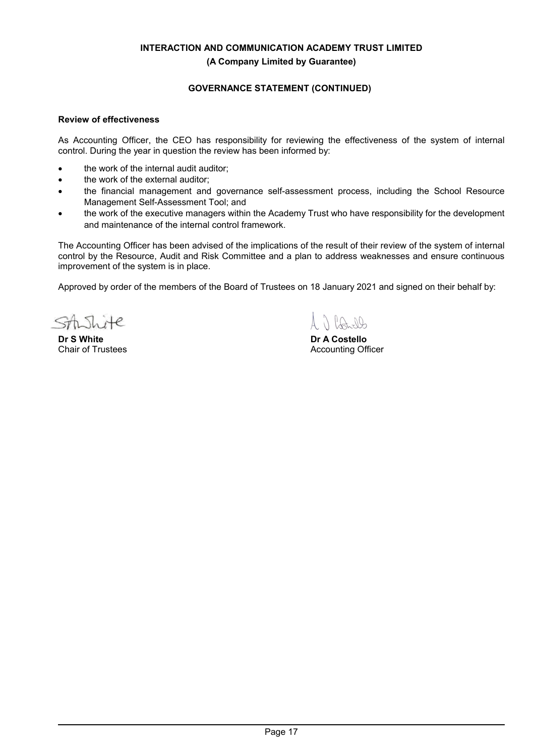**Review of effectiveness**

As Accounting Officer, the CEO has responsibility for reviewing the effectiveness of the system of internal control. During the year in question the review has been informed by:

- the work of the internal audit auditor;
- the work of the external auditor;
- the financial management and governance self-assessment process, including the School Resource Management Self-Assessment Tool; and
- the work of the executive managers within the Academy Trust who have responsibility for the development and maintenance of the internal control framework.

The Accounting Officer has been advised of the implications of the result of their review of the system of internal control by the Resource, Audit and Risk Committee and a plan to address weaknesses and ensure continuous improvement of the system is in place.

Approved by order of the members of the Board of Trustees on 18 January 2021 and signed on their behalf by:

**Dr S White**
Chair of Trustees

**Dr A Costello**
Accounting Officer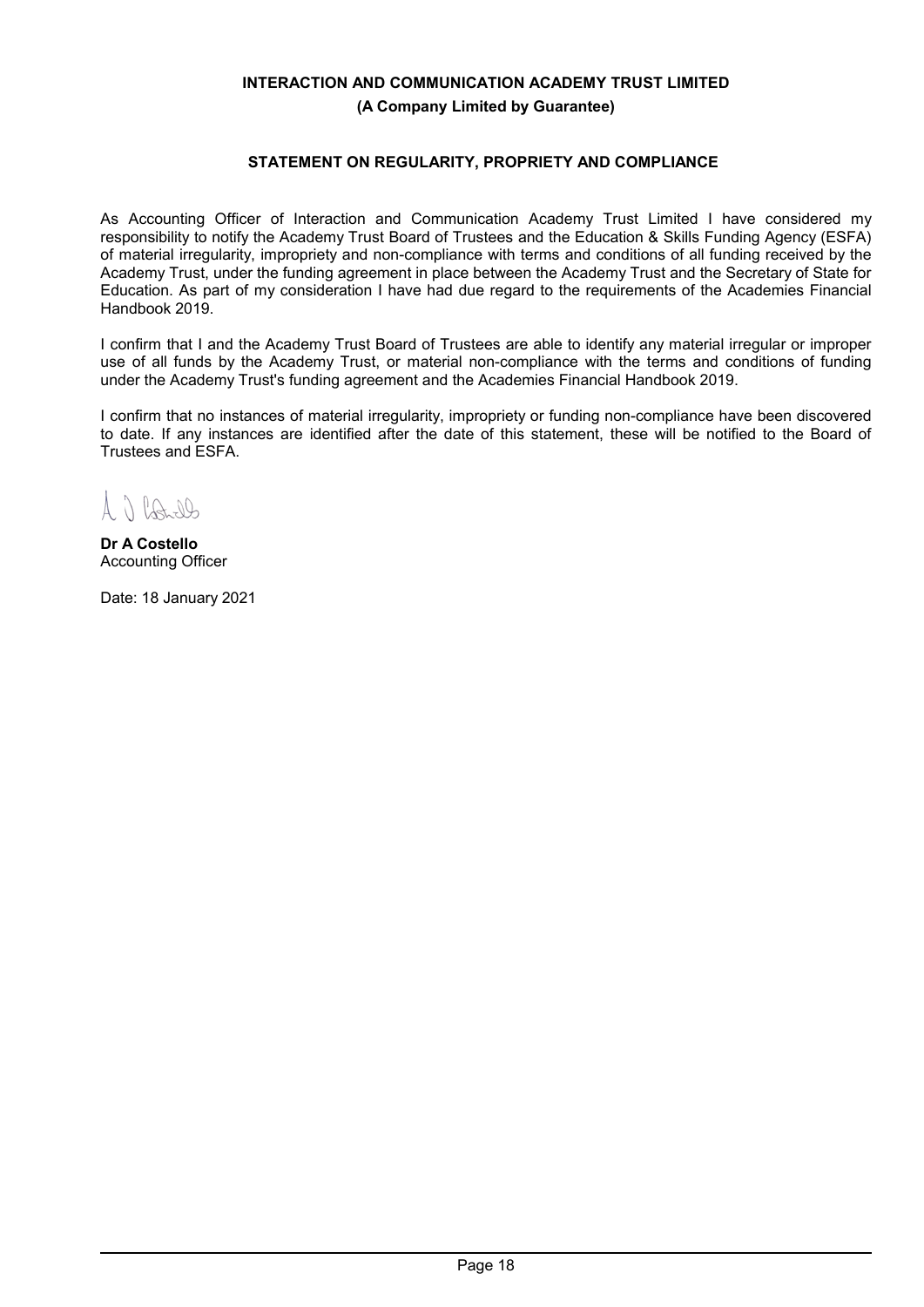**INTERACTION AND COMMUNICATION ACADEMY TRUST LIMITED**

**(A Company Limited by Guarantee)**

## STATEMENT ON REGULARITY, PROPRIETY AND COMPLIANCE

As Accounting Officer of Interaction and Communication Academy Trust Limited I have considered my responsibility to notify the Academy Trust Board of Trustees and the Education & Skills Funding Agency (ESFA) of material irregularity, impropriety and non-compliance with terms and conditions of all funding received by the Academy Trust, under the funding agreement in place between the Academy Trust and the Secretary of State for Education. As part of my consideration I have had due regard to the requirements of the Academies Financial Handbook 2019.

I confirm that I and the Academy Trust Board of Trustees are able to identify any material irregular or improper use of all funds by the Academy Trust, or material non-compliance with the terms and conditions of funding under the Academy Trust's funding agreement and the Academies Financial Handbook 2019.

I confirm that no instances of material irregularity, impropriety or funding non-compliance have been discovered to date. If any instances are identified after the date of this statement, these will be notified to the Board of Trustees and ESFA.

**Dr A Costello**
Accounting Officer

Date: 18 January 2021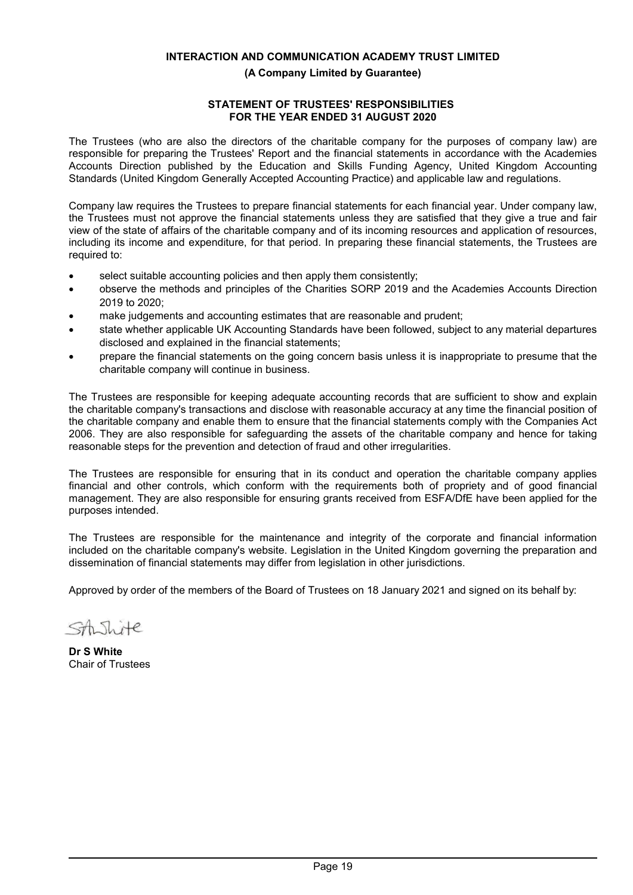**INTERACTION AND COMMUNICATION ACADEMY TRUST LIMITED**

**(A Company Limited by Guarantee)**

## STATEMENT OF TRUSTEES' RESPONSIBILITIES FOR THE YEAR ENDED 31 AUGUST 2020

The Trustees (who are also the directors of the charitable company for the purposes of company law) are responsible for preparing the Trustees' Report and the financial statements in accordance with the Academies Accounts Direction published by the Education and Skills Funding Agency, United Kingdom Accounting Standards (United Kingdom Generally Accepted Accounting Practice) and applicable law and regulations.

Company law requires the Trustees to prepare financial statements for each financial year. Under company law, the Trustees must not approve the financial statements unless they are satisfied that they give a true and fair view of the state of affairs of the charitable company and of its incoming resources and application of resources, including its income and expenditure, for that period. In preparing these financial statements, the Trustees are required to:

- select suitable accounting policies and then apply them consistently;
- observe the methods and principles of the Charities SORP 2019 and the Academies Accounts Direction 2019 to 2020;
- make judgements and accounting estimates that are reasonable and prudent;
- state whether applicable UK Accounting Standards have been followed, subject to any material departures disclosed and explained in the financial statements;
- prepare the financial statements on the going concern basis unless it is inappropriate to presume that the charitable company will continue in business.

The Trustees are responsible for keeping adequate accounting records that are sufficient to show and explain the charitable company's transactions and disclose with reasonable accuracy at any time the financial position of the charitable company and enable them to ensure that the financial statements comply with the Companies Act 2006. They are also responsible for safeguarding the assets of the charitable company and hence for taking reasonable steps for the prevention and detection of fraud and other irregularities.

The Trustees are responsible for ensuring that in its conduct and operation the charitable company applies financial and other controls, which conform with the requirements both of propriety and of good financial management. They are also responsible for ensuring grants received from ESFA/DfE have been applied for the purposes intended.

The Trustees are responsible for the maintenance and integrity of the corporate and financial information included on the charitable company's website. Legislation in the United Kingdom governing the preparation and dissemination of financial statements may differ from legislation in other jurisdictions.

Approved by order of the members of the Board of Trustees on 18 January 2021 and signed on its behalf by:

SA White

**Dr S White**
Chair of Trustees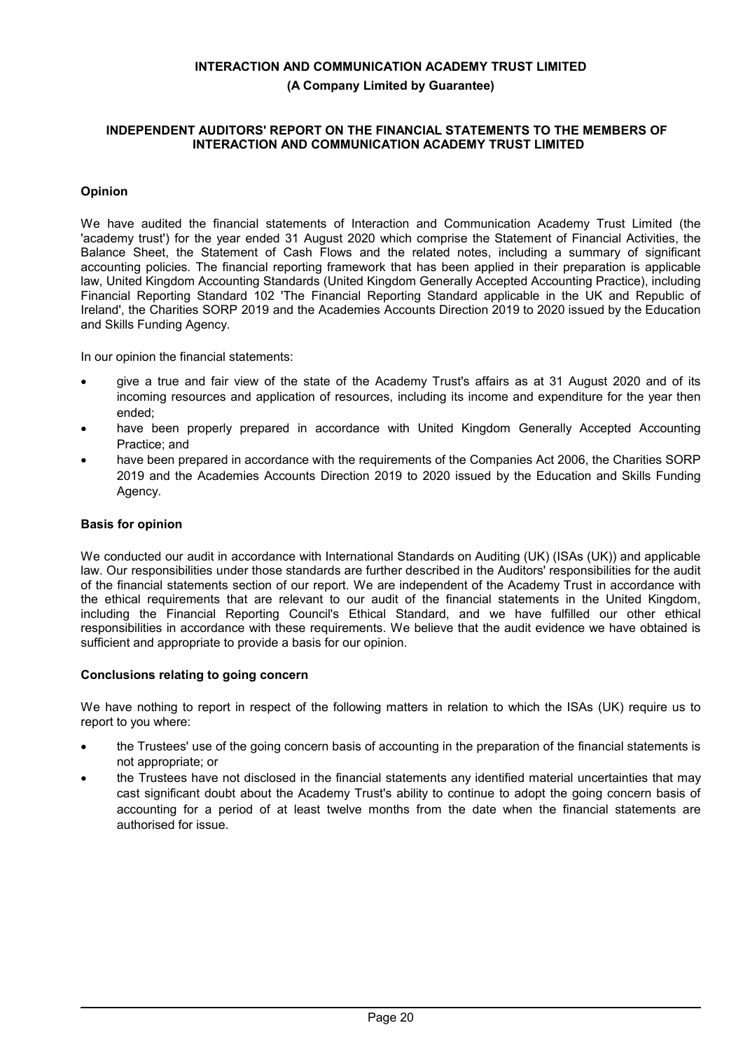**INTERACTION AND COMMUNICATION ACADEMY TRUST LIMITED**

**(A Company Limited by Guarantee)**

## INDEPENDENT AUDITORS' REPORT ON THE FINANCIAL STATEMENTS TO THE MEMBERS OF INTERACTION AND COMMUNICATION ACADEMY TRUST LIMITED

### Opinion

We have audited the financial statements of Interaction and Communication Academy Trust Limited (the 'academy trust') for the year ended 31 August 2020 which comprise the Statement of Financial Activities, the Balance Sheet, the Statement of Cash Flows and the related notes, including a summary of significant accounting policies. The financial reporting framework that has been applied in their preparation is applicable law, United Kingdom Accounting Standards (United Kingdom Generally Accepted Accounting Practice), including Financial Reporting Standard 102 'The Financial Reporting Standard applicable in the UK and Republic of Ireland', the Charities SORP 2019 and the Academies Accounts Direction 2019 to 2020 issued by the Education and Skills Funding Agency.

In our opinion the financial statements:

- give a true and fair view of the state of the Academy Trust's affairs as at 31 August 2020 and of its incoming resources and application of resources, including its income and expenditure for the year then ended;
- have been properly prepared in accordance with United Kingdom Generally Accepted Accounting Practice; and
- have been prepared in accordance with the requirements of the Companies Act 2006, the Charities SORP 2019 and the Academies Accounts Direction 2019 to 2020 issued by the Education and Skills Funding Agency.

### Basis for opinion

We conducted our audit in accordance with International Standards on Auditing (UK) (ISAs (UK)) and applicable law. Our responsibilities under those standards are further described in the Auditors' responsibilities for the audit of the financial statements section of our report. We are independent of the Academy Trust in accordance with the ethical requirements that are relevant to our audit of the financial statements in the United Kingdom, including the Financial Reporting Council's Ethical Standard, and we have fulfilled our other ethical responsibilities in accordance with these requirements. We believe that the audit evidence we have obtained is sufficient and appropriate to provide a basis for our opinion.

### Conclusions relating to going concern

We have nothing to report in respect of the following matters in relation to which the ISAs (UK) require us to report to you where:

- the Trustees' use of the going concern basis of accounting in the preparation of the financial statements is not appropriate; or
- the Trustees have not disclosed in the financial statements any identified material uncertainties that may cast significant doubt about the Academy Trust's ability to continue to adopt the going concern basis of accounting for a period of at least twelve months from the date when the financial statements are authorised for issue.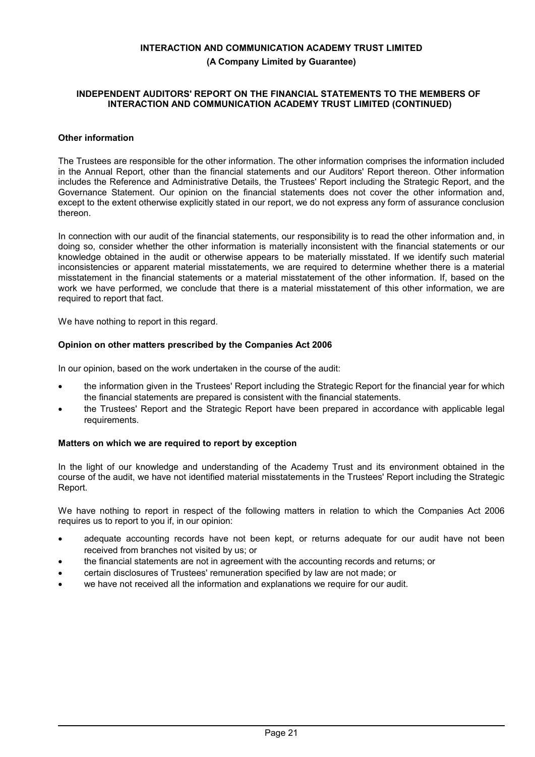## Other information

The Trustees are responsible for the other information. The other information comprises the information included in the Annual Report, other than the financial statements and our Auditors' Report thereon. Other information includes the Reference and Administrative Details, the Trustees' Report including the Strategic Report, and the Governance Statement. Our opinion on the financial statements does not cover the other information and, except to the extent otherwise explicitly stated in our report, we do not express any form of assurance conclusion thereon.

In connection with our audit of the financial statements, our responsibility is to read the other information and, in doing so, consider whether the other information is materially inconsistent with the financial statements or our knowledge obtained in the audit or otherwise appears to be materially misstated. If we identify such material inconsistencies or apparent material misstatements, we are required to determine whether there is a material misstatement in the financial statements or a material misstatement of the other information. If, based on the work we have performed, we conclude that there is a material misstatement of this other information, we are required to report that fact.

We have nothing to report in this regard.

## Opinion on other matters prescribed by the Companies Act 2006

In our opinion, based on the work undertaken in the course of the audit:

- the information given in the Trustees' Report including the Strategic Report for the financial year for which the financial statements are prepared is consistent with the financial statements.
- the Trustees' Report and the Strategic Report have been prepared in accordance with applicable legal requirements.

## Matters on which we are required to report by exception

In the light of our knowledge and understanding of the Academy Trust and its environment obtained in the course of the audit, we have not identified material misstatements in the Trustees' Report including the Strategic Report.

We have nothing to report in respect of the following matters in relation to which the Companies Act 2006 requires us to report to you if, in our opinion:

- adequate accounting records have not been kept, or returns adequate for our audit have not been received from branches not visited by us; or
- the financial statements are not in agreement with the accounting records and returns; or
- certain disclosures of Trustees' remuneration specified by law are not made; or
- we have not received all the information and explanations we require for our audit.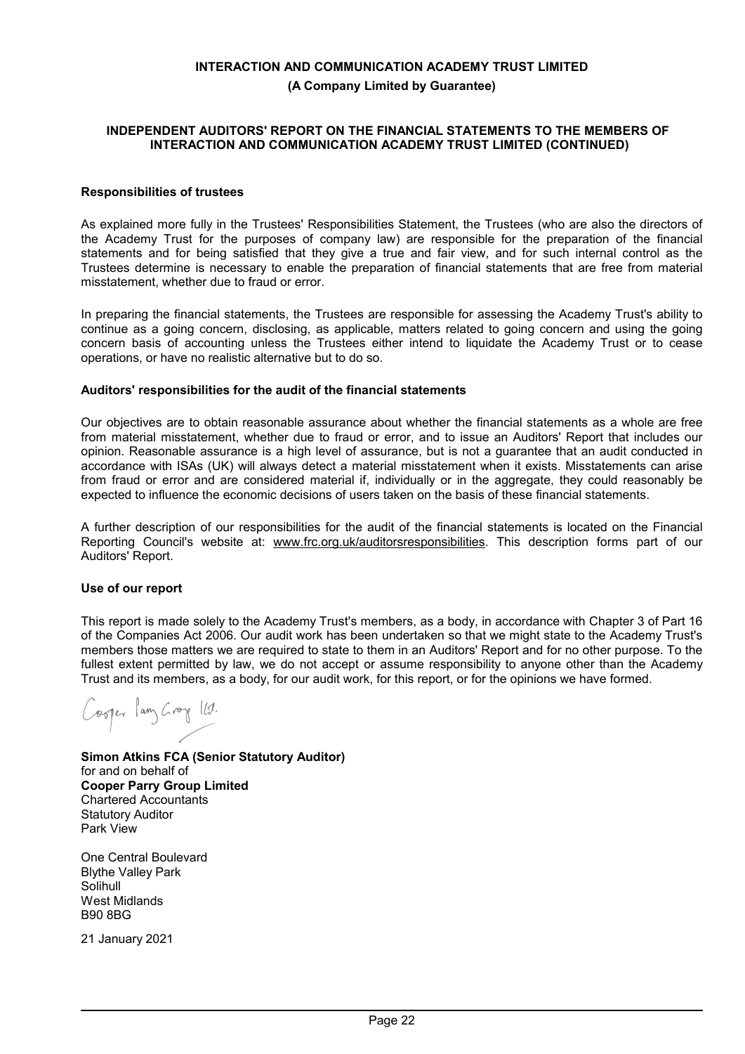**INTERACTION AND COMMUNICATION ACADEMY TRUST LIMITED**

**(A Company Limited by Guarantee)**

**INDEPENDENT AUDITORS' REPORT ON THE FINANCIAL STATEMENTS TO THE MEMBERS OF INTERACTION AND COMMUNICATION ACADEMY TRUST LIMITED (CONTINUED)**

**Responsibilities of trustees**

As explained more fully in the Trustees' Responsibilities Statement, the Trustees (who are also the directors of the Academy Trust for the purposes of company law) are responsible for the preparation of the financial statements and for being satisfied that they give a true and fair view, and for such internal control as the Trustees determine is necessary to enable the preparation of financial statements that are free from material misstatement, whether due to fraud or error.

In preparing the financial statements, the Trustees are responsible for assessing the Academy Trust's ability to continue as a going concern, disclosing, as applicable, matters related to going concern and using the going concern basis of accounting unless the Trustees either intend to liquidate the Academy Trust or to cease operations, or have no realistic alternative but to do so.

**Auditors' responsibilities for the audit of the financial statements**

Our objectives are to obtain reasonable assurance about whether the financial statements as a whole are free from material misstatement, whether due to fraud or error, and to issue an Auditors' Report that includes our opinion. Reasonable assurance is a high level of assurance, but is not a guarantee that an audit conducted in accordance with ISAs (UK) will always detect a material misstatement when it exists. Misstatements can arise from fraud or error and are considered material if, individually or in the aggregate, they could reasonably be expected to influence the economic decisions of users taken on the basis of these financial statements.

A further description of our responsibilities for the audit of the financial statements is located on the Financial Reporting Council's website at: www.frc.org.uk/auditorsresponsibilities. This description forms part of our Auditors' Report.

**Use of our report**

This report is made solely to the Academy Trust's members, as a body, in accordance with Chapter 3 of Part 16 of the Companies Act 2006. Our audit work has been undertaken so that we might state to the Academy Trust's members those matters we are required to state to them in an Auditors' Report and for no other purpose. To the fullest extent permitted by law, we do not accept or assume responsibility to anyone other than the Academy Trust and its members, as a body, for our audit work, for this report, or for the opinions we have formed.

Cooper Parry Group Ltd.

**Simon Atkins FCA (Senior Statutory Auditor)**
for and on behalf of
**Cooper Parry Group Limited**
Chartered Accountants
Statutory Auditor
Park View

One Central Boulevard
Blythe Valley Park
Solihull
West Midlands
B90 8BG

21 January 2021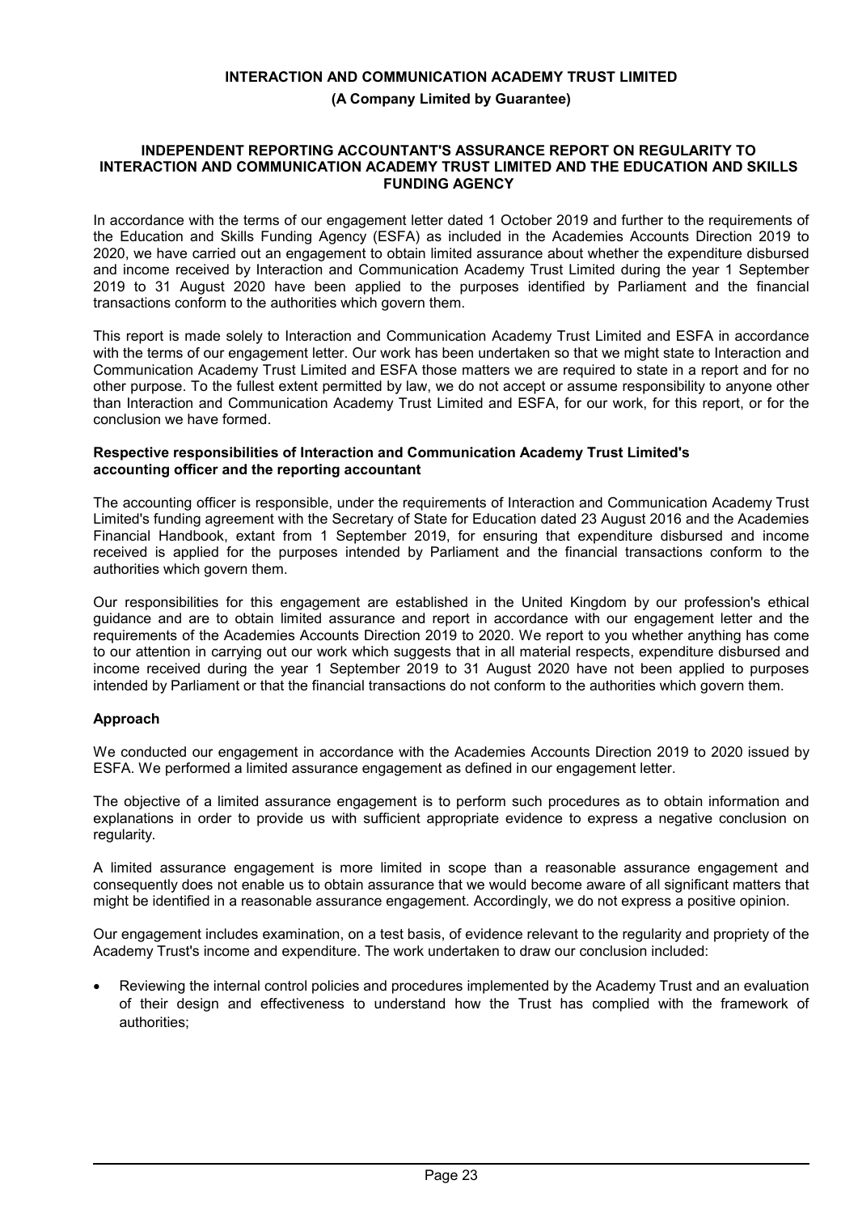**INTERACTION AND COMMUNICATION ACADEMY TRUST LIMITED**

**(A Company Limited by Guarantee)**

## INDEPENDENT REPORTING ACCOUNTANT'S ASSURANCE REPORT ON REGULARITY TO INTERACTION AND COMMUNICATION ACADEMY TRUST LIMITED AND THE EDUCATION AND SKILLS FUNDING AGENCY

In accordance with the terms of our engagement letter dated 1 October 2019 and further to the requirements of the Education and Skills Funding Agency (ESFA) as included in the Academies Accounts Direction 2019 to 2020, we have carried out an engagement to obtain limited assurance about whether the expenditure disbursed and income received by Interaction and Communication Academy Trust Limited during the year 1 September 2019 to 31 August 2020 have been applied to the purposes identified by Parliament and the financial transactions conform to the authorities which govern them.

This report is made solely to Interaction and Communication Academy Trust Limited and ESFA in accordance with the terms of our engagement letter. Our work has been undertaken so that we might state to Interaction and Communication Academy Trust Limited and ESFA those matters we are required to state in a report and for no other purpose. To the fullest extent permitted by law, we do not accept or assume responsibility to anyone other than Interaction and Communication Academy Trust Limited and ESFA, for our work, for this report, or for the conclusion we have formed.

### Respective responsibilities of Interaction and Communication Academy Trust Limited's accounting officer and the reporting accountant

The accounting officer is responsible, under the requirements of Interaction and Communication Academy Trust Limited's funding agreement with the Secretary of State for Education dated 23 August 2016 and the Academies Financial Handbook, extant from 1 September 2019, for ensuring that expenditure disbursed and income received is applied for the purposes intended by Parliament and the financial transactions conform to the authorities which govern them.

Our responsibilities for this engagement are established in the United Kingdom by our profession's ethical guidance and are to obtain limited assurance and report in accordance with our engagement letter and the requirements of the Academies Accounts Direction 2019 to 2020. We report to you whether anything has come to our attention in carrying out our work which suggests that in all material respects, expenditure disbursed and income received during the year 1 September 2019 to 31 August 2020 have not been applied to purposes intended by Parliament or that the financial transactions do not conform to the authorities which govern them.

### Approach

We conducted our engagement in accordance with the Academies Accounts Direction 2019 to 2020 issued by ESFA. We performed a limited assurance engagement as defined in our engagement letter.

The objective of a limited assurance engagement is to perform such procedures as to obtain information and explanations in order to provide us with sufficient appropriate evidence to express a negative conclusion on regularity.

A limited assurance engagement is more limited in scope than a reasonable assurance engagement and consequently does not enable us to obtain assurance that we would become aware of all significant matters that might be identified in a reasonable assurance engagement. Accordingly, we do not express a positive opinion.

Our engagement includes examination, on a test basis, of evidence relevant to the regularity and propriety of the Academy Trust's income and expenditure. The work undertaken to draw our conclusion included:

- Reviewing the internal control policies and procedures implemented by the Academy Trust and an evaluation of their design and effectiveness to understand how the Trust has complied with the framework of authorities;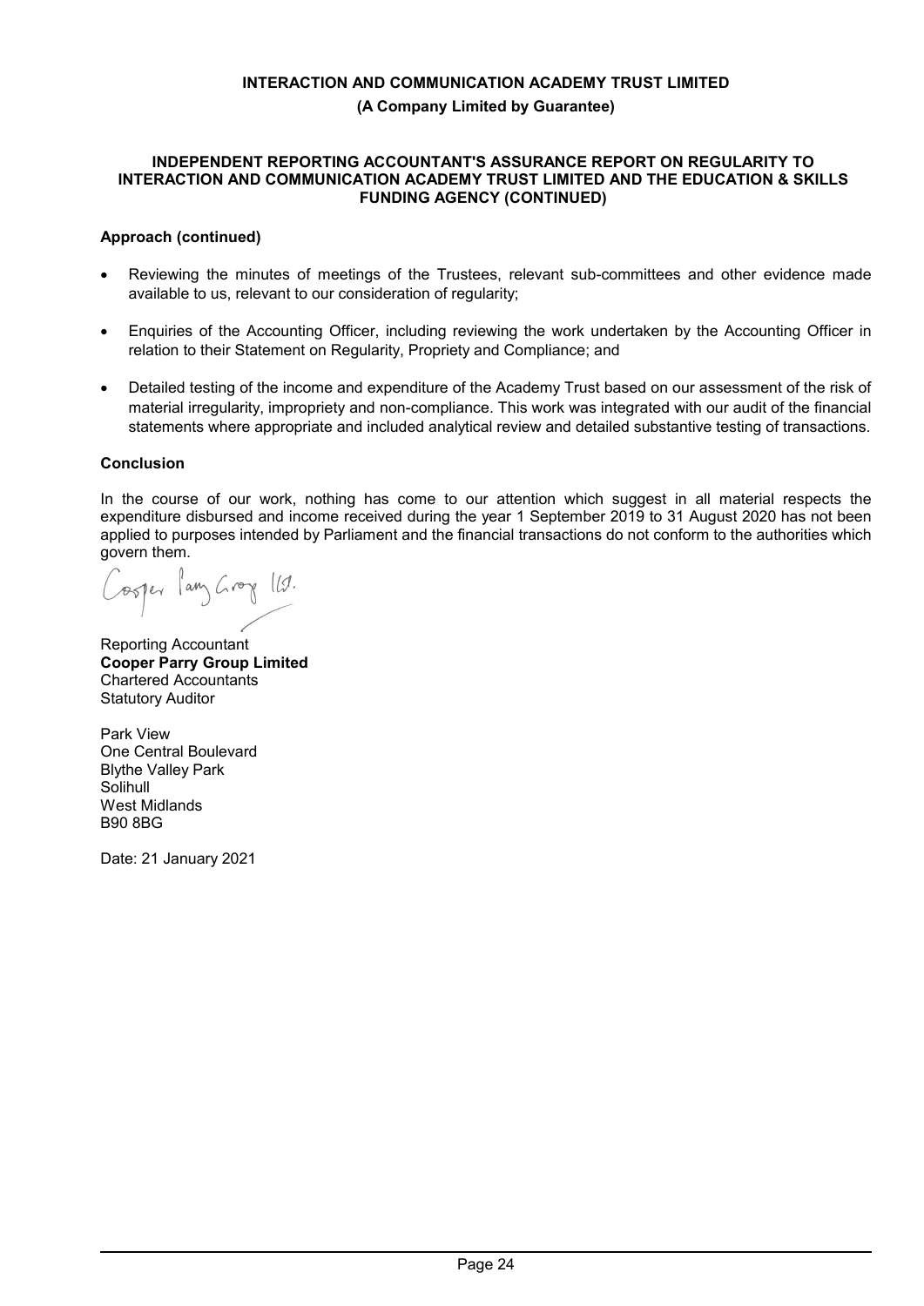**INTERACTION AND COMMUNICATION ACADEMY TRUST LIMITED**

**(A Company Limited by Guarantee)**

**INDEPENDENT REPORTING ACCOUNTANT'S ASSURANCE REPORT ON REGULARITY TO INTERACTION AND COMMUNICATION ACADEMY TRUST LIMITED AND THE EDUCATION & SKILLS FUNDING AGENCY (CONTINUED)**

### Approach (continued)

- Reviewing the minutes of meetings of the Trustees, relevant sub-committees and other evidence made available to us, relevant to our consideration of regularity;
- Enquiries of the Accounting Officer, including reviewing the work undertaken by the Accounting Officer in relation to their Statement on Regularity, Propriety and Compliance; and
- Detailed testing of the income and expenditure of the Academy Trust based on our assessment of the risk of material irregularity, impropriety and non-compliance. This work was integrated with our audit of the financial statements where appropriate and included analytical review and detailed substantive testing of transactions.

### Conclusion

In the course of our work, nothing has come to our attention which suggest in all material respects the expenditure disbursed and income received during the year 1 September 2019 to 31 August 2020 has not been applied to purposes intended by Parliament and the financial transactions do not conform to the authorities which govern them.

Cooper Parry Group Ltd.

Reporting Accountant
**Cooper Parry Group Limited**
Chartered Accountants
Statutory Auditor

Park View
One Central Boulevard
Blythe Valley Park
Solihull
West Midlands
B90 8BG

Date: 21 January 2021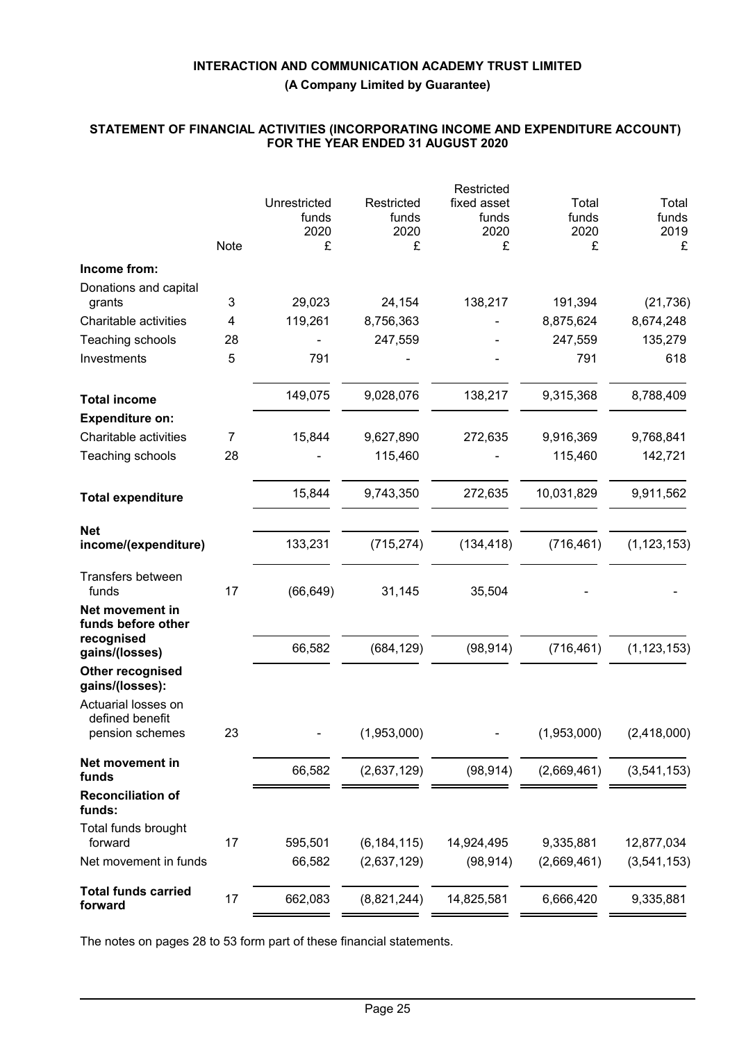# INTERACTION AND COMMUNICATION ACADEMY TRUST LIMITED

**(A Company Limited by Guarantee)**

## STATEMENT OF FINANCIAL ACTIVITIES (INCORPORATING INCOME AND EXPENDITURE ACCOUNT) FOR THE YEAR ENDED 31 AUGUST 2020

| | Note | Unrestricted funds 2020 £ | Restricted funds 2020 £ | Restricted fixed asset funds 2020 £ | Total funds 2020 £ | Total funds 2019 £ |
|---|---|---|---|---|---|---|
| **Income from:** | | | | | | |
| Donations and capital grants | 3 | 29,023 | 24,154 | 138,217 | 191,394 | (21,736) |
| Charitable activities | 4 | 119,261 | 8,756,363 | - | 8,875,624 | 8,674,248 |
| Teaching schools | 28 | - | 247,559 | - | 247,559 | 135,279 |
| Investments | 5 | 791 | - | - | 791 | 618 |
| **Total income** | | 149,075 | 9,028,076 | 138,217 | 9,315,368 | 8,788,409 |
| **Expenditure on:** | | | | | | |
| Charitable activities | 7 | 15,844 | 9,627,890 | 272,635 | 9,916,369 | 9,768,841 |
| Teaching schools | 28 | - | 115,460 | - | 115,460 | 142,721 |
| **Total expenditure** | | 15,844 | 9,743,350 | 272,635 | 10,031,829 | 9,911,562 |
| **Net income/(expenditure)** | | 133,231 | (715,274) | (134,418) | (716,461) | (1,123,153) |
| Transfers between funds | 17 | (66,649) | 31,145 | 35,504 | - | - |
| **Net movement in funds before other recognised gains/(losses)** | | 66,582 | (684,129) | (98,914) | (716,461) | (1,123,153) |
| **Other recognised gains/(losses):** | | | | | | |
| Actuarial losses on defined benefit pension schemes | 23 | - | (1,953,000) | - | (1,953,000) | (2,418,000) |
| **Net movement in funds** | | 66,582 | (2,637,129) | (98,914) | (2,669,461) | (3,541,153) |
| **Reconciliation of funds:** | | | | | | |
| Total funds brought forward | 17 | 595,501 | (6,184,115) | 14,924,495 | 9,335,881 | 12,877,034 |
| Net movement in funds | | 66,582 | (2,637,129) | (98,914) | (2,669,461) | (3,541,153) |
| **Total funds carried forward** | 17 | 662,083 | (8,821,244) | 14,825,581 | 6,666,420 | 9,335,881 |

The notes on pages 28 to 53 form part of these financial statements.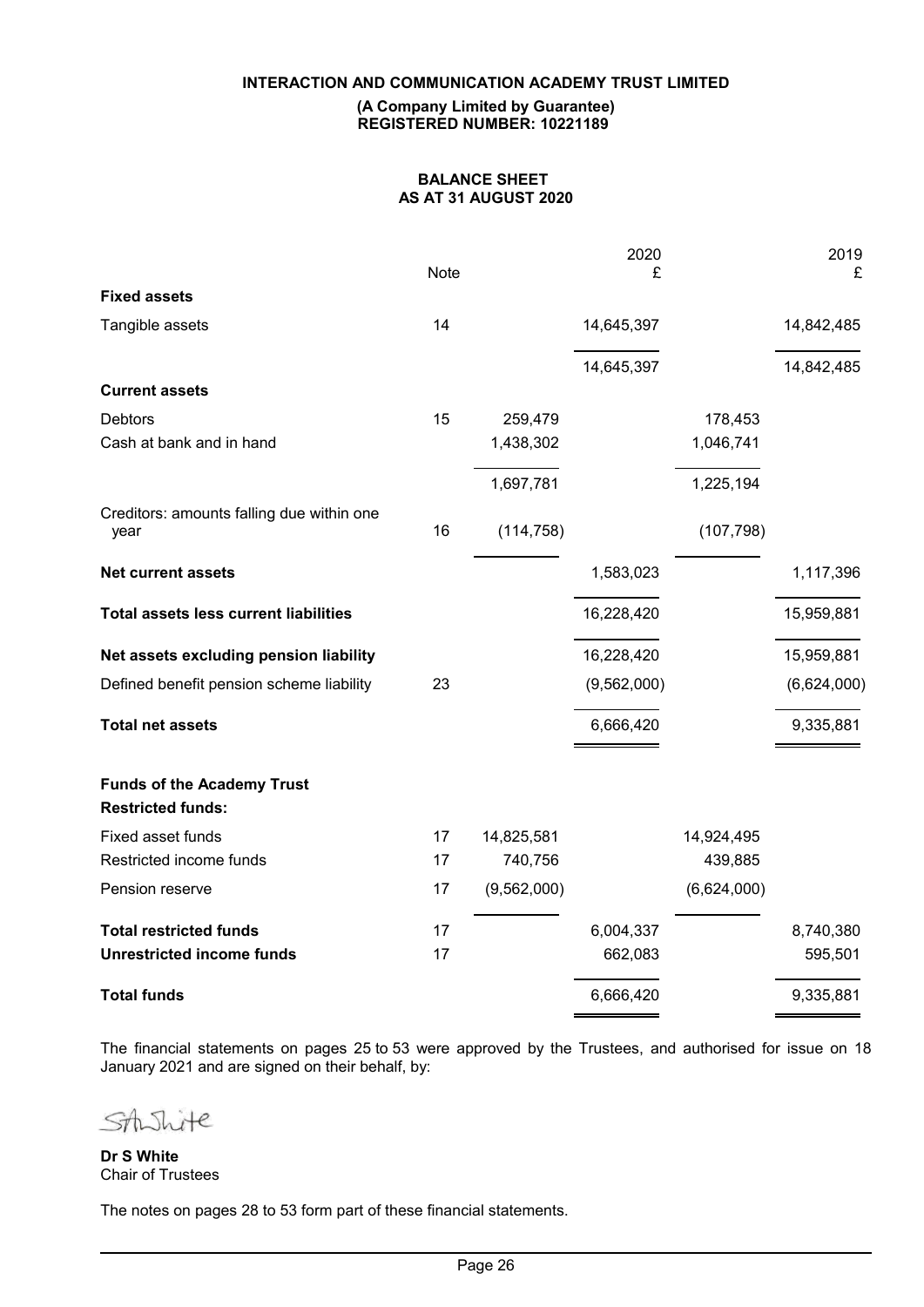**INTERACTION AND COMMUNICATION ACADEMY TRUST LIMITED**

**(A Company Limited by Guarantee)**
**REGISTERED NUMBER: 10221189**

## BALANCE SHEET
## AS AT 31 AUGUST 2020

| | Note | | 2020 £ | | 2019 £ |
|---|---|---|---|---|---|
| **Fixed assets** | | | | | |
| Tangible assets | 14 | | 14,645,397 | | 14,842,485 |
| | | | 14,645,397 | | 14,842,485 |
| **Current assets** | | | | | |
| Debtors | 15 | 259,479 | | 178,453 | |
| Cash at bank and in hand | | 1,438,302 | | 1,046,741 | |
| | | 1,697,781 | | 1,225,194 | |
| Creditors: amounts falling due within one year | 16 | (114,758) | | (107,798) | |
| **Net current assets** | | | 1,583,023 | | 1,117,396 |
| **Total assets less current liabilities** | | | 16,228,420 | | 15,959,881 |
| **Net assets excluding pension liability** | | | 16,228,420 | | 15,959,881 |
| Defined benefit pension scheme liability | 23 | | (9,562,000) | | (6,624,000) |
| **Total net assets** | | | 6,666,420 | | 9,335,881 |
| **Funds of the Academy Trust** | | | | | |
| **Restricted funds:** | | | | | |
| Fixed asset funds | 17 | 14,825,581 | | 14,924,495 | |
| Restricted income funds | 17 | 740,756 | | 439,885 | |
| Pension reserve | 17 | (9,562,000) | | (6,624,000) | |
| **Total restricted funds** | 17 | | 6,004,337 | | 8,740,380 |
| **Unrestricted income funds** | 17 | | 662,083 | | 595,501 |
| **Total funds** | | | 6,666,420 | | 9,335,881 |

The financial statements on pages 25 to 53 were approved by the Trustees, and authorised for issue on 18 January 2021 and are signed on their behalf, by:

**Dr S White**
Chair of Trustees

The notes on pages 28 to 53 form part of these financial statements.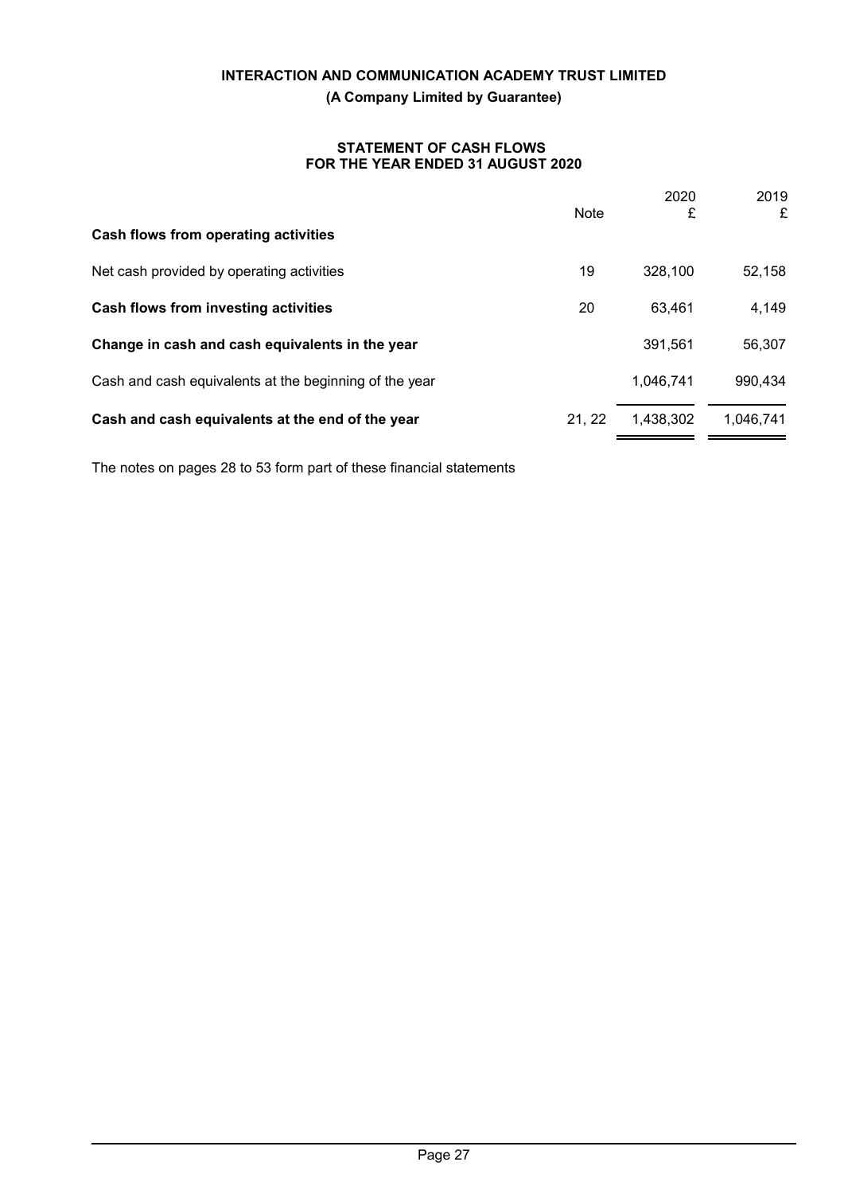**INTERACTION AND COMMUNICATION ACADEMY TRUST LIMITED**

**(A Company Limited by Guarantee)**

**STATEMENT OF CASH FLOWS FOR THE YEAR ENDED 31 AUGUST 2020**

| | Note | 2020 £ | 2019 £ |
|---|---|---|---|
| **Cash flows from operating activities** | | | |
| Net cash provided by operating activities | 19 | 328,100 | 52,158 |
| **Cash flows from investing activities** | 20 | 63,461 | 4,149 |
| **Change in cash and cash equivalents in the year** | | 391,561 | 56,307 |
| Cash and cash equivalents at the beginning of the year | | 1,046,741 | 990,434 |
| **Cash and cash equivalents at the end of the year** | 21, 22 | 1,438,302 | 1,046,741 |

The notes on pages 28 to 53 form part of these financial statements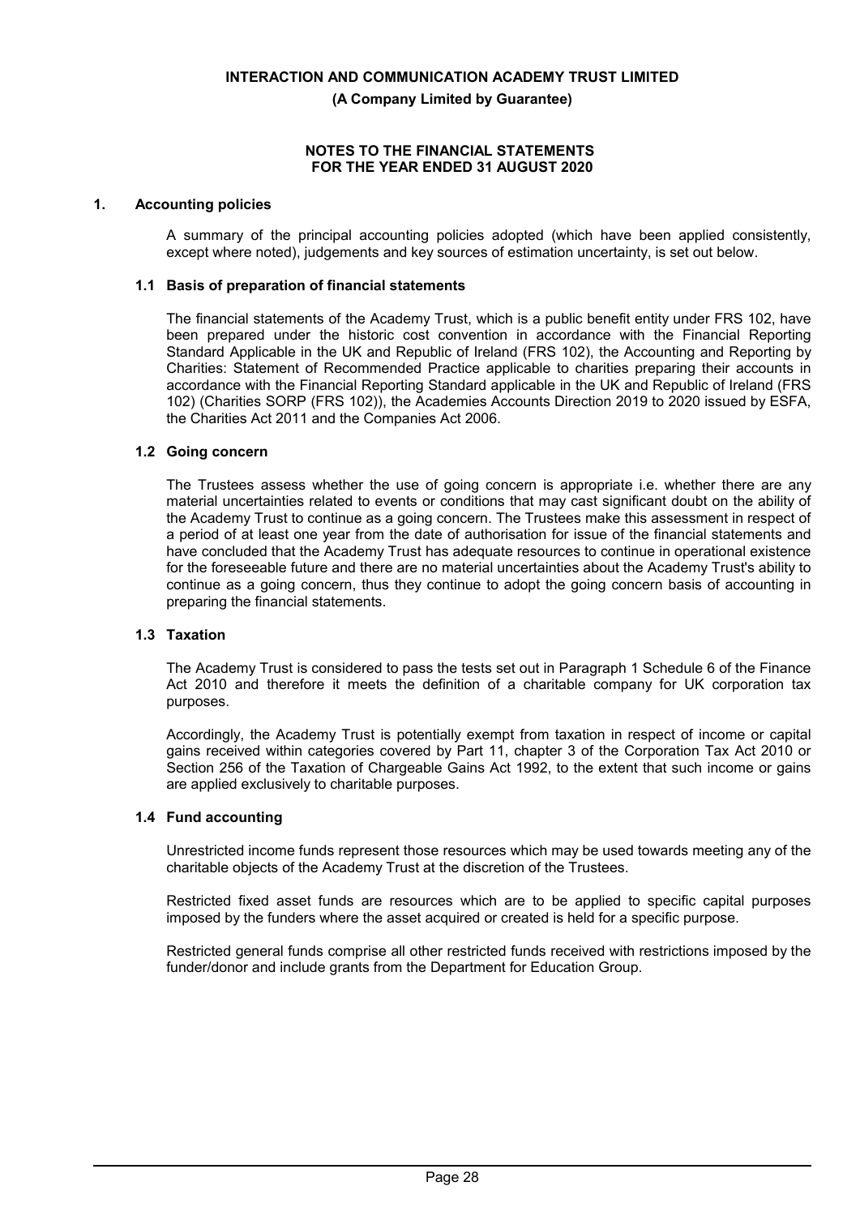**INTERACTION AND COMMUNICATION ACADEMY TRUST LIMITED**

**(A Company Limited by Guarantee)**

**NOTES TO THE FINANCIAL STATEMENTS
FOR THE YEAR ENDED 31 AUGUST 2020**

## 1. Accounting policies

A summary of the principal accounting policies adopted (which have been applied consistently, except where noted), judgements and key sources of estimation uncertainty, is set out below.

### 1.1 Basis of preparation of financial statements

The financial statements of the Academy Trust, which is a public benefit entity under FRS 102, have been prepared under the historic cost convention in accordance with the Financial Reporting Standard Applicable in the UK and Republic of Ireland (FRS 102), the Accounting and Reporting by Charities: Statement of Recommended Practice applicable to charities preparing their accounts in accordance with the Financial Reporting Standard applicable in the UK and Republic of Ireland (FRS 102) (Charities SORP (FRS 102)), the Academies Accounts Direction 2019 to 2020 issued by ESFA, the Charities Act 2011 and the Companies Act 2006.

### 1.2 Going concern

The Trustees assess whether the use of going concern is appropriate i.e. whether there are any material uncertainties related to events or conditions that may cast significant doubt on the ability of the Academy Trust to continue as a going concern. The Trustees make this assessment in respect of a period of at least one year from the date of authorisation for issue of the financial statements and have concluded that the Academy Trust has adequate resources to continue in operational existence for the foreseeable future and there are no material uncertainties about the Academy Trust's ability to continue as a going concern, thus they continue to adopt the going concern basis of accounting in preparing the financial statements.

### 1.3 Taxation

The Academy Trust is considered to pass the tests set out in Paragraph 1 Schedule 6 of the Finance Act 2010 and therefore it meets the definition of a charitable company for UK corporation tax purposes.

Accordingly, the Academy Trust is potentially exempt from taxation in respect of income or capital gains received within categories covered by Part 11, chapter 3 of the Corporation Tax Act 2010 or Section 256 of the Taxation of Chargeable Gains Act 1992, to the extent that such income or gains are applied exclusively to charitable purposes.

### 1.4 Fund accounting

Unrestricted income funds represent those resources which may be used towards meeting any of the charitable objects of the Academy Trust at the discretion of the Trustees.

Restricted fixed asset funds are resources which are to be applied to specific capital purposes imposed by the funders where the asset acquired or created is held for a specific purpose.

Restricted general funds comprise all other restricted funds received with restrictions imposed by the funder/donor and include grants from the Department for Education Group.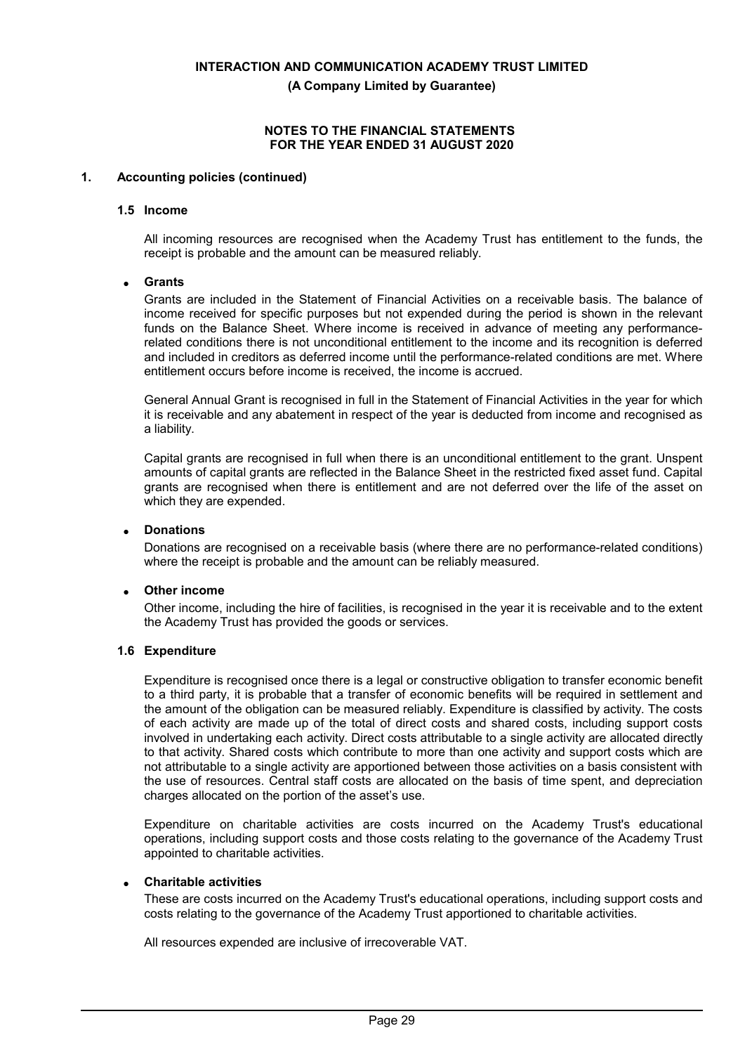# INTERACTION AND COMMUNICATION ACADEMY TRUST LIMITED

**(A Company Limited by Guarantee)**

**NOTES TO THE FINANCIAL STATEMENTS FOR THE YEAR ENDED 31 AUGUST 2020**

## 1. Accounting policies (continued)

### 1.5 Income

All incoming resources are recognised when the Academy Trust has entitlement to the funds, the receipt is probable and the amount can be measured reliably.

- **Grants**

  Grants are included in the Statement of Financial Activities on a receivable basis. The balance of income received for specific purposes but not expended during the period is shown in the relevant funds on the Balance Sheet. Where income is received in advance of meeting any performance-related conditions there is not unconditional entitlement to the income and its recognition is deferred and included in creditors as deferred income until the performance-related conditions are met. Where entitlement occurs before income is received, the income is accrued.

  General Annual Grant is recognised in full in the Statement of Financial Activities in the year for which it is receivable and any abatement in respect of the year is deducted from income and recognised as a liability.

  Capital grants are recognised in full when there is an unconditional entitlement to the grant. Unspent amounts of capital grants are reflected in the Balance Sheet in the restricted fixed asset fund. Capital grants are recognised when there is entitlement and are not deferred over the life of the asset on which they are expended.

- **Donations**

  Donations are recognised on a receivable basis (where there are no performance-related conditions) where the receipt is probable and the amount can be reliably measured.

- **Other income**

  Other income, including the hire of facilities, is recognised in the year it is receivable and to the extent the Academy Trust has provided the goods or services.

### 1.6 Expenditure

Expenditure is recognised once there is a legal or constructive obligation to transfer economic benefit to a third party, it is probable that a transfer of economic benefits will be required in settlement and the amount of the obligation can be measured reliably. Expenditure is classified by activity. The costs of each activity are made up of the total of direct costs and shared costs, including support costs involved in undertaking each activity. Direct costs attributable to a single activity are allocated directly to that activity. Shared costs which contribute to more than one activity and support costs which are not attributable to a single activity are apportioned between those activities on a basis consistent with the use of resources. Central staff costs are allocated on the basis of time spent, and depreciation charges allocated on the portion of the asset's use.

Expenditure on charitable activities are costs incurred on the Academy Trust's educational operations, including support costs and those costs relating to the governance of the Academy Trust appointed to charitable activities.

- **Charitable activities**

  These are costs incurred on the Academy Trust's educational operations, including support costs and costs relating to the governance of the Academy Trust apportioned to charitable activities.

All resources expended are inclusive of irrecoverable VAT.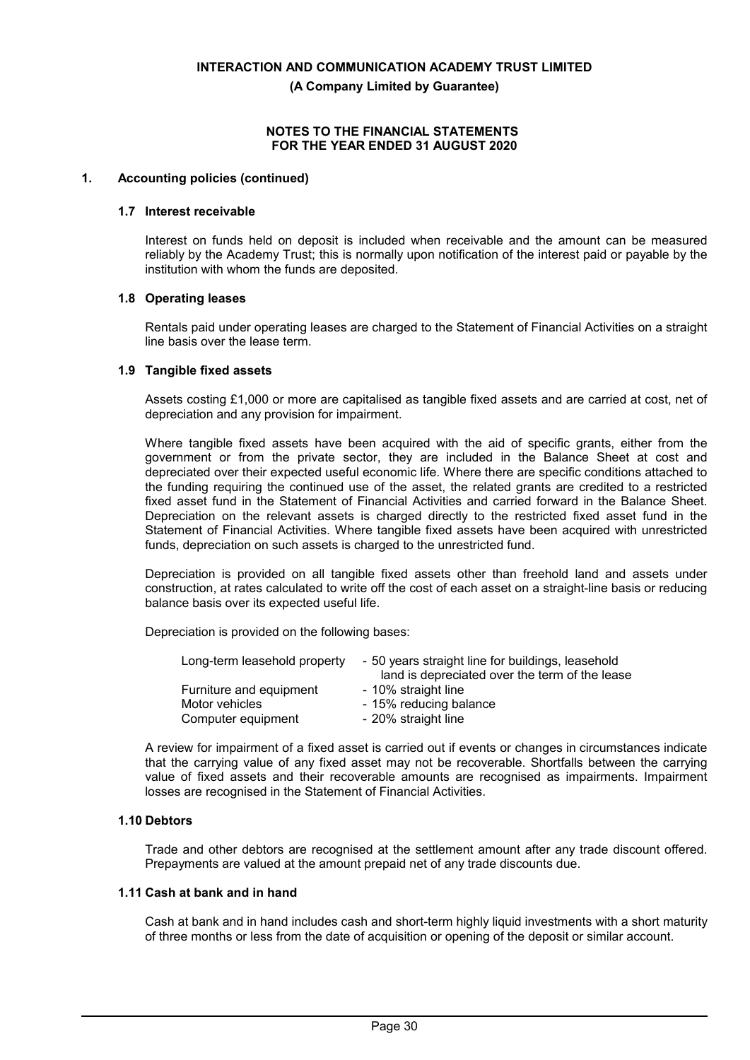**INTERACTION AND COMMUNICATION ACADEMY TRUST LIMITED**

**(A Company Limited by Guarantee)**

**NOTES TO THE FINANCIAL STATEMENTS FOR THE YEAR ENDED 31 AUGUST 2020**

## 1. Accounting policies (continued)

### 1.7 Interest receivable

Interest on funds held on deposit is included when receivable and the amount can be measured reliably by the Academy Trust; this is normally upon notification of the interest paid or payable by the institution with whom the funds are deposited.

### 1.8 Operating leases

Rentals paid under operating leases are charged to the Statement of Financial Activities on a straight line basis over the lease term.

### 1.9 Tangible fixed assets

Assets costing £1,000 or more are capitalised as tangible fixed assets and are carried at cost, net of depreciation and any provision for impairment.

Where tangible fixed assets have been acquired with the aid of specific grants, either from the government or from the private sector, they are included in the Balance Sheet at cost and depreciated over their expected useful economic life. Where there are specific conditions attached to the funding requiring the continued use of the asset, the related grants are credited to a restricted fixed asset fund in the Statement of Financial Activities and carried forward in the Balance Sheet. Depreciation on the relevant assets is charged directly to the restricted fixed asset fund in the Statement of Financial Activities. Where tangible fixed assets have been acquired with unrestricted funds, depreciation on such assets is charged to the unrestricted fund.

Depreciation is provided on all tangible fixed assets other than freehold land and assets under construction, at rates calculated to write off the cost of each asset on a straight-line basis or reducing balance basis over its expected useful life.

Depreciation is provided on the following bases:

| | |
|---|---|
| Long-term leasehold property | - 50 years straight line for buildings, leasehold land is depreciated over the term of the lease |
| Furniture and equipment | - 10% straight line |
| Motor vehicles | - 15% reducing balance |
| Computer equipment | - 20% straight line |

A review for impairment of a fixed asset is carried out if events or changes in circumstances indicate that the carrying value of any fixed asset may not be recoverable. Shortfalls between the carrying value of fixed assets and their recoverable amounts are recognised as impairments. Impairment losses are recognised in the Statement of Financial Activities.

### 1.10 Debtors

Trade and other debtors are recognised at the settlement amount after any trade discount offered. Prepayments are valued at the amount prepaid net of any trade discounts due.

### 1.11 Cash at bank and in hand

Cash at bank and in hand includes cash and short-term highly liquid investments with a short maturity of three months or less from the date of acquisition or opening of the deposit or similar account.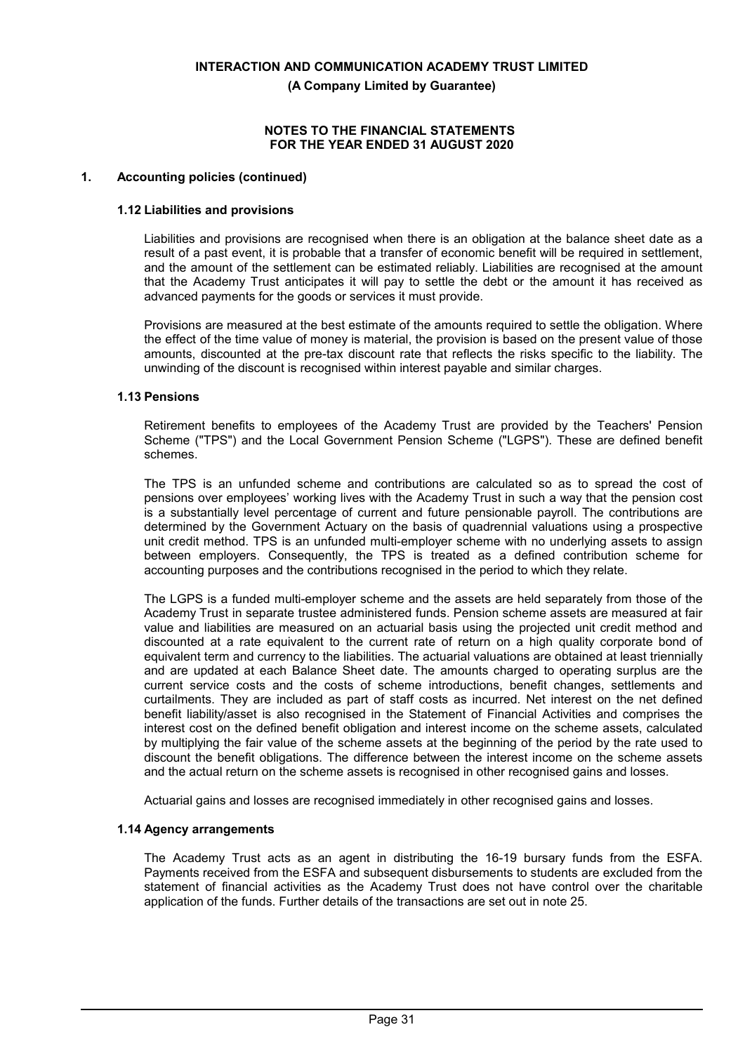## 1. Accounting policies (continued)

### 1.12 Liabilities and provisions

Liabilities and provisions are recognised when there is an obligation at the balance sheet date as a result of a past event, it is probable that a transfer of economic benefit will be required in settlement, and the amount of the settlement can be estimated reliably. Liabilities are recognised at the amount that the Academy Trust anticipates it will pay to settle the debt or the amount it has received as advanced payments for the goods or services it must provide.

Provisions are measured at the best estimate of the amounts required to settle the obligation. Where the effect of the time value of money is material, the provision is based on the present value of those amounts, discounted at the pre-tax discount rate that reflects the risks specific to the liability. The unwinding of the discount is recognised within interest payable and similar charges.

### 1.13 Pensions

Retirement benefits to employees of the Academy Trust are provided by the Teachers' Pension Scheme ("TPS") and the Local Government Pension Scheme ("LGPS"). These are defined benefit schemes.

The TPS is an unfunded scheme and contributions are calculated so as to spread the cost of pensions over employees' working lives with the Academy Trust in such a way that the pension cost is a substantially level percentage of current and future pensionable payroll. The contributions are determined by the Government Actuary on the basis of quadrennial valuations using a prospective unit credit method. TPS is an unfunded multi-employer scheme with no underlying assets to assign between employers. Consequently, the TPS is treated as a defined contribution scheme for accounting purposes and the contributions recognised in the period to which they relate.

The LGPS is a funded multi-employer scheme and the assets are held separately from those of the Academy Trust in separate trustee administered funds. Pension scheme assets are measured at fair value and liabilities are measured on an actuarial basis using the projected unit credit method and discounted at a rate equivalent to the current rate of return on a high quality corporate bond of equivalent term and currency to the liabilities. The actuarial valuations are obtained at least triennially and are updated at each Balance Sheet date. The amounts charged to operating surplus are the current service costs and the costs of scheme introductions, benefit changes, settlements and curtailments. They are included as part of staff costs as incurred. Net interest on the net defined benefit liability/asset is also recognised in the Statement of Financial Activities and comprises the interest cost on the defined benefit obligation and interest income on the scheme assets, calculated by multiplying the fair value of the scheme assets at the beginning of the period by the rate used to discount the benefit obligations. The difference between the interest income on the scheme assets and the actual return on the scheme assets is recognised in other recognised gains and losses.

Actuarial gains and losses are recognised immediately in other recognised gains and losses.

### 1.14 Agency arrangements

The Academy Trust acts as an agent in distributing the 16-19 bursary funds from the ESFA. Payments received from the ESFA and subsequent disbursements to students are excluded from the statement of financial activities as the Academy Trust does not have control over the charitable application of the funds. Further details of the transactions are set out in note 25.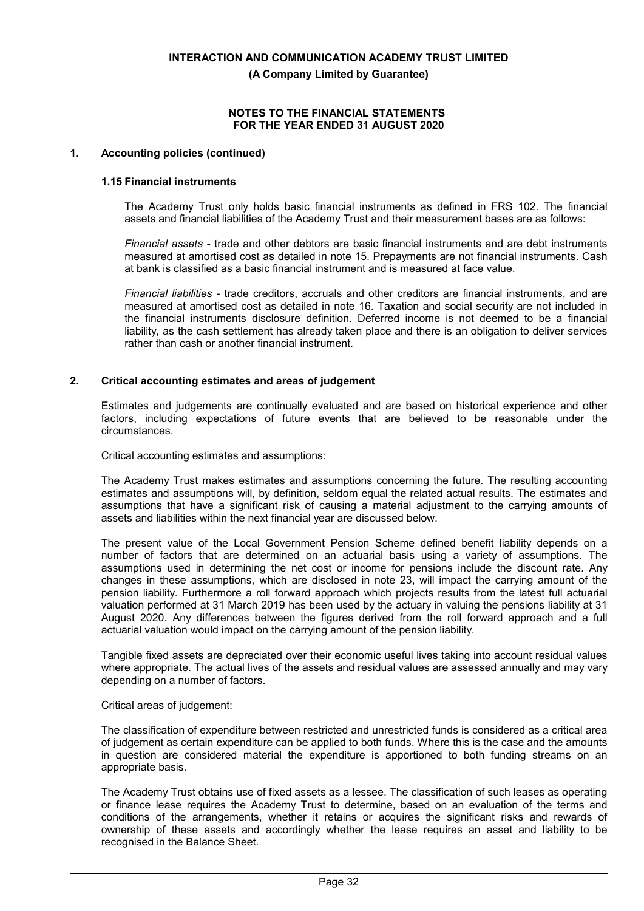## 1. Accounting policies (continued)

### 1.15 Financial instruments

The Academy Trust only holds basic financial instruments as defined in FRS 102. The financial assets and financial liabilities of the Academy Trust and their measurement bases are as follows:

*Financial assets* - trade and other debtors are basic financial instruments and are debt instruments measured at amortised cost as detailed in note 15. Prepayments are not financial instruments. Cash at bank is classified as a basic financial instrument and is measured at face value.

*Financial liabilities* - trade creditors, accruals and other creditors are financial instruments, and are measured at amortised cost as detailed in note 16. Taxation and social security are not included in the financial instruments disclosure definition. Deferred income is not deemed to be a financial liability, as the cash settlement has already taken place and there is an obligation to deliver services rather than cash or another financial instrument.

## 2. Critical accounting estimates and areas of judgement

Estimates and judgements are continually evaluated and are based on historical experience and other factors, including expectations of future events that are believed to be reasonable under the circumstances.

Critical accounting estimates and assumptions:

The Academy Trust makes estimates and assumptions concerning the future. The resulting accounting estimates and assumptions will, by definition, seldom equal the related actual results. The estimates and assumptions that have a significant risk of causing a material adjustment to the carrying amounts of assets and liabilities within the next financial year are discussed below.

The present value of the Local Government Pension Scheme defined benefit liability depends on a number of factors that are determined on an actuarial basis using a variety of assumptions. The assumptions used in determining the net cost or income for pensions include the discount rate. Any changes in these assumptions, which are disclosed in note 23, will impact the carrying amount of the pension liability. Furthermore a roll forward approach which projects results from the latest full actuarial valuation performed at 31 March 2019 has been used by the actuary in valuing the pensions liability at 31 August 2020. Any differences between the figures derived from the roll forward approach and a full actuarial valuation would impact on the carrying amount of the pension liability.

Tangible fixed assets are depreciated over their economic useful lives taking into account residual values where appropriate. The actual lives of the assets and residual values are assessed annually and may vary depending on a number of factors.

Critical areas of judgement:

The classification of expenditure between restricted and unrestricted funds is considered as a critical area of judgement as certain expenditure can be applied to both funds. Where this is the case and the amounts in question are considered material the expenditure is apportioned to both funding streams on an appropriate basis.

The Academy Trust obtains use of fixed assets as a lessee. The classification of such leases as operating or finance lease requires the Academy Trust to determine, based on an evaluation of the terms and conditions of the arrangements, whether it retains or acquires the significant risks and rewards of ownership of these assets and accordingly whether the lease requires an asset and liability to be recognised in the Balance Sheet.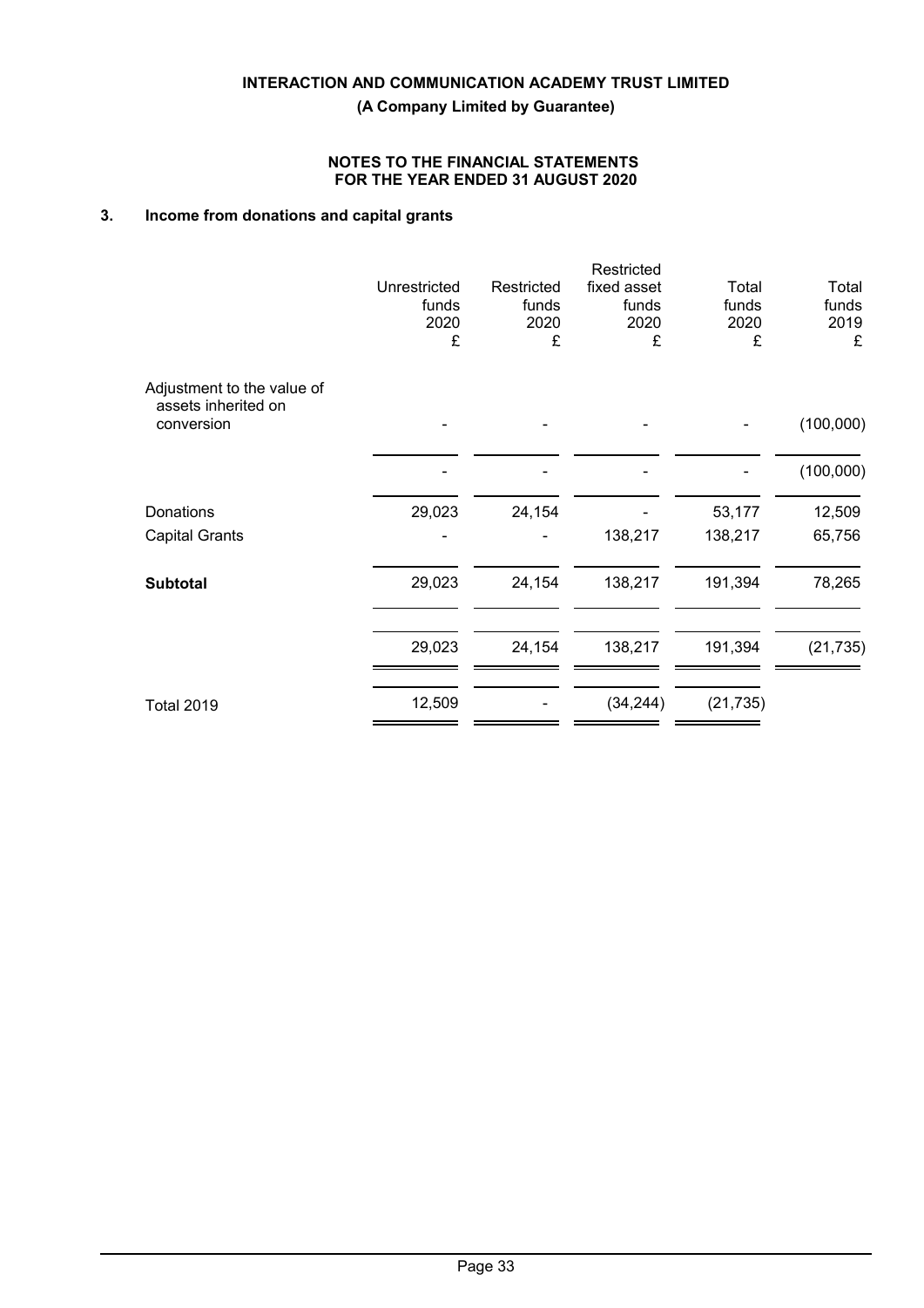INTERACTION AND COMMUNICATION ACADEMY TRUST LIMITED

(A Company Limited by Guarantee)

NOTES TO THE FINANCIAL STATEMENTS
FOR THE YEAR ENDED 31 AUGUST 2020

## 3. Income from donations and capital grants

| | Unrestricted funds 2020 £ | Restricted funds 2020 £ | Restricted fixed asset funds 2020 £ | Total funds 2020 £ | Total funds 2019 £ |
|---|---|---|---|---|---|
| Adjustment to the value of assets inherited on conversion | - | - | - | - | (100,000) |
| | - | - | - | - | (100,000) |
| Donations | 29,023 | 24,154 | - | 53,177 | 12,509 |
| Capital Grants | - | - | 138,217 | 138,217 | 65,756 |
| **Subtotal** | 29,023 | 24,154 | 138,217 | 191,394 | 78,265 |
| | 29,023 | 24,154 | 138,217 | 191,394 | (21,735) |
| Total 2019 | 12,509 | - | (34,244) | (21,735) | |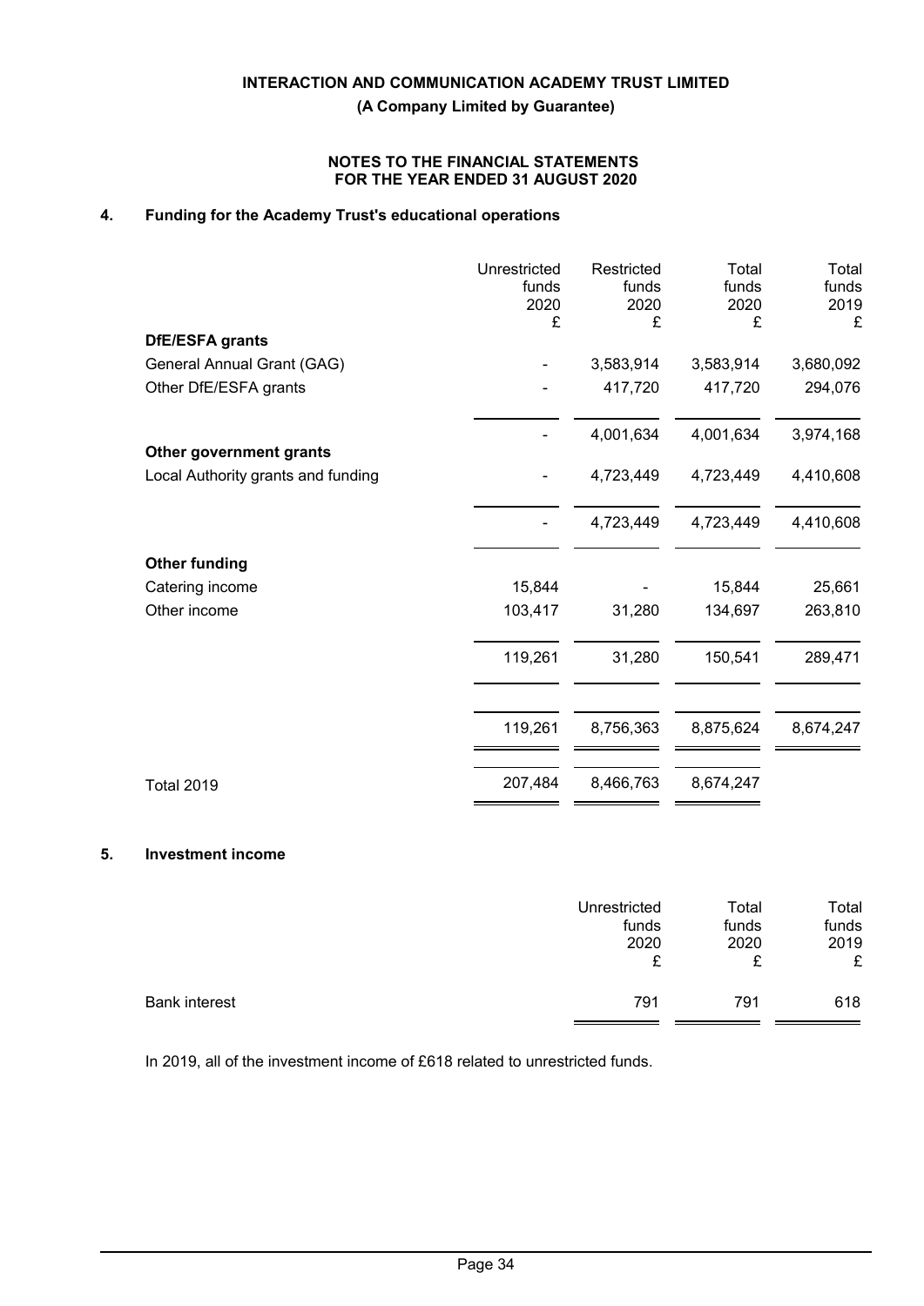**INTERACTION AND COMMUNICATION ACADEMY TRUST LIMITED**

**(A Company Limited by Guarantee)**

**NOTES TO THE FINANCIAL STATEMENTS FOR THE YEAR ENDED 31 AUGUST 2020**

## 4. Funding for the Academy Trust's educational operations

| | Unrestricted funds 2020 £ | Restricted funds 2020 £ | Total funds 2020 £ | Total funds 2019 £ |
|---|---|---|---|---|
| **DfE/ESFA grants** | | | | |
| General Annual Grant (GAG) | - | 3,583,914 | 3,583,914 | 3,680,092 |
| Other DfE/ESFA grants | - | 417,720 | 417,720 | 294,076 |
| | - | 4,001,634 | 4,001,634 | 3,974,168 |
| **Other government grants** | | | | |
| Local Authority grants and funding | - | 4,723,449 | 4,723,449 | 4,410,608 |
| | - | 4,723,449 | 4,723,449 | 4,410,608 |
| **Other funding** | | | | |
| Catering income | 15,844 | - | 15,844 | 25,661 |
| Other income | 103,417 | 31,280 | 134,697 | 263,810 |
| | 119,261 | 31,280 | 150,541 | 289,471 |
| | 119,261 | 8,756,363 | 8,875,624 | 8,674,247 |
| Total 2019 | 207,484 | 8,466,763 | 8,674,247 | |

## 5. Investment income

| | Unrestricted funds 2020 £ | Total funds 2020 £ | Total funds 2019 £ |
|---|---|---|---|
| Bank interest | 791 | 791 | 618 |

In 2019, all of the investment income of £618 related to unrestricted funds.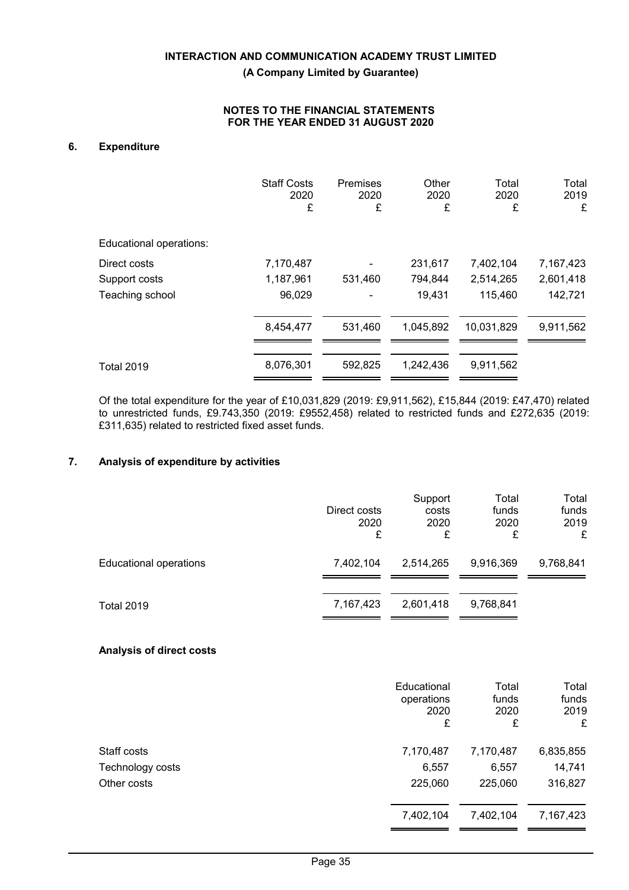**INTERACTION AND COMMUNICATION ACADEMY TRUST LIMITED**

**(A Company Limited by Guarantee)**

**NOTES TO THE FINANCIAL STATEMENTS FOR THE YEAR ENDED 31 AUGUST 2020**

## 6. Expenditure

| | Staff Costs 2020 £ | Premises 2020 £ | Other 2020 £ | Total 2020 £ | Total 2019 £ |
|---|---|---|---|---|---|
| Educational operations: | | | | | |
| Direct costs | 7,170,487 | - | 231,617 | 7,402,104 | 7,167,423 |
| Support costs | 1,187,961 | 531,460 | 794,844 | 2,514,265 | 2,601,418 |
| Teaching school | 96,029 | - | 19,431 | 115,460 | 142,721 |
| | 8,454,477 | 531,460 | 1,045,892 | 10,031,829 | 9,911,562 |
| Total 2019 | 8,076,301 | 592,825 | 1,242,436 | 9,911,562 | |

Of the total expenditure for the year of £10,031,829 (2019: £9,911,562), £15,844 (2019: £47,470) related to unrestricted funds, £9.743,350 (2019: £9552,458) related to restricted funds and £272,635 (2019: £311,635) related to restricted fixed asset funds.

## 7. Analysis of expenditure by activities

| | Direct costs 2020 £ | Support costs 2020 £ | Total funds 2020 £ | Total funds 2019 £ |
|---|---|---|---|---|
| Educational operations | 7,402,104 | 2,514,265 | 9,916,369 | 9,768,841 |
| Total 2019 | 7,167,423 | 2,601,418 | 9,768,841 | |

### Analysis of direct costs

| | Educational operations 2020 £ | Total funds 2020 £ | Total funds 2019 £ |
|---|---|---|---|
| Staff costs | 7,170,487 | 7,170,487 | 6,835,855 |
| Technology costs | 6,557 | 6,557 | 14,741 |
| Other costs | 225,060 | 225,060 | 316,827 |
| | 7,402,104 | 7,402,104 | 7,167,423 |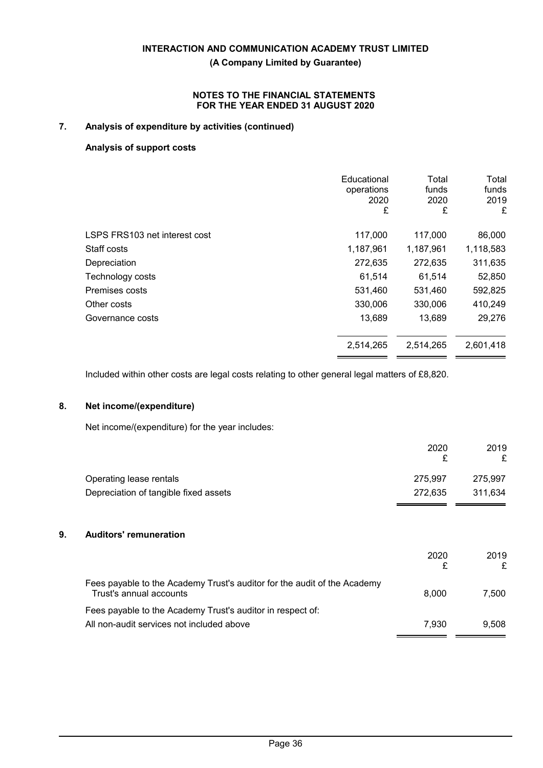**INTERACTION AND COMMUNICATION ACADEMY TRUST LIMITED**

**(A Company Limited by Guarantee)**

**NOTES TO THE FINANCIAL STATEMENTS FOR THE YEAR ENDED 31 AUGUST 2020**

## 7. Analysis of expenditure by activities (continued)

### Analysis of support costs

| | Educational operations 2020 £ | Total funds 2020 £ | Total funds 2019 £ |
|---|---|---|---|
| LSPS FRS103 net interest cost | 117,000 | 117,000 | 86,000 |
| Staff costs | 1,187,961 | 1,187,961 | 1,118,583 |
| Depreciation | 272,635 | 272,635 | 311,635 |
| Technology costs | 61,514 | 61,514 | 52,850 |
| Premises costs | 531,460 | 531,460 | 592,825 |
| Other costs | 330,006 | 330,006 | 410,249 |
| Governance costs | 13,689 | 13,689 | 29,276 |
| | 2,514,265 | 2,514,265 | 2,601,418 |

Included within other costs are legal costs relating to other general legal matters of £8,820.

## 8. Net income/(expenditure)

Net income/(expenditure) for the year includes:

| | 2020 £ | 2019 £ |
|---|---|---|
| Operating lease rentals | 275,997 | 275,997 |
| Depreciation of tangible fixed assets | 272,635 | 311,634 |

## 9. Auditors' remuneration

| | 2020 £ | 2019 £ |
|---|---|---|
| Fees payable to the Academy Trust's auditor for the audit of the Academy Trust's annual accounts | 8,000 | 7,500 |
| Fees payable to the Academy Trust's auditor in respect of: | | |
| All non-audit services not included above | 7,930 | 9,508 |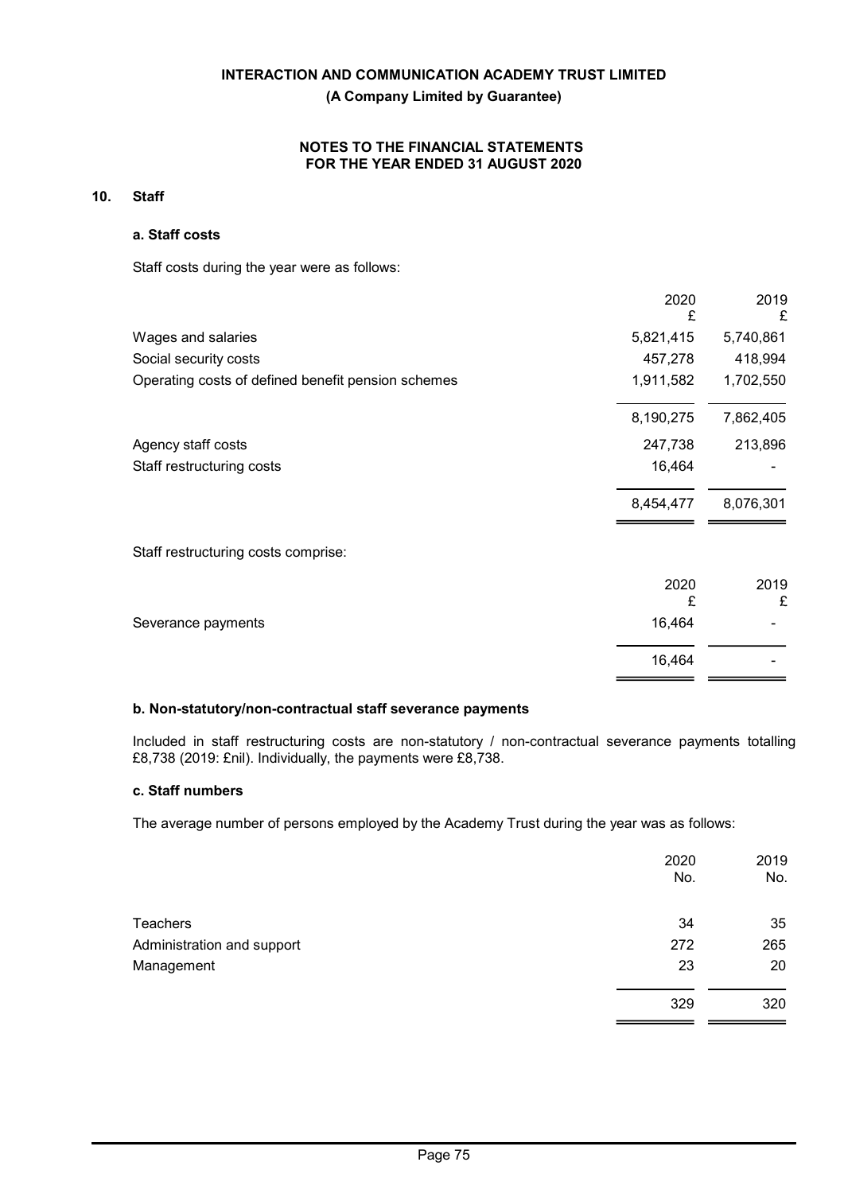## 10. Staff

### a. Staff costs

Staff costs during the year were as follows:

| | 2020 £ | 2019 £ |
|---|---|---|
| Wages and salaries | 5,821,415 | 5,740,861 |
| Social security costs | 457,278 | 418,994 |
| Operating costs of defined benefit pension schemes | 1,911,582 | 1,702,550 |
| | 8,190,275 | 7,862,405 |
| Agency staff costs | 247,738 | 213,896 |
| Staff restructuring costs | 16,464 | - |
| | 8,454,477 | 8,076,301 |

Staff restructuring costs comprise:

| | 2020 £ | 2019 £ |
|---|---|---|
| Severance payments | 16,464 | - |
| | 16,464 | - |

### b. Non-statutory/non-contractual staff severance payments

Included in staff restructuring costs are non-statutory / non-contractual severance payments totalling £8,738 (2019: £nil). Individually, the payments were £8,738.

### c. Staff numbers

The average number of persons employed by the Academy Trust during the year was as follows:

| | 2020 No. | 2019 No. |
|---|---|---|
| Teachers | 34 | 35 |
| Administration and support | 272 | 265 |
| Management | 23 | 20 |
| | 329 | 320 |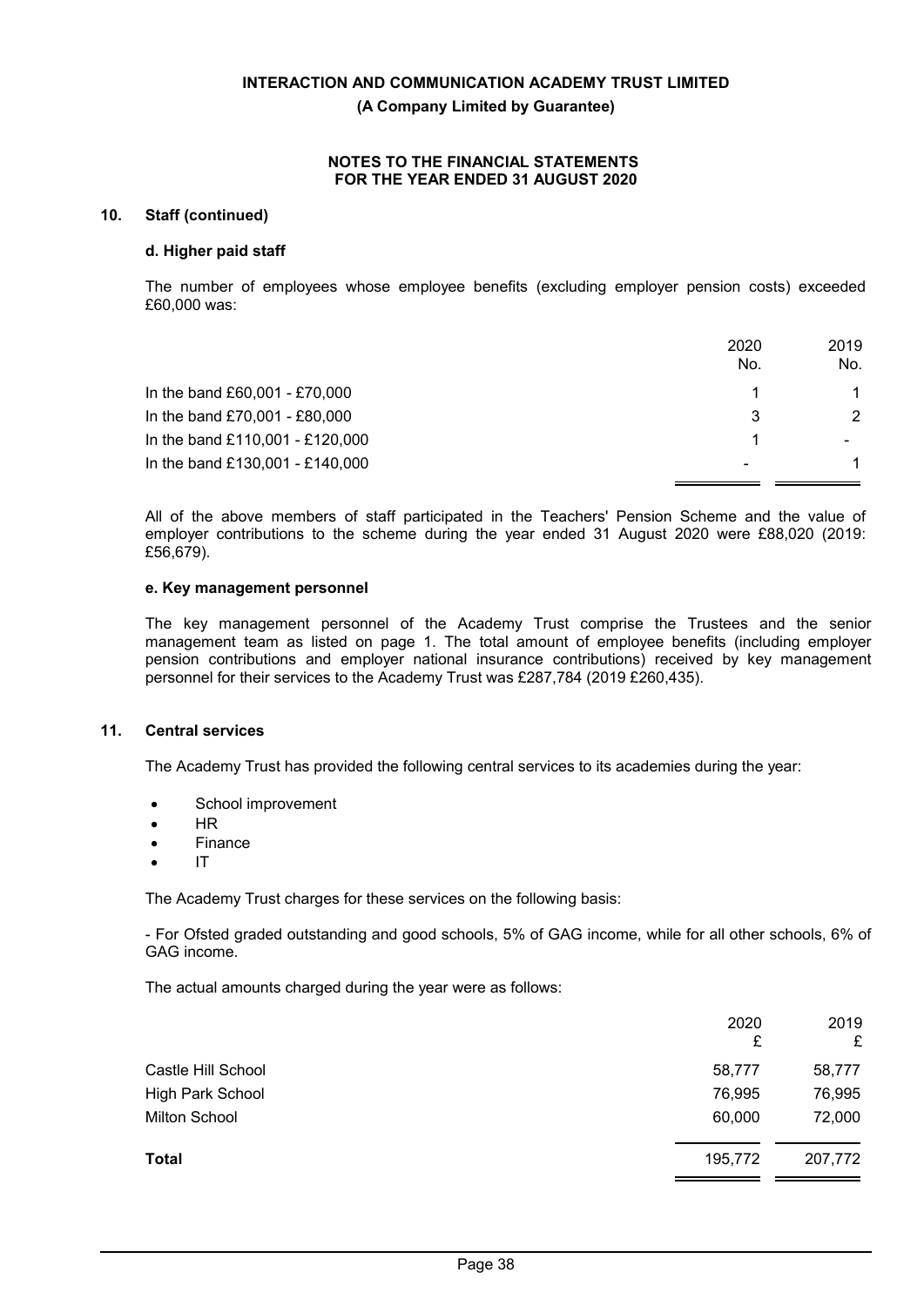**INTERACTION AND COMMUNICATION ACADEMY TRUST LIMITED**

**(A Company Limited by Guarantee)**

**NOTES TO THE FINANCIAL STATEMENTS FOR THE YEAR ENDED 31 AUGUST 2020**

## 10. Staff (continued)

### d. Higher paid staff

The number of employees whose employee benefits (excluding employer pension costs) exceeded £60,000 was:

| | 2020<br>No. | 2019<br>No. |
|---|---|---|
| In the band £60,001 - £70,000 | 1 | 1 |
| In the band £70,001 - £80,000 | 3 | 2 |
| In the band £110,001 - £120,000 | 1 | - |
| In the band £130,001 - £140,000 | - | 1 |

All of the above members of staff participated in the Teachers' Pension Scheme and the value of employer contributions to the scheme during the year ended 31 August 2020 were £88,020 (2019: £56,679).

### e. Key management personnel

The key management personnel of the Academy Trust comprise the Trustees and the senior management team as listed on page 1. The total amount of employee benefits (including employer pension contributions and employer national insurance contributions) received by key management personnel for their services to the Academy Trust was £287,784 (2019 £260,435).

## 11. Central services

The Academy Trust has provided the following central services to its academies during the year:

- School improvement
- HR
- Finance
- IT

The Academy Trust charges for these services on the following basis:

- For Ofsted graded outstanding and good schools, 5% of GAG income, while for all other schools, 6% of GAG income.

The actual amounts charged during the year were as follows:

| | 2020<br>£ | 2019<br>£ |
|---|---|---|
| Castle Hill School | 58,777 | 58,777 |
| High Park School | 76,995 | 76,995 |
| Milton School | 60,000 | 72,000 |
| **Total** | 195,772 | 207,772 |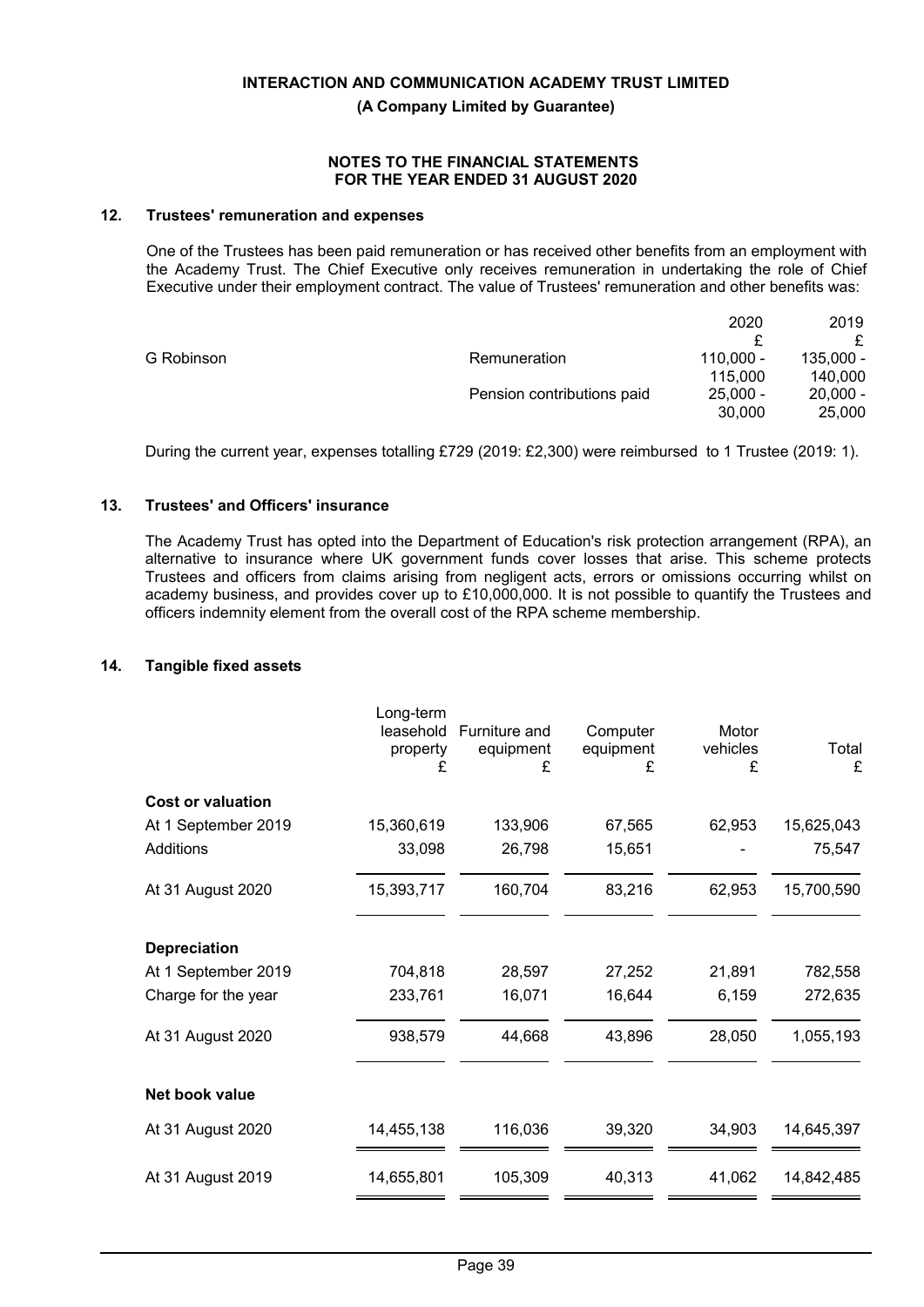**INTERACTION AND COMMUNICATION ACADEMY TRUST LIMITED**

**(A Company Limited by Guarantee)**

**NOTES TO THE FINANCIAL STATEMENTS FOR THE YEAR ENDED 31 AUGUST 2020**

## 12. Trustees' remuneration and expenses

One of the Trustees has been paid remuneration or has received other benefits from an employment with the Academy Trust. The Chief Executive only receives remuneration in undertaking the role of Chief Executive under their employment contract. The value of Trustees' remuneration and other benefits was:

| | | 2020 | 2019 |
|---|---|---|---|
| | | £ | £ |
| G Robinson | Remuneration | 110,000 - 115,000 | 135,000 - 140,000 |
| | Pension contributions paid | 25,000 - 30,000 | 20,000 - 25,000 |

During the current year, expenses totalling £729 (2019: £2,300) were reimbursed to 1 Trustee (2019: 1).

## 13. Trustees' and Officers' insurance

The Academy Trust has opted into the Department of Education's risk protection arrangement (RPA), an alternative to insurance where UK government funds cover losses that arise. This scheme protects Trustees and officers from claims arising from negligent acts, errors or omissions occurring whilst on academy business, and provides cover up to £10,000,000. It is not possible to quantify the Trustees and officers indemnity element from the overall cost of the RPA scheme membership.

## 14. Tangible fixed assets

| | Long-term leasehold property £ | Furniture and equipment £ | Computer equipment £ | Motor vehicles £ | Total £ |
|---|---|---|---|---|---|
| **Cost or valuation** | | | | | |
| At 1 September 2019 | 15,360,619 | 133,906 | 67,565 | 62,953 | 15,625,043 |
| Additions | 33,098 | 26,798 | 15,651 | - | 75,547 |
| At 31 August 2020 | 15,393,717 | 160,704 | 83,216 | 62,953 | 15,700,590 |
| **Depreciation** | | | | | |
| At 1 September 2019 | 704,818 | 28,597 | 27,252 | 21,891 | 782,558 |
| Charge for the year | 233,761 | 16,071 | 16,644 | 6,159 | 272,635 |
| At 31 August 2020 | 938,579 | 44,668 | 43,896 | 28,050 | 1,055,193 |
| **Net book value** | | | | | |
| At 31 August 2020 | 14,455,138 | 116,036 | 39,320 | 34,903 | 14,645,397 |
| At 31 August 2019 | 14,655,801 | 105,309 | 40,313 | 41,062 | 14,842,485 |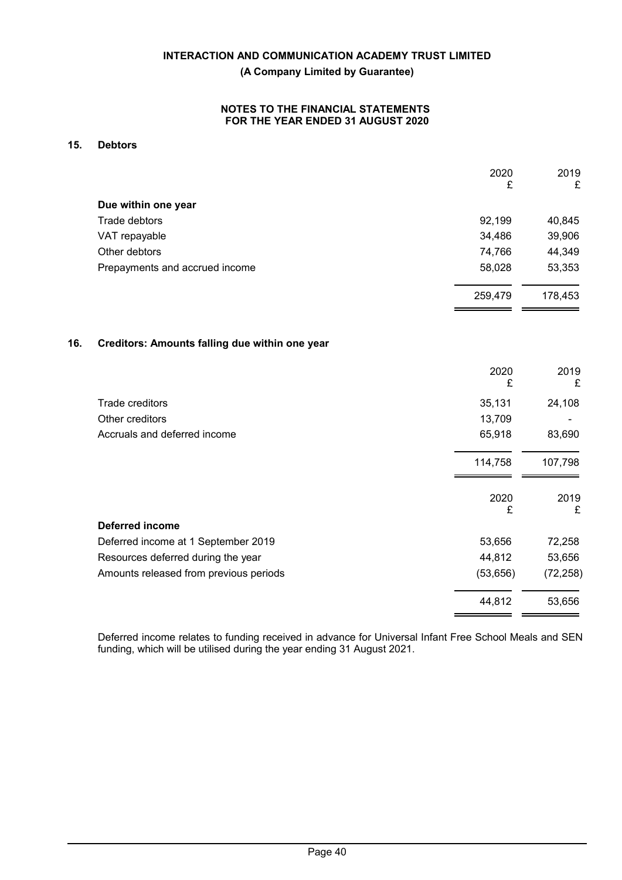## 15. Debtors

| | 2020<br>£ | 2019<br>£ |
|---|---|---|
| **Due within one year** | | |
| Trade debtors | 92,199 | 40,845 |
| VAT repayable | 34,486 | 39,906 |
| Other debtors | 74,766 | 44,349 |
| Prepayments and accrued income | 58,028 | 53,353 |
| | 259,479 | 178,453 |

## 16. Creditors: Amounts falling due within one year

| | 2020<br>£ | 2019<br>£ |
|---|---|---|
| Trade creditors | 35,131 | 24,108 |
| Other creditors | 13,709 | - |
| Accruals and deferred income | 65,918 | 83,690 |
| | 114,758 | 107,798 |

| | 2020<br>£ | 2019<br>£ |
|---|---|---|
| **Deferred income** | | |
| Deferred income at 1 September 2019 | 53,656 | 72,258 |
| Resources deferred during the year | 44,812 | 53,656 |
| Amounts released from previous periods | (53,656) | (72,258) |
| | 44,812 | 53,656 |

Deferred income relates to funding received in advance for Universal Infant Free School Meals and SEN funding, which will be utilised during the year ending 31 August 2021.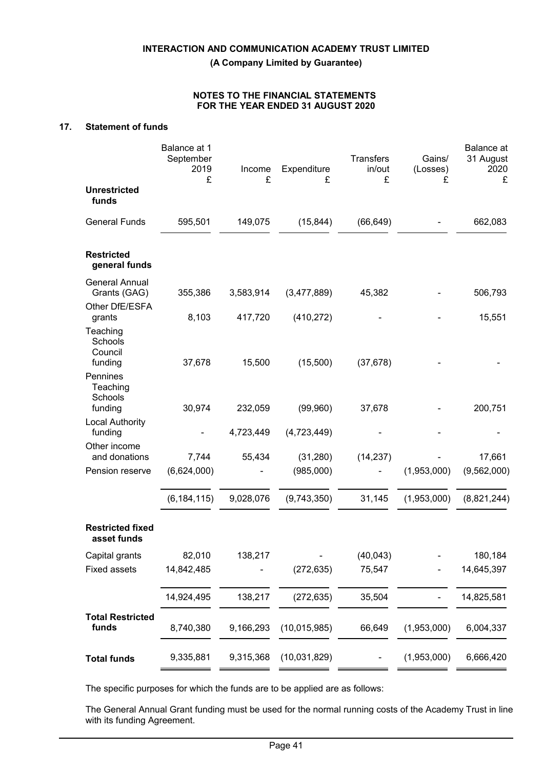**INTERACTION AND COMMUNICATION ACADEMY TRUST LIMITED**

**(A Company Limited by Guarantee)**

**NOTES TO THE FINANCIAL STATEMENTS FOR THE YEAR ENDED 31 AUGUST 2020**

## 17. Statement of funds

| | Balance at 1 September 2019 £ | Income £ | Expenditure £ | Transfers in/out £ | Gains/ (Losses) £ | Balance at 31 August 2020 £ |
|---|---|---|---|---|---|---|
| **Unrestricted funds** | | | | | | |
| General Funds | 595,501 | 149,075 | (15,844) | (66,649) | - | 662,083 |
| **Restricted general funds** | | | | | | |
| General Annual Grants (GAG) | 355,386 | 3,583,914 | (3,477,889) | 45,382 | - | 506,793 |
| Other DfE/ESFA grants | 8,103 | 417,720 | (410,272) | - | - | 15,551 |
| Teaching Schools Council funding | 37,678 | 15,500 | (15,500) | (37,678) | - | - |
| Pennines Teaching Schools funding | 30,974 | 232,059 | (99,960) | 37,678 | - | 200,751 |
| Local Authority funding | - | 4,723,449 | (4,723,449) | - | - | - |
| Other income and donations | 7,744 | 55,434 | (31,280) | (14,237) | - | 17,661 |
| Pension reserve | (6,624,000) | - | (985,000) | - | (1,953,000) | (9,562,000) |
| | (6,184,115) | 9,028,076 | (9,743,350) | 31,145 | (1,953,000) | (8,821,244) |
| **Restricted fixed asset funds** | | | | | | |
| Capital grants | 82,010 | 138,217 | - | (40,043) | - | 180,184 |
| Fixed assets | 14,842,485 | - | (272,635) | 75,547 | - | 14,645,397 |
| | 14,924,495 | 138,217 | (272,635) | 35,504 | - | 14,825,581 |
| **Total Restricted funds** | 8,740,380 | 9,166,293 | (10,015,985) | 66,649 | (1,953,000) | 6,004,337 |
| **Total funds** | 9,335,881 | 9,315,368 | (10,031,829) | - | (1,953,000) | 6,666,420 |

The specific purposes for which the funds are to be applied are as follows:

The General Annual Grant funding must be used for the normal running costs of the Academy Trust in line with its funding Agreement.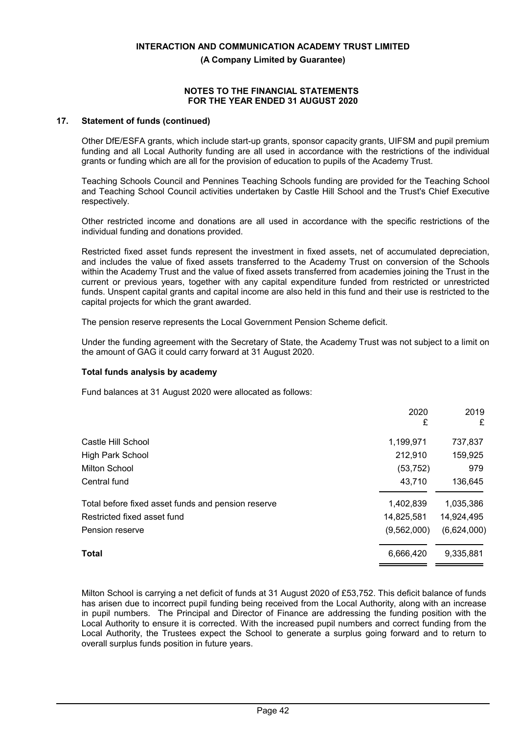## 17. Statement of funds (continued)

Other DfE/ESFA grants, which include start-up grants, sponsor capacity grants, UIFSM and pupil premium funding and all Local Authority funding are all used in accordance with the restrictions of the individual grants or funding which are all for the provision of education to pupils of the Academy Trust.

Teaching Schools Council and Pennines Teaching Schools funding are provided for the Teaching School and Teaching School Council activities undertaken by Castle Hill School and the Trust's Chief Executive respectively.

Other restricted income and donations are all used in accordance with the specific restrictions of the individual funding and donations provided.

Restricted fixed asset funds represent the investment in fixed assets, net of accumulated depreciation, and includes the value of fixed assets transferred to the Academy Trust on conversion of the Schools within the Academy Trust and the value of fixed assets transferred from academies joining the Trust in the current or previous years, together with any capital expenditure funded from restricted or unrestricted funds. Unspent capital grants and capital income are also held in this fund and their use is restricted to the capital projects for which the grant awarded.

The pension reserve represents the Local Government Pension Scheme deficit.

Under the funding agreement with the Secretary of State, the Academy Trust was not subject to a limit on the amount of GAG it could carry forward at 31 August 2020.

### Total funds analysis by academy

Fund balances at 31 August 2020 were allocated as follows:

| | 2020 £ | 2019 £ |
|---|---|---|
| Castle Hill School | 1,199,971 | 737,837 |
| High Park School | 212,910 | 159,925 |
| Milton School | (53,752) | 979 |
| Central fund | 43,710 | 136,645 |
| Total before fixed asset funds and pension reserve | 1,402,839 | 1,035,386 |
| Restricted fixed asset fund | 14,825,581 | 14,924,495 |
| Pension reserve | (9,562,000) | (6,624,000) |
| **Total** | 6,666,420 | 9,335,881 |

Milton School is carrying a net deficit of funds at 31 August 2020 of £53,752. This deficit balance of funds has arisen due to incorrect pupil funding being received from the Local Authority, along with an increase in pupil numbers. The Principal and Director of Finance are addressing the funding position with the Local Authority to ensure it is corrected. With the increased pupil numbers and correct funding from the Local Authority, the Trustees expect the School to generate a surplus going forward and to return to overall surplus funds position in future years.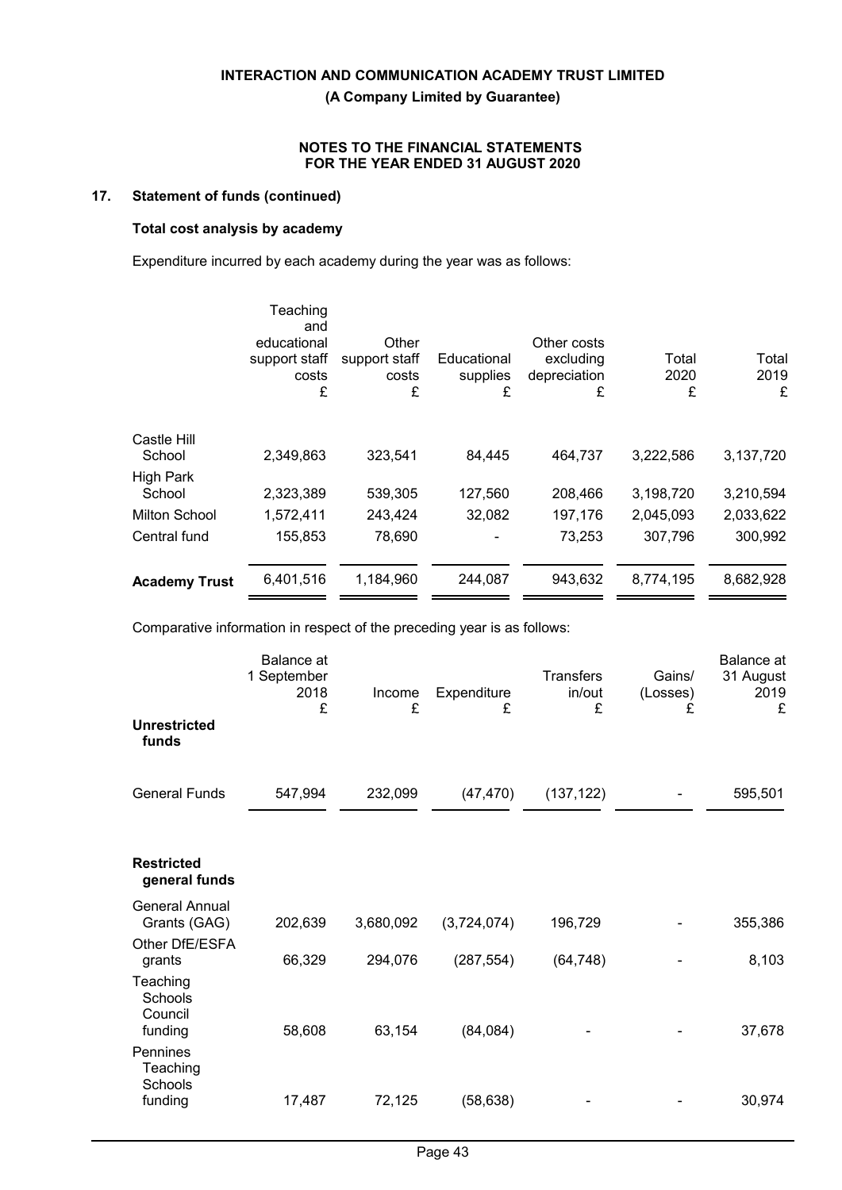## 17. Statement of funds (continued)

### Total cost analysis by academy

Expenditure incurred by each academy during the year was as follows:

| | Teaching and educational support staff costs £ | Other support staff costs £ | Educational supplies £ | Other costs excluding depreciation £ | Total 2020 £ | Total 2019 £ |
|---|---|---|---|---|---|---|
| Castle Hill School | 2,349,863 | 323,541 | 84,445 | 464,737 | 3,222,586 | 3,137,720 |
| High Park School | 2,323,389 | 539,305 | 127,560 | 208,466 | 3,198,720 | 3,210,594 |
| Milton School | 1,572,411 | 243,424 | 32,082 | 197,176 | 2,045,093 | 2,033,622 |
| Central fund | 155,853 | 78,690 | - | 73,253 | 307,796 | 300,992 |
| **Academy Trust** | 6,401,516 | 1,184,960 | 244,087 | 943,632 | 8,774,195 | 8,682,928 |

Comparative information in respect of the preceding year is as follows:

| | Balance at 1 September 2018 £ | Income £ | Expenditure £ | Transfers in/out £ | Gains/ (Losses) £ | Balance at 31 August 2019 £ |
|---|---|---|---|---|---|---|
| **Unrestricted funds** | | | | | | |
| General Funds | 547,994 | 232,099 | (47,470) | (137,122) | - | 595,501 |
| **Restricted general funds** | | | | | | |
| General Annual Grants (GAG) | 202,639 | 3,680,092 | (3,724,074) | 196,729 | - | 355,386 |
| Other DfE/ESFA grants | 66,329 | 294,076 | (287,554) | (64,748) | - | 8,103 |
| Teaching Schools Council funding | 58,608 | 63,154 | (84,084) | - | - | 37,678 |
| Pennines Teaching Schools funding | 17,487 | 72,125 | (58,638) | - | - | 30,974 |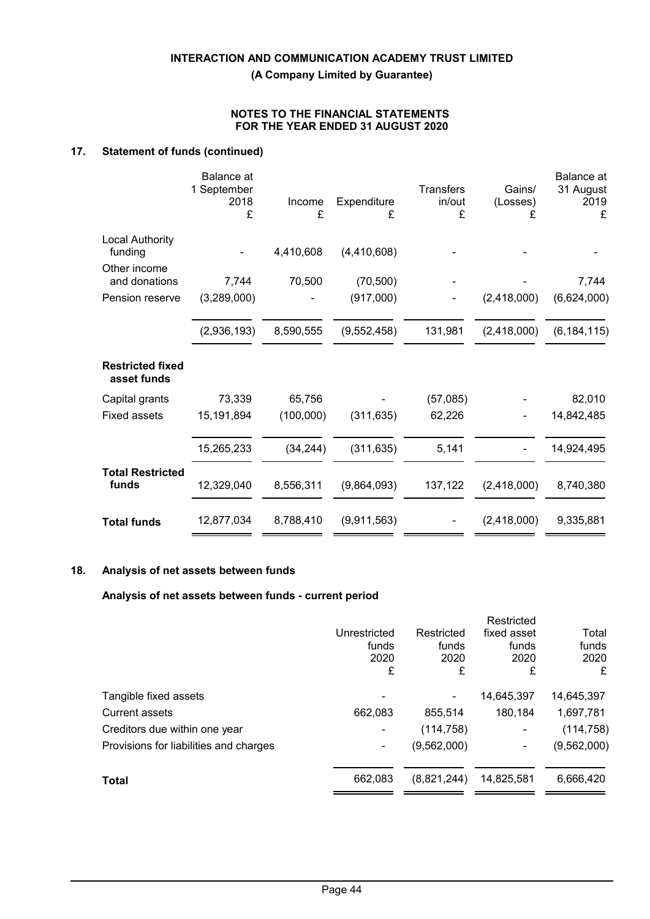**INTERACTION AND COMMUNICATION ACADEMY TRUST LIMITED**

**(A Company Limited by Guarantee)**

**NOTES TO THE FINANCIAL STATEMENTS FOR THE YEAR ENDED 31 AUGUST 2020**

## 17. Statement of funds (continued)

| | Balance at 1 September 2018 £ | Income £ | Expenditure £ | Transfers in/out £ | Gains/ (Losses) £ | Balance at 31 August 2019 £ |
|---|---|---|---|---|---|---|
| Local Authority funding | - | 4,410,608 | (4,410,608) | - | - | - |
| Other income and donations | 7,744 | 70,500 | (70,500) | - | - | 7,744 |
| Pension reserve | (3,289,000) | - | (917,000) | - | (2,418,000) | (6,624,000) |
| | (2,936,193) | 8,590,555 | (9,552,458) | 131,981 | (2,418,000) | (6,184,115) |
| **Restricted fixed asset funds** | | | | | | |
| Capital grants | 73,339 | 65,756 | - | (57,085) | - | 82,010 |
| Fixed assets | 15,191,894 | (100,000) | (311,635) | 62,226 | - | 14,842,485 |
| | 15,265,233 | (34,244) | (311,635) | 5,141 | - | 14,924,495 |
| **Total Restricted funds** | 12,329,040 | 8,556,311 | (9,864,093) | 137,122 | (2,418,000) | 8,740,380 |
| **Total funds** | 12,877,034 | 8,788,410 | (9,911,563) | - | (2,418,000) | 9,335,881 |

## 18. Analysis of net assets between funds

### Analysis of net assets between funds - current period

| | Unrestricted funds 2020 £ | Restricted funds 2020 £ | Restricted fixed asset funds 2020 £ | Total funds 2020 £ |
|---|---|---|---|---|
| Tangible fixed assets | - | - | 14,645,397 | 14,645,397 |
| Current assets | 662,083 | 855,514 | 180,184 | 1,697,781 |
| Creditors due within one year | - | (114,758) | - | (114,758) |
| Provisions for liabilities and charges | - | (9,562,000) | - | (9,562,000) |
| **Total** | 662,083 | (8,821,244) | 14,825,581 | 6,666,420 |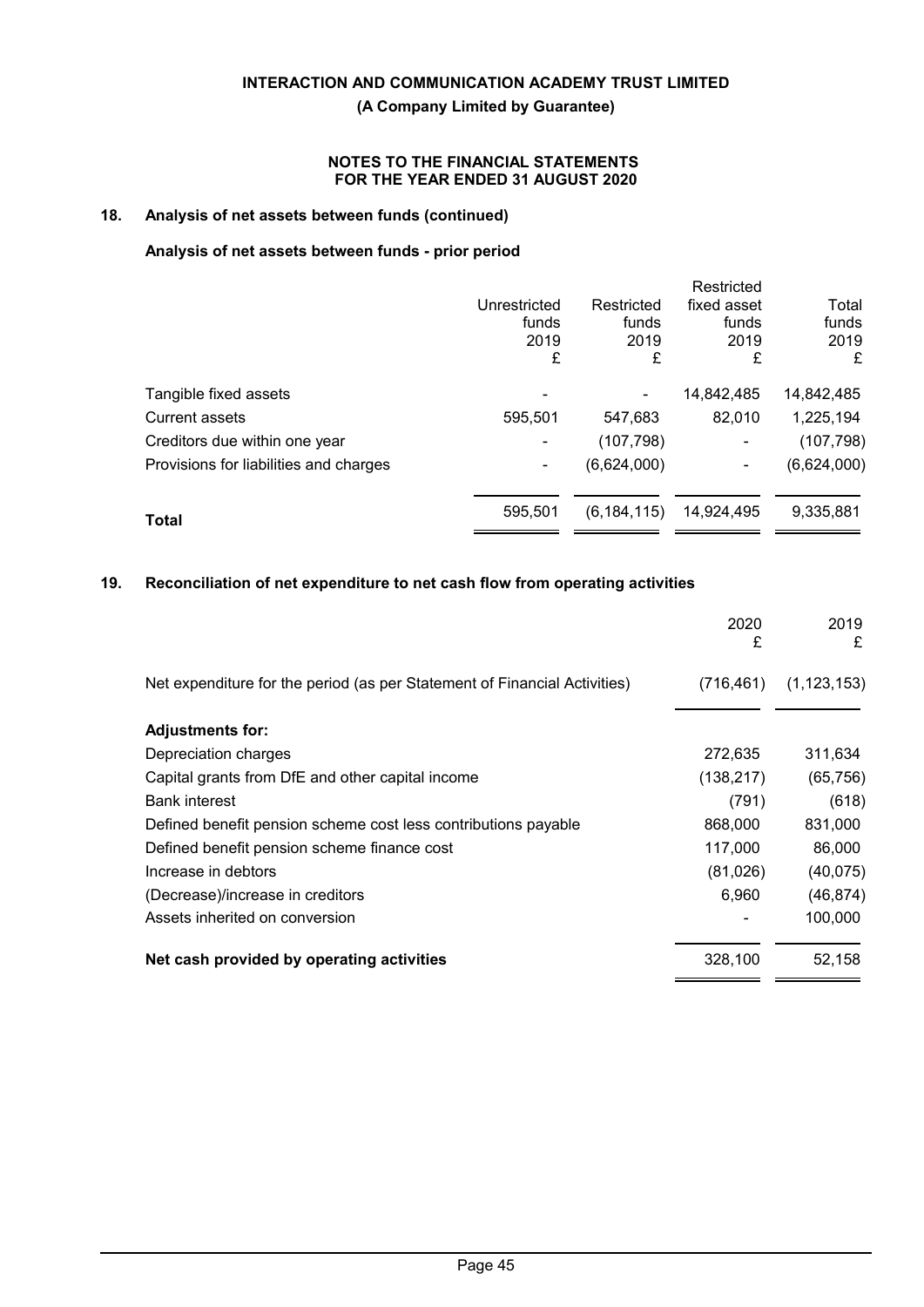**INTERACTION AND COMMUNICATION ACADEMY TRUST LIMITED**

**(A Company Limited by Guarantee)**

**NOTES TO THE FINANCIAL STATEMENTS FOR THE YEAR ENDED 31 AUGUST 2020**

## 18. Analysis of net assets between funds (continued)

### Analysis of net assets between funds - prior period

| | Unrestricted funds 2019 £ | Restricted funds 2019 £ | Restricted fixed asset funds 2019 £ | Total funds 2019 £ |
|---|---|---|---|---|
| Tangible fixed assets | - | - | 14,842,485 | 14,842,485 |
| Current assets | 595,501 | 547,683 | 82,010 | 1,225,194 |
| Creditors due within one year | - | (107,798) | - | (107,798) |
| Provisions for liabilities and charges | - | (6,624,000) | - | (6,624,000) |
| **Total** | 595,501 | (6,184,115) | 14,924,495 | 9,335,881 |

## 19. Reconciliation of net expenditure to net cash flow from operating activities

| | 2020 £ | 2019 £ |
|---|---|---|
| Net expenditure for the period (as per Statement of Financial Activities) | (716,461) | (1,123,153) |
| **Adjustments for:** | | |
| Depreciation charges | 272,635 | 311,634 |
| Capital grants from DfE and other capital income | (138,217) | (65,756) |
| Bank interest | (791) | (618) |
| Defined benefit pension scheme cost less contributions payable | 868,000 | 831,000 |
| Defined benefit pension scheme finance cost | 117,000 | 86,000 |
| Increase in debtors | (81,026) | (40,075) |
| (Decrease)/increase in creditors | 6,960 | (46,874) |
| Assets inherited on conversion | - | 100,000 |
| **Net cash provided by operating activities** | 328,100 | 52,158 |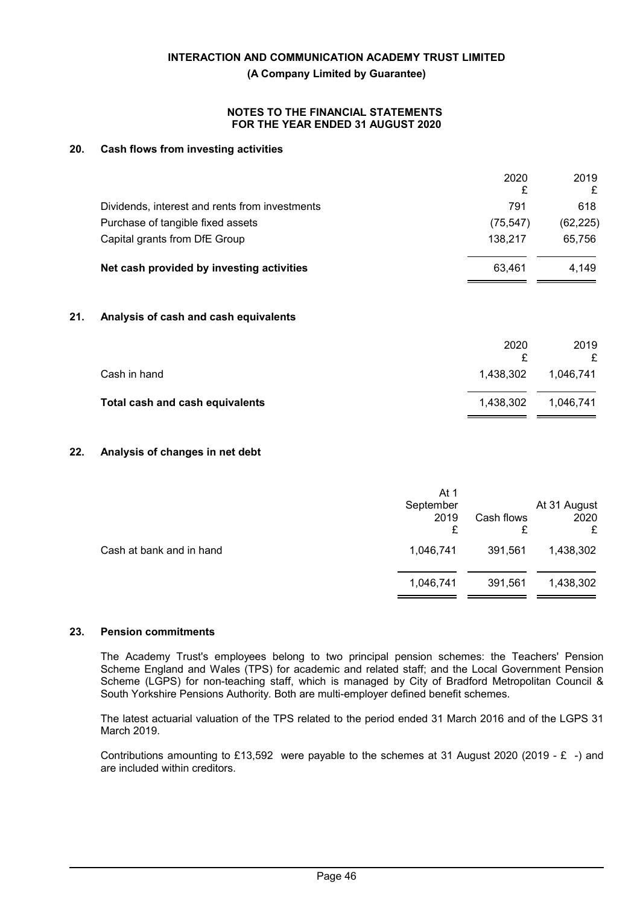**INTERACTION AND COMMUNICATION ACADEMY TRUST LIMITED**

**(A Company Limited by Guarantee)**

**NOTES TO THE FINANCIAL STATEMENTS FOR THE YEAR ENDED 31 AUGUST 2020**

## 20. Cash flows from investing activities

| | 2020 £ | 2019 £ |
|---|---|---|
| Dividends, interest and rents from investments | 791 | 618 |
| Purchase of tangible fixed assets | (75,547) | (62,225) |
| Capital grants from DfE Group | 138,217 | 65,756 |
| **Net cash provided by investing activities** | 63,461 | 4,149 |

## 21. Analysis of cash and cash equivalents

| | 2020 £ | 2019 £ |
|---|---|---|
| Cash in hand | 1,438,302 | 1,046,741 |
| **Total cash and cash equivalents** | 1,438,302 | 1,046,741 |

## 22. Analysis of changes in net debt

| | At 1 September 2019 £ | Cash flows £ | At 31 August 2020 £ |
|---|---|---|---|
| Cash at bank and in hand | 1,046,741 | 391,561 | 1,438,302 |
| | 1,046,741 | 391,561 | 1,438,302 |

## 23. Pension commitments

The Academy Trust's employees belong to two principal pension schemes: the Teachers' Pension Scheme England and Wales (TPS) for academic and related staff; and the Local Government Pension Scheme (LGPS) for non-teaching staff, which is managed by City of Bradford Metropolitan Council & South Yorkshire Pensions Authority. Both are multi-employer defined benefit schemes.

The latest actuarial valuation of the TPS related to the period ended 31 March 2016 and of the LGPS 31 March 2019.

Contributions amounting to £13,592 were payable to the schemes at 31 August 2020 (2019 - £ -) and are included within creditors.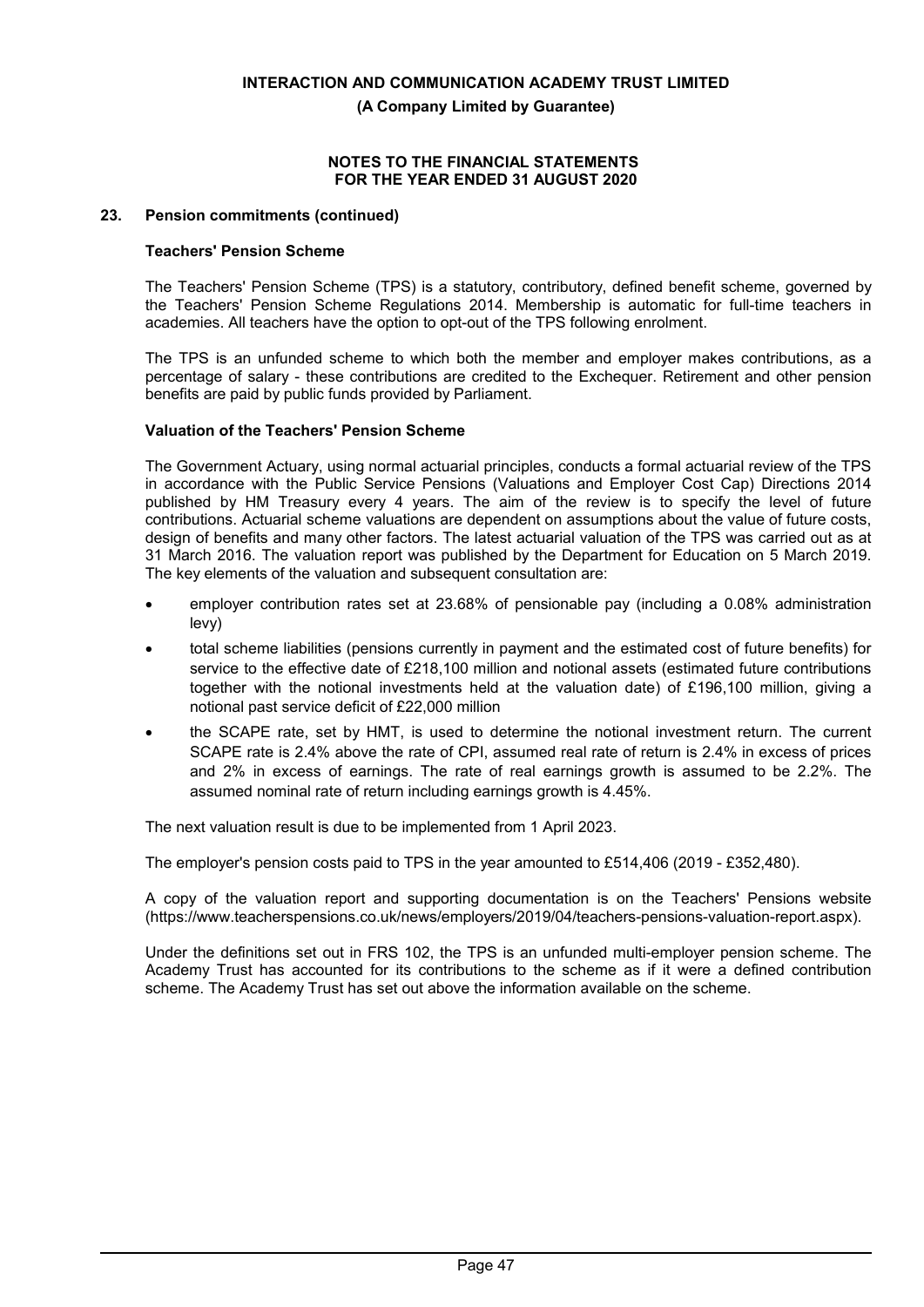## 23. Pension commitments (continued)

### Teachers' Pension Scheme

The Teachers' Pension Scheme (TPS) is a statutory, contributory, defined benefit scheme, governed by the Teachers' Pension Scheme Regulations 2014. Membership is automatic for full-time teachers in academies. All teachers have the option to opt-out of the TPS following enrolment.

The TPS is an unfunded scheme to which both the member and employer makes contributions, as a percentage of salary - these contributions are credited to the Exchequer. Retirement and other pension benefits are paid by public funds provided by Parliament.

### Valuation of the Teachers' Pension Scheme

The Government Actuary, using normal actuarial principles, conducts a formal actuarial review of the TPS in accordance with the Public Service Pensions (Valuations and Employer Cost Cap) Directions 2014 published by HM Treasury every 4 years. The aim of the review is to specify the level of future contributions. Actuarial scheme valuations are dependent on assumptions about the value of future costs, design of benefits and many other factors. The latest actuarial valuation of the TPS was carried out as at 31 March 2016. The valuation report was published by the Department for Education on 5 March 2019. The key elements of the valuation and subsequent consultation are:

- employer contribution rates set at 23.68% of pensionable pay (including a 0.08% administration levy)
- total scheme liabilities (pensions currently in payment and the estimated cost of future benefits) for service to the effective date of £218,100 million and notional assets (estimated future contributions together with the notional investments held at the valuation date) of £196,100 million, giving a notional past service deficit of £22,000 million
- the SCAPE rate, set by HMT, is used to determine the notional investment return. The current SCAPE rate is 2.4% above the rate of CPI, assumed real rate of return is 2.4% in excess of prices and 2% in excess of earnings. The rate of real earnings growth is assumed to be 2.2%. The assumed nominal rate of return including earnings growth is 4.45%.

The next valuation result is due to be implemented from 1 April 2023.

The employer's pension costs paid to TPS in the year amounted to £514,406 (2019 - £352,480).

A copy of the valuation report and supporting documentation is on the Teachers' Pensions website (https://www.teacherspensions.co.uk/news/employers/2019/04/teachers-pensions-valuation-report.aspx).

Under the definitions set out in FRS 102, the TPS is an unfunded multi-employer pension scheme. The Academy Trust has accounted for its contributions to the scheme as if it were a defined contribution scheme. The Academy Trust has set out above the information available on the scheme.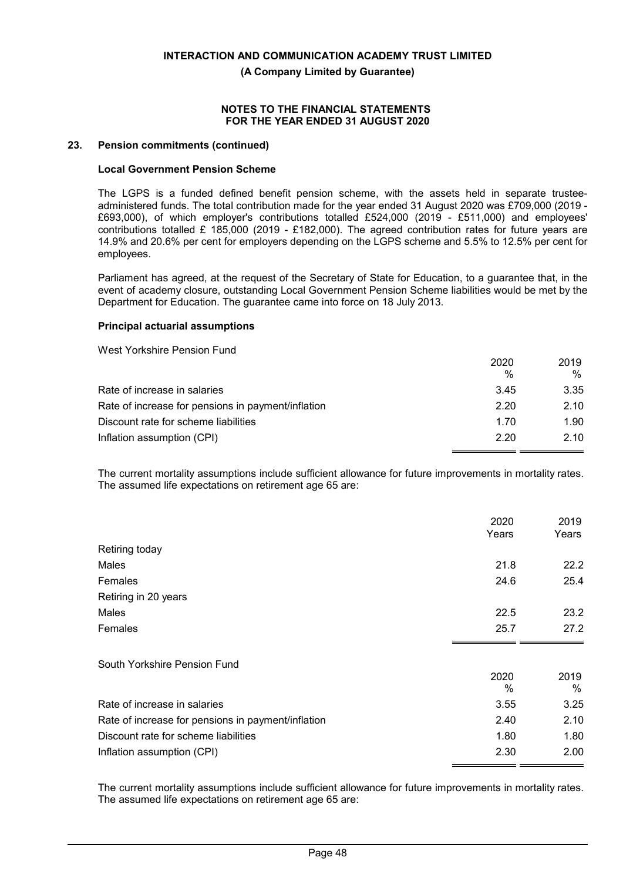## 23. Pension commitments (continued)

### Local Government Pension Scheme

The LGPS is a funded defined benefit pension scheme, with the assets held in separate trustee-administered funds. The total contribution made for the year ended 31 August 2020 was £709,000 (2019 - £693,000), of which employer's contributions totalled £524,000 (2019 - £511,000) and employees' contributions totalled £ 185,000 (2019 - £182,000). The agreed contribution rates for future years are 14.9% and 20.6% per cent for employers depending on the LGPS scheme and 5.5% to 12.5% per cent for employees.

Parliament has agreed, at the request of the Secretary of State for Education, to a guarantee that, in the event of academy closure, outstanding Local Government Pension Scheme liabilities would be met by the Department for Education. The guarantee came into force on 18 July 2013.

### Principal actuarial assumptions

West Yorkshire Pension Fund

| | 2020 % | 2019 % |
|---|---|---|
| Rate of increase in salaries | 3.45 | 3.35 |
| Rate of increase for pensions in payment/inflation | 2.20 | 2.10 |
| Discount rate for scheme liabilities | 1.70 | 1.90 |
| Inflation assumption (CPI) | 2.20 | 2.10 |

The current mortality assumptions include sufficient allowance for future improvements in mortality rates. The assumed life expectations on retirement age 65 are:

| | 2020 Years | 2019 Years |
|---|---|---|
| Retiring today | | |
| Males | 21.8 | 22.2 |
| Females | 24.6 | 25.4 |
| Retiring in 20 years | | |
| Males | 22.5 | 23.2 |
| Females | 25.7 | 27.2 |

South Yorkshire Pension Fund

| | 2020 % | 2019 % |
|---|---|---|
| Rate of increase in salaries | 3.55 | 3.25 |
| Rate of increase for pensions in payment/inflation | 2.40 | 2.10 |
| Discount rate for scheme liabilities | 1.80 | 1.80 |
| Inflation assumption (CPI) | 2.30 | 2.00 |

The current mortality assumptions include sufficient allowance for future improvements in mortality rates. The assumed life expectations on retirement age 65 are: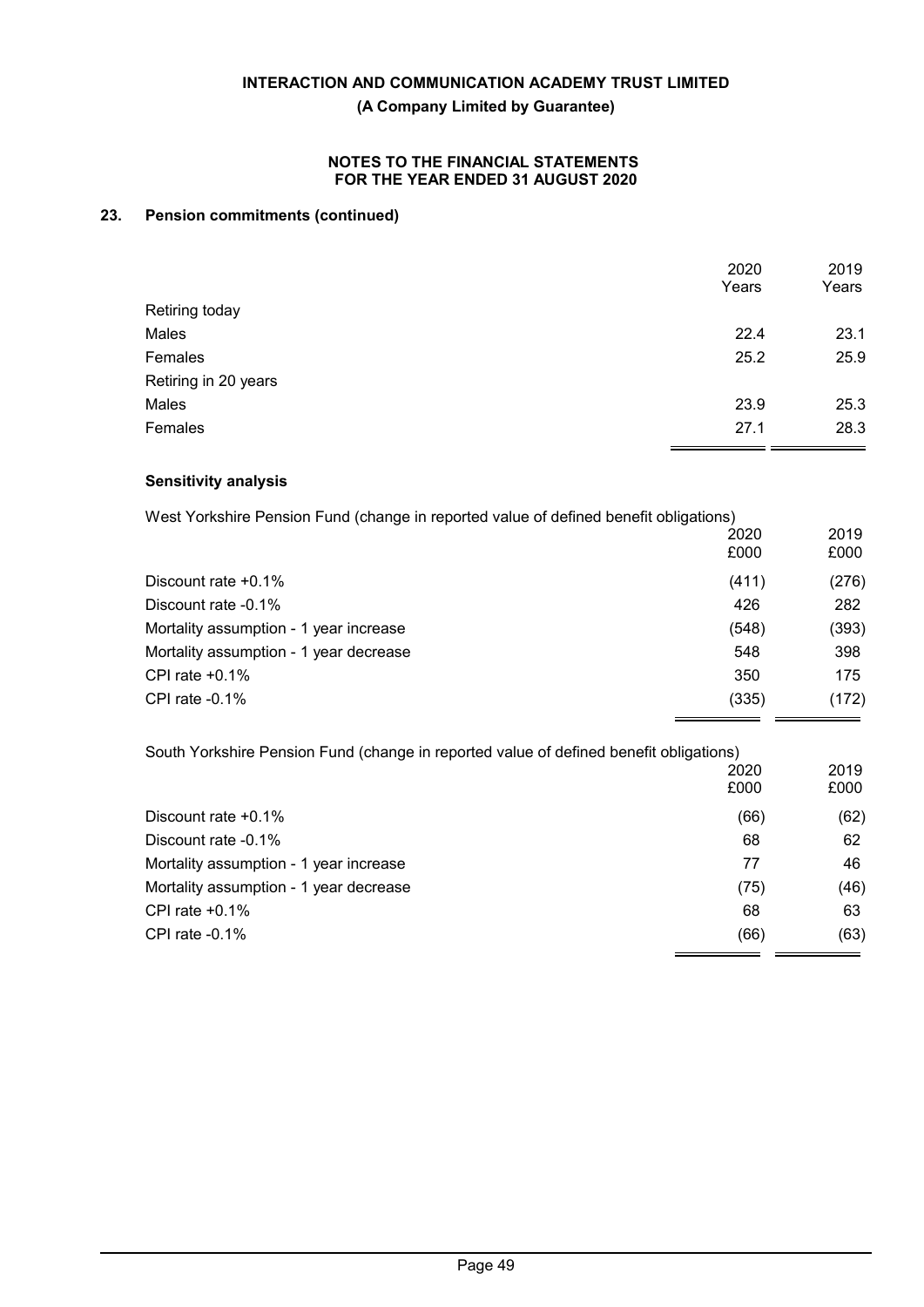## 23. Pension commitments (continued)

| | 2020 Years | 2019 Years |
|---|---|---|
| Retiring today | | |
| Males | 22.4 | 23.1 |
| Females | 25.2 | 25.9 |
| Retiring in 20 years | | |
| Males | 23.9 | 25.3 |
| Females | 27.1 | 28.3 |

### Sensitivity analysis

West Yorkshire Pension Fund (change in reported value of defined benefit obligations)

| | 2020 £000 | 2019 £000 |
|---|---|---|
| Discount rate +0.1% | (411) | (276) |
| Discount rate -0.1% | 426 | 282 |
| Mortality assumption - 1 year increase | (548) | (393) |
| Mortality assumption - 1 year decrease | 548 | 398 |
| CPI rate +0.1% | 350 | 175 |
| CPI rate -0.1% | (335) | (172) |

South Yorkshire Pension Fund (change in reported value of defined benefit obligations)

| | 2020 £000 | 2019 £000 |
|---|---|---|
| Discount rate +0.1% | (66) | (62) |
| Discount rate -0.1% | 68 | 62 |
| Mortality assumption - 1 year increase | 77 | 46 |
| Mortality assumption - 1 year decrease | (75) | (46) |
| CPI rate +0.1% | 68 | 63 |
| CPI rate -0.1% | (66) | (63) |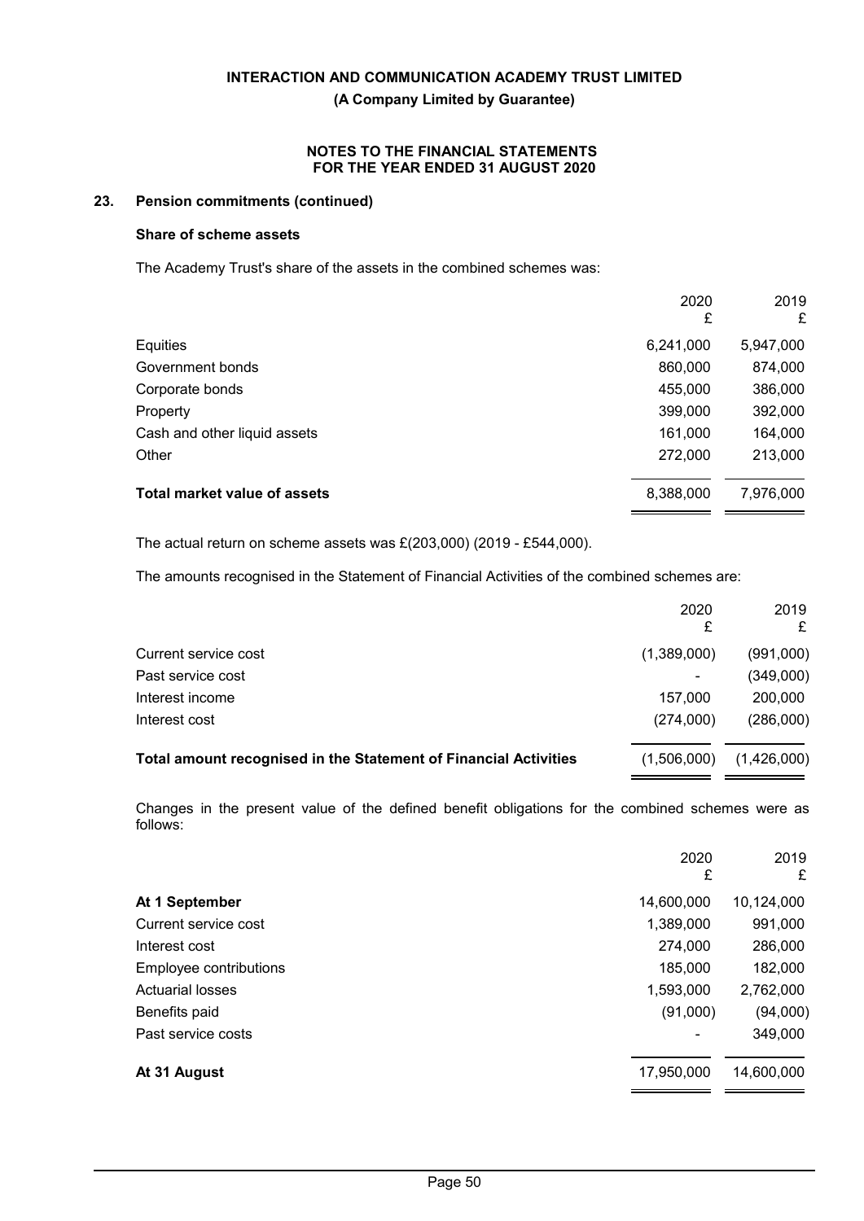## 23. Pension commitments (continued)

### Share of scheme assets

The Academy Trust's share of the assets in the combined schemes was:

| | 2020 £ | 2019 £ |
|---|---|---|
| Equities | 6,241,000 | 5,947,000 |
| Government bonds | 860,000 | 874,000 |
| Corporate bonds | 455,000 | 386,000 |
| Property | 399,000 | 392,000 |
| Cash and other liquid assets | 161,000 | 164,000 |
| Other | 272,000 | 213,000 |
| **Total market value of assets** | 8,388,000 | 7,976,000 |

The actual return on scheme assets was £(203,000) (2019 - £544,000).

The amounts recognised in the Statement of Financial Activities of the combined schemes are:

| | 2020 £ | 2019 £ |
|---|---|---|
| Current service cost | (1,389,000) | (991,000) |
| Past service cost | - | (349,000) |
| Interest income | 157,000 | 200,000 |
| Interest cost | (274,000) | (286,000) |
| **Total amount recognised in the Statement of Financial Activities** | (1,506,000) | (1,426,000) |

Changes in the present value of the defined benefit obligations for the combined schemes were as follows:

| | 2020 £ | 2019 £ |
|---|---|---|
| **At 1 September** | 14,600,000 | 10,124,000 |
| Current service cost | 1,389,000 | 991,000 |
| Interest cost | 274,000 | 286,000 |
| Employee contributions | 185,000 | 182,000 |
| Actuarial losses | 1,593,000 | 2,762,000 |
| Benefits paid | (91,000) | (94,000) |
| Past service costs | - | 349,000 |
| **At 31 August** | 17,950,000 | 14,600,000 |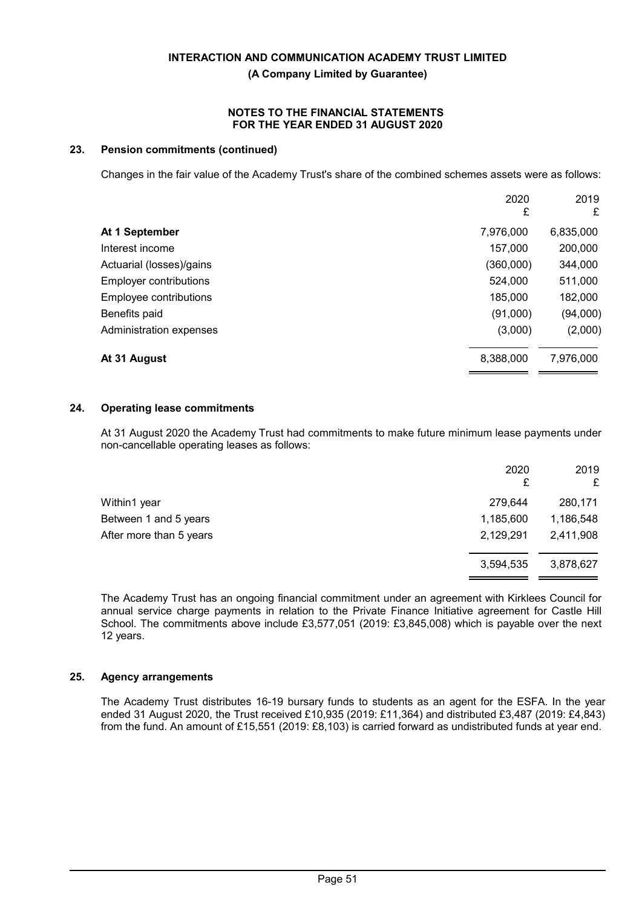## 23. Pension commitments (continued)

Changes in the fair value of the Academy Trust's share of the combined schemes assets were as follows:

| | 2020<br>£ | 2019<br>£ |
|---|---|---|
| **At 1 September** | 7,976,000 | 6,835,000 |
| Interest income | 157,000 | 200,000 |
| Actuarial (losses)/gains | (360,000) | 344,000 |
| Employer contributions | 524,000 | 511,000 |
| Employee contributions | 185,000 | 182,000 |
| Benefits paid | (91,000) | (94,000) |
| Administration expenses | (3,000) | (2,000) |
| **At 31 August** | 8,388,000 | 7,976,000 |

## 24. Operating lease commitments

At 31 August 2020 the Academy Trust had commitments to make future minimum lease payments under non-cancellable operating leases as follows:

| | 2020<br>£ | 2019<br>£ |
|---|---|---|
| Within1 year | 279,644 | 280,171 |
| Between 1 and 5 years | 1,185,600 | 1,186,548 |
| After more than 5 years | 2,129,291 | 2,411,908 |
| | 3,594,535 | 3,878,627 |

The Academy Trust has an ongoing financial commitment under an agreement with Kirklees Council for annual service charge payments in relation to the Private Finance Initiative agreement for Castle Hill School. The commitments above include £3,577,051 (2019: £3,845,008) which is payable over the next 12 years.

## 25. Agency arrangements

The Academy Trust distributes 16-19 bursary funds to students as an agent for the ESFA. In the year ended 31 August 2020, the Trust received £10,935 (2019: £11,364) and distributed £3,487 (2019: £4,843) from the fund. An amount of £15,551 (2019: £8,103) is carried forward as undistributed funds at year end.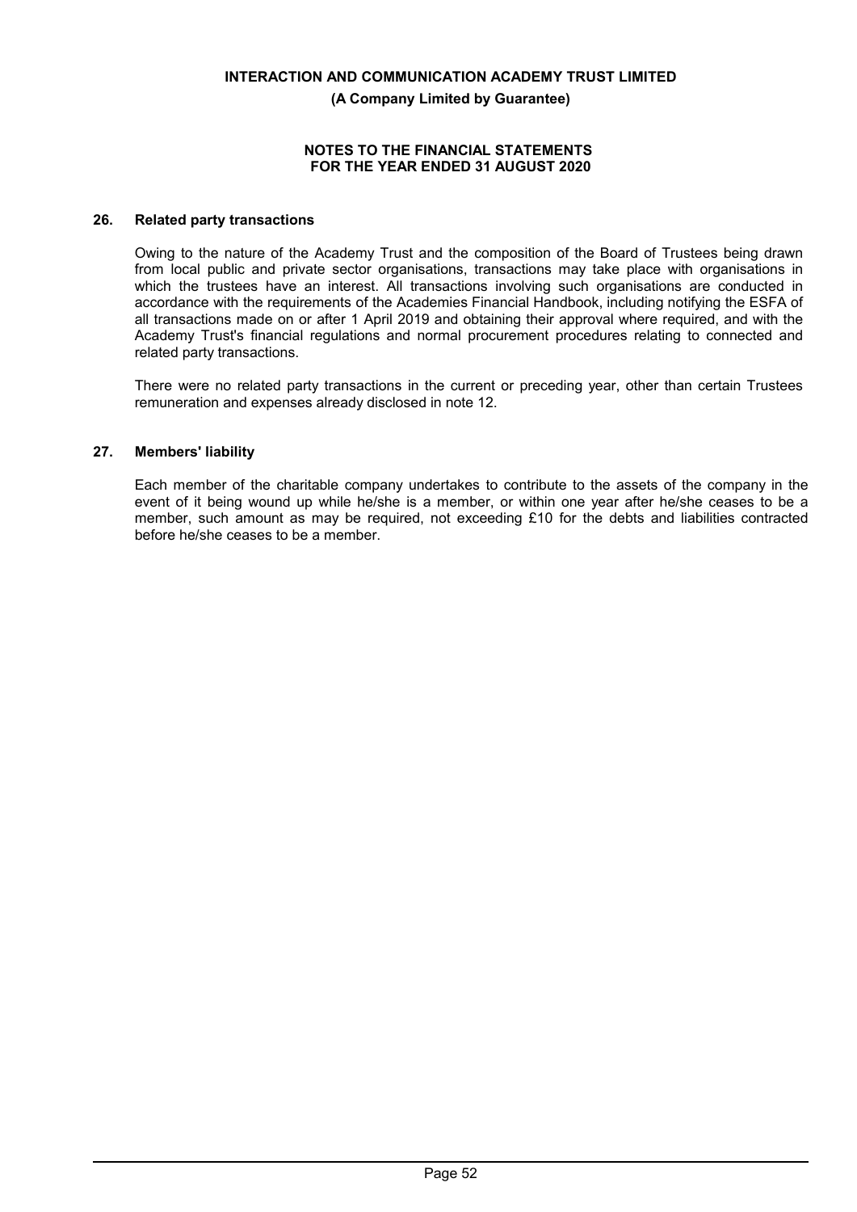## 26. Related party transactions

Owing to the nature of the Academy Trust and the composition of the Board of Trustees being drawn from local public and private sector organisations, transactions may take place with organisations in which the trustees have an interest. All transactions involving such organisations are conducted in accordance with the requirements of the Academies Financial Handbook, including notifying the ESFA of all transactions made on or after 1 April 2019 and obtaining their approval where required, and with the Academy Trust's financial regulations and normal procurement procedures relating to connected and related party transactions.

There were no related party transactions in the current or preceding year, other than certain Trustees remuneration and expenses already disclosed in note 12.

## 27. Members' liability

Each member of the charitable company undertakes to contribute to the assets of the company in the event of it being wound up while he/she is a member, or within one year after he/she ceases to be a member, such amount as may be required, not exceeding £10 for the debts and liabilities contracted before he/she ceases to be a member.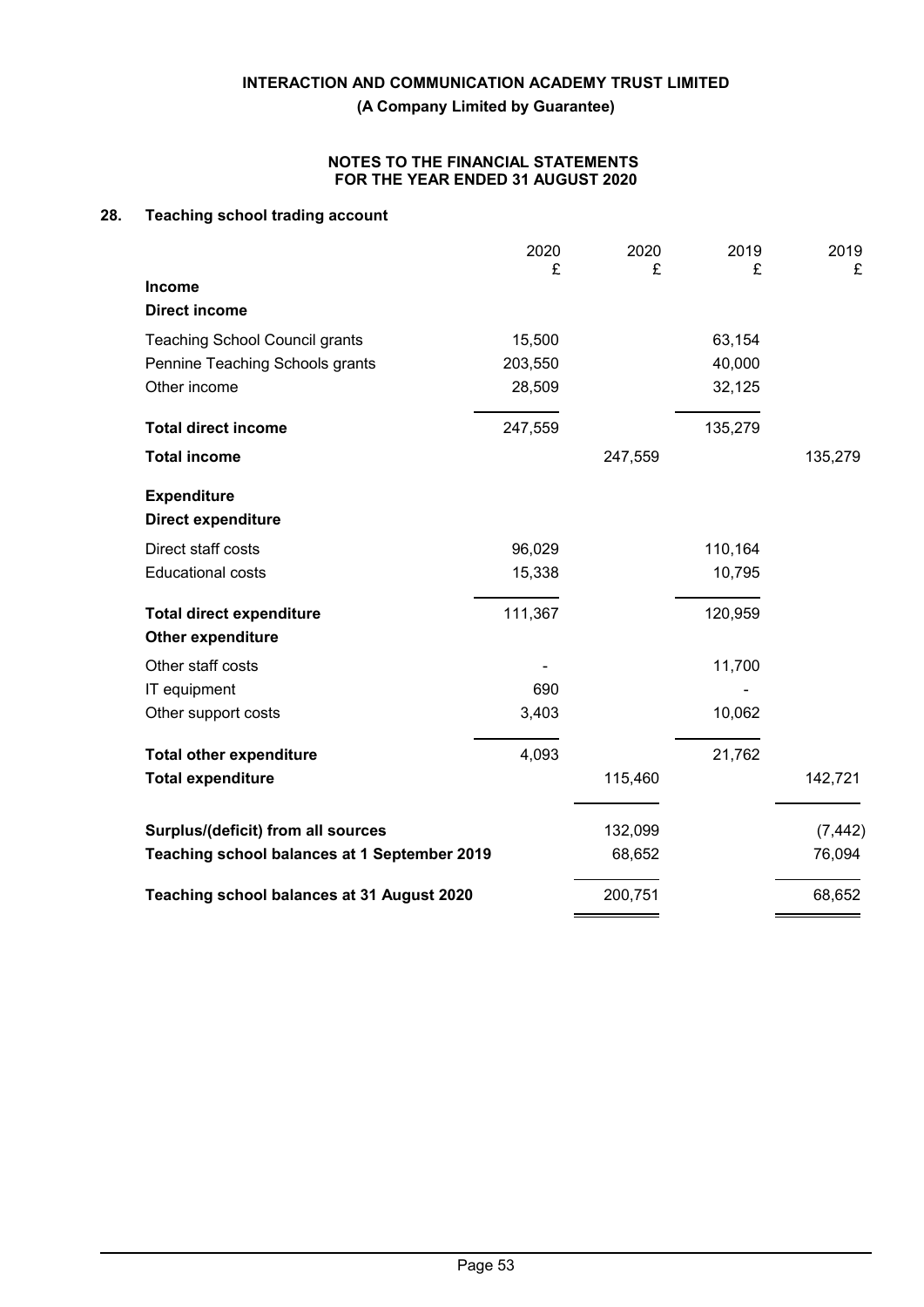**INTERACTION AND COMMUNICATION ACADEMY TRUST LIMITED**

**(A Company Limited by Guarantee)**

**NOTES TO THE FINANCIAL STATEMENTS**
**FOR THE YEAR ENDED 31 AUGUST 2020**

## 28. Teaching school trading account

| | 2020 £ | 2020 £ | 2019 £ | 2019 £ |
|---|---|---|---|---|
| **Income** | | | | |
| **Direct income** | | | | |
| Teaching School Council grants | 15,500 | | 63,154 | |
| Pennine Teaching Schools grants | 203,550 | | 40,000 | |
| Other income | 28,509 | | 32,125 | |
| **Total direct income** | 247,559 | | 135,279 | |
| **Total income** | | 247,559 | | 135,279 |
| **Expenditure** | | | | |
| **Direct expenditure** | | | | |
| Direct staff costs | 96,029 | | 110,164 | |
| Educational costs | 15,338 | | 10,795 | |
| **Total direct expenditure** | 111,367 | | 120,959 | |
| **Other expenditure** | | | | |
| Other staff costs | - | | 11,700 | |
| IT equipment | 690 | | - | |
| Other support costs | 3,403 | | 10,062 | |
| **Total other expenditure** | 4,093 | | 21,762 | |
| **Total expenditure** | | 115,460 | | 142,721 |
| **Surplus/(deficit) from all sources** | | 132,099 | | (7,442) |
| **Teaching school balances at 1 September 2019** | | 68,652 | | 76,094 |
| **Teaching school balances at 31 August 2020** | | 200,751 | | 68,652 |